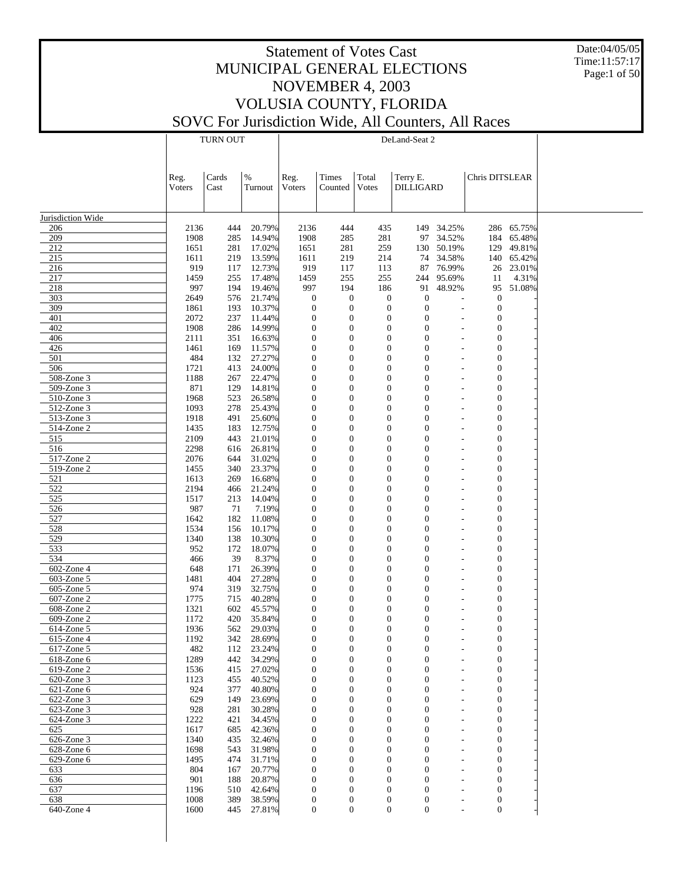# Statement of Votes Cast
# MUNICIPAL GENERAL ELECTIONS
# NOVEMBER 4, 2003
# VOLUSIA COUNTY, FLORIDA
# SOVC For Jurisdiction Wide, All Counters, All Races

Date:04/05/05
Time:11:57:17

| | TURN OUT | | | DeLand-Seat 2 | | | | | | |
|---|---|---|---|---|---|---|---|---|---|---|
| | Reg. Voters | Cards Cast | % Turnout | Reg. Voters | Times Counted | Total Votes | Terry E. DILLIGARD | | Chris DITSLEAR | |
| Jurisdiction Wide | | | | | | | | | | |
| 206 | 2136 | 444 | 20.79% | 2136 | 444 | 435 | 149 | 34.25% | 286 | 65.75% |
| 209 | 1908 | 285 | 14.94% | 1908 | 285 | 281 | 97 | 34.52% | 184 | 65.48% |
| 212 | 1651 | 281 | 17.02% | 1651 | 281 | 259 | 130 | 50.19% | 129 | 49.81% |
| 215 | 1611 | 219 | 13.59% | 1611 | 219 | 214 | 74 | 34.58% | 140 | 65.42% |
| 216 | 919 | 117 | 12.73% | 919 | 117 | 113 | 87 | 76.99% | 26 | 23.01% |
| 217 | 1459 | 255 | 17.48% | 1459 | 255 | 255 | 244 | 95.69% | 11 | 4.31% |
| 218 | 997 | 194 | 19.46% | 997 | 194 | 186 | 91 | 48.92% | 95 | 51.08% |
| 303 | 2649 | 576 | 21.74% | 0 | 0 | 0 | 0 | - | 0 | - |
| 309 | 1861 | 193 | 10.37% | 0 | 0 | 0 | 0 | - | 0 | - |
| 401 | 2072 | 237 | 11.44% | 0 | 0 | 0 | 0 | - | 0 | - |
| 402 | 1908 | 286 | 14.99% | 0 | 0 | 0 | 0 | - | 0 | - |
| 406 | 2111 | 351 | 16.63% | 0 | 0 | 0 | 0 | - | 0 | - |
| 426 | 1461 | 169 | 11.57% | 0 | 0 | 0 | 0 | - | 0 | - |
| 501 | 484 | 132 | 27.27% | 0 | 0 | 0 | 0 | - | 0 | - |
| 506 | 1721 | 413 | 24.00% | 0 | 0 | 0 | 0 | - | 0 | - |
| 508-Zone 3 | 1188 | 267 | 22.47% | 0 | 0 | 0 | 0 | - | 0 | - |
| 509-Zone 3 | 871 | 129 | 14.81% | 0 | 0 | 0 | 0 | - | 0 | - |
| 510-Zone 3 | 1968 | 523 | 26.58% | 0 | 0 | 0 | 0 | - | 0 | - |
| 512-Zone 3 | 1093 | 278 | 25.43% | 0 | 0 | 0 | 0 | - | 0 | - |
| 513-Zone 3 | 1918 | 491 | 25.60% | 0 | 0 | 0 | 0 | - | 0 | - |
| 514-Zone 2 | 1435 | 183 | 12.75% | 0 | 0 | 0 | 0 | - | 0 | - |
| 515 | 2109 | 443 | 21.01% | 0 | 0 | 0 | 0 | - | 0 | - |
| 516 | 2298 | 616 | 26.81% | 0 | 0 | 0 | 0 | - | 0 | - |
| 517-Zone 2 | 2076 | 644 | 31.02% | 0 | 0 | 0 | 0 | - | 0 | - |
| 519-Zone 2 | 1455 | 340 | 23.37% | 0 | 0 | 0 | 0 | - | 0 | - |
| 521 | 1613 | 269 | 16.68% | 0 | 0 | 0 | 0 | - | 0 | - |
| 522 | 2194 | 466 | 21.24% | 0 | 0 | 0 | 0 | - | 0 | - |
| 525 | 1517 | 213 | 14.04% | 0 | 0 | 0 | 0 | - | 0 | - |
| 526 | 987 | 71 | 7.19% | 0 | 0 | 0 | 0 | - | 0 | - |
| 527 | 1642 | 182 | 11.08% | 0 | 0 | 0 | 0 | - | 0 | - |
| 528 | 1534 | 156 | 10.17% | 0 | 0 | 0 | 0 | - | 0 | - |
| 529 | 1340 | 138 | 10.30% | 0 | 0 | 0 | 0 | - | 0 | - |
| 533 | 952 | 172 | 18.07% | 0 | 0 | 0 | 0 | - | 0 | - |
| 534 | 466 | 39 | 8.37% | 0 | 0 | 0 | 0 | - | 0 | - |
| 602-Zone 4 | 648 | 171 | 26.39% | 0 | 0 | 0 | 0 | - | 0 | - |
| 603-Zone 5 | 1481 | 404 | 27.28% | 0 | 0 | 0 | 0 | - | 0 | - |
| 605-Zone 5 | 974 | 319 | 32.75% | 0 | 0 | 0 | 0 | - | 0 | - |
| 607-Zone 2 | 1775 | 715 | 40.28% | 0 | 0 | 0 | 0 | - | 0 | - |
| 608-Zone 2 | 1321 | 602 | 45.57% | 0 | 0 | 0 | 0 | - | 0 | - |
| 609-Zone 2 | 1172 | 420 | 35.84% | 0 | 0 | 0 | 0 | - | 0 | - |
| 614-Zone 5 | 1936 | 562 | 29.03% | 0 | 0 | 0 | 0 | - | 0 | - |
| 615-Zone 4 | 1192 | 342 | 28.69% | 0 | 0 | 0 | 0 | - | 0 | - |
| 617-Zone 5 | 482 | 112 | 23.24% | 0 | 0 | 0 | 0 | - | 0 | - |
| 618-Zone 6 | 1289 | 442 | 34.29% | 0 | 0 | 0 | 0 | - | 0 | - |
| 619-Zone 2 | 1536 | 415 | 27.02% | 0 | 0 | 0 | 0 | - | 0 | - |
| 620-Zone 3 | 1123 | 455 | 40.52% | 0 | 0 | 0 | 0 | - | 0 | - |
| 621-Zone 6 | 924 | 377 | 40.80% | 0 | 0 | 0 | 0 | - | 0 | - |
| 622-Zone 3 | 629 | 149 | 23.69% | 0 | 0 | 0 | 0 | - | 0 | - |
| 623-Zone 3 | 928 | 281 | 30.28% | 0 | 0 | 0 | 0 | - | 0 | - |
| 624-Zone 3 | 1222 | 421 | 34.45% | 0 | 0 | 0 | 0 | - | 0 | - |
| 625 | 1617 | 685 | 42.36% | 0 | 0 | 0 | 0 | - | 0 | - |
| 626-Zone 3 | 1340 | 435 | 32.46% | 0 | 0 | 0 | 0 | - | 0 | - |
| 628-Zone 6 | 1698 | 543 | 31.98% | 0 | 0 | 0 | 0 | - | 0 | - |
| 629-Zone 6 | 1495 | 474 | 31.71% | 0 | 0 | 0 | 0 | - | 0 | - |
| 633 | 804 | 167 | 20.77% | 0 | 0 | 0 | 0 | - | 0 | - |
| 636 | 901 | 188 | 20.87% | 0 | 0 | 0 | 0 | - | 0 | - |
| 637 | 1196 | 510 | 42.64% | 0 | 0 | 0 | 0 | - | 0 | - |
| 638 | 1008 | 389 | 38.59% | 0 | 0 | 0 | 0 | - | 0 | - |
| 640-Zone 4 | 1600 | 445 | 27.81% | 0 | 0 | 0 | 0 | - | 0 | - |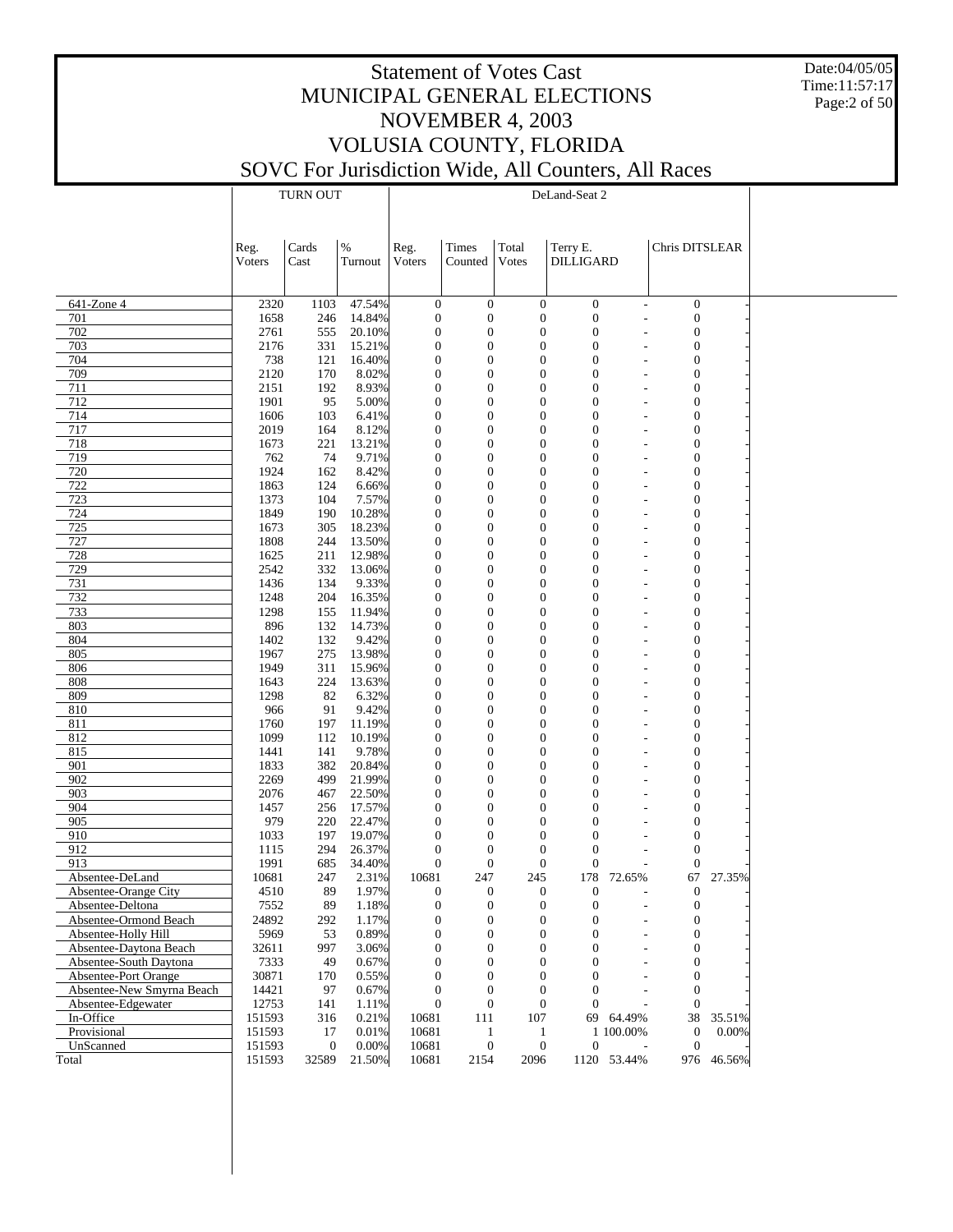# Statement of Votes Cast
# MUNICIPAL GENERAL ELECTIONS
# NOVEMBER 4, 2003
# VOLUSIA COUNTY, FLORIDA
# SOVC For Jurisdiction Wide, All Counters, All Races

| | TURN OUT | | | DeLand-Seat 2 | | | | | | |
|---|---|---|---|---|---|---|---|---|---|---|
| | Reg. Voters | Cards Cast | % Turnout | Reg. Voters | Times Counted | Total Votes | Terry E. DILLIGARD | | Chris DITSLEAR | |
| 641-Zone 4 | 2320 | 1103 | 47.54% | 0 | 0 | 0 | 0 | - | 0 | - |
| 701 | 1658 | 246 | 14.84% | 0 | 0 | 0 | 0 | - | 0 | - |
| 702 | 2761 | 555 | 20.10% | 0 | 0 | 0 | 0 | - | 0 | - |
| 703 | 2176 | 331 | 15.21% | 0 | 0 | 0 | 0 | - | 0 | - |
| 704 | 738 | 121 | 16.40% | 0 | 0 | 0 | 0 | - | 0 | - |
| 709 | 2120 | 170 | 8.02% | 0 | 0 | 0 | 0 | - | 0 | - |
| 711 | 2151 | 192 | 8.93% | 0 | 0 | 0 | 0 | - | 0 | - |
| 712 | 1901 | 95 | 5.00% | 0 | 0 | 0 | 0 | - | 0 | - |
| 714 | 1606 | 103 | 6.41% | 0 | 0 | 0 | 0 | - | 0 | - |
| 717 | 2019 | 164 | 8.12% | 0 | 0 | 0 | 0 | - | 0 | - |
| 718 | 1673 | 221 | 13.21% | 0 | 0 | 0 | 0 | - | 0 | - |
| 719 | 762 | 74 | 9.71% | 0 | 0 | 0 | 0 | - | 0 | - |
| 720 | 1924 | 162 | 8.42% | 0 | 0 | 0 | 0 | - | 0 | - |
| 722 | 1863 | 124 | 6.66% | 0 | 0 | 0 | 0 | - | 0 | - |
| 723 | 1373 | 104 | 7.57% | 0 | 0 | 0 | 0 | - | 0 | - |
| 724 | 1849 | 190 | 10.28% | 0 | 0 | 0 | 0 | - | 0 | - |
| 725 | 1673 | 305 | 18.23% | 0 | 0 | 0 | 0 | - | 0 | - |
| 727 | 1808 | 244 | 13.50% | 0 | 0 | 0 | 0 | - | 0 | - |
| 728 | 1625 | 211 | 12.98% | 0 | 0 | 0 | 0 | - | 0 | - |
| 729 | 2542 | 332 | 13.06% | 0 | 0 | 0 | 0 | - | 0 | - |
| 731 | 1436 | 134 | 9.33% | 0 | 0 | 0 | 0 | - | 0 | - |
| 732 | 1248 | 204 | 16.35% | 0 | 0 | 0 | 0 | - | 0 | - |
| 733 | 1298 | 155 | 11.94% | 0 | 0 | 0 | 0 | - | 0 | - |
| 803 | 896 | 132 | 14.73% | 0 | 0 | 0 | 0 | - | 0 | - |
| 804 | 1402 | 132 | 9.42% | 0 | 0 | 0 | 0 | - | 0 | - |
| 805 | 1967 | 275 | 13.98% | 0 | 0 | 0 | 0 | - | 0 | - |
| 806 | 1949 | 311 | 15.96% | 0 | 0 | 0 | 0 | - | 0 | - |
| 808 | 1643 | 224 | 13.63% | 0 | 0 | 0 | 0 | - | 0 | - |
| 809 | 1298 | 82 | 6.32% | 0 | 0 | 0 | 0 | - | 0 | - |
| 810 | 966 | 91 | 9.42% | 0 | 0 | 0 | 0 | - | 0 | - |
| 811 | 1760 | 197 | 11.19% | 0 | 0 | 0 | 0 | - | 0 | - |
| 812 | 1099 | 112 | 10.19% | 0 | 0 | 0 | 0 | - | 0 | - |
| 815 | 1441 | 141 | 9.78% | 0 | 0 | 0 | 0 | - | 0 | - |
| 901 | 1833 | 382 | 20.84% | 0 | 0 | 0 | 0 | - | 0 | - |
| 902 | 2269 | 499 | 21.99% | 0 | 0 | 0 | 0 | - | 0 | - |
| 903 | 2076 | 467 | 22.50% | 0 | 0 | 0 | 0 | - | 0 | - |
| 904 | 1457 | 256 | 17.57% | 0 | 0 | 0 | 0 | - | 0 | - |
| 905 | 979 | 220 | 22.47% | 0 | 0 | 0 | 0 | - | 0 | - |
| 910 | 1033 | 197 | 19.07% | 0 | 0 | 0 | 0 | - | 0 | - |
| 912 | 1115 | 294 | 26.37% | 0 | 0 | 0 | 0 | - | 0 | - |
| 913 | 1991 | 685 | 34.40% | 0 | 0 | 0 | 0 | - | 0 | - |
| Absentee-DeLand | 10681 | 247 | 2.31% | 10681 | 247 | 245 | 178 | 72.65% | 67 | 27.35% |
| Absentee-Orange City | 4510 | 89 | 1.97% | 0 | 0 | 0 | 0 | - | 0 | - |
| Absentee-Deltona | 7552 | 89 | 1.18% | 0 | 0 | 0 | 0 | - | 0 | - |
| Absentee-Ormond Beach | 24892 | 292 | 1.17% | 0 | 0 | 0 | 0 | - | 0 | - |
| Absentee-Holly Hill | 5969 | 53 | 0.89% | 0 | 0 | 0 | 0 | - | 0 | - |
| Absentee-Daytona Beach | 32611 | 997 | 3.06% | 0 | 0 | 0 | 0 | - | 0 | - |
| Absentee-South Daytona | 7333 | 49 | 0.67% | 0 | 0 | 0 | 0 | - | 0 | - |
| Absentee-Port Orange | 30871 | 170 | 0.55% | 0 | 0 | 0 | 0 | - | 0 | - |
| Absentee-New Smyrna Beach | 14421 | 97 | 0.67% | 0 | 0 | 0 | 0 | - | 0 | - |
| Absentee-Edgewater | 12753 | 141 | 1.11% | 0 | 0 | 0 | 0 | - | 0 | - |
| In-Office | 151593 | 316 | 0.21% | 10681 | 111 | 107 | 69 | 64.49% | 38 | 35.51% |
| Provisional | 151593 | 17 | 0.01% | 10681 | 1 | 1 | 1 | 100.00% | 0 | 0.00% |
| UnScanned | 151593 | 0 | 0.00% | 10681 | 0 | 0 | 0 | - | 0 | - |
| Total | 151593 | 32589 | 21.50% | 10681 | 2154 | 2096 | 1120 | 53.44% | 976 | 46.56% |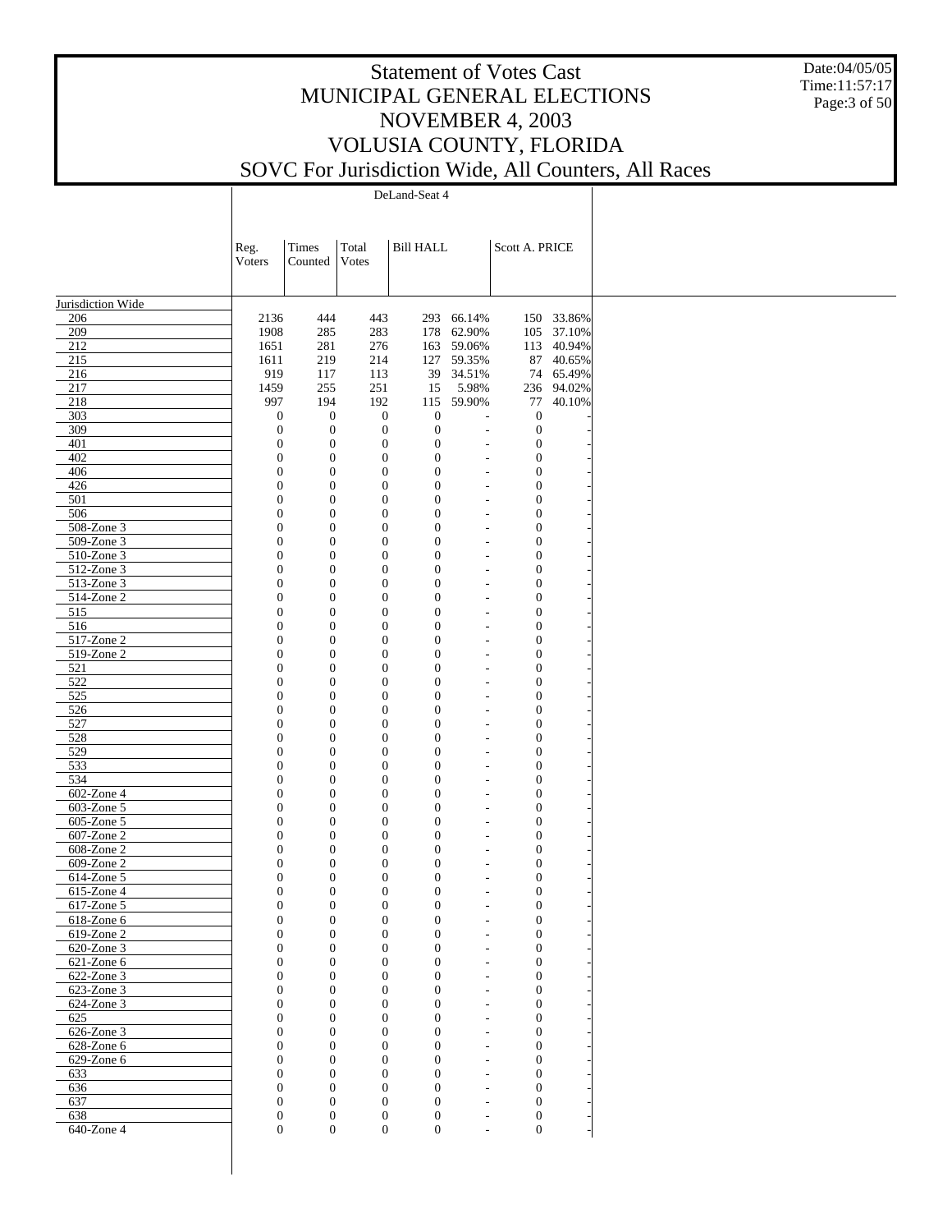# Statement of Votes Cast
# MUNICIPAL GENERAL ELECTIONS
# NOVEMBER 4, 2003
# VOLUSIA COUNTY, FLORIDA
# SOVC For Jurisdiction Wide, All Counters, All Races

Date:04/05/05
Time:11:57:17

| | DeLand-Seat 4 | | | | | | |
|---|---|---|---|---|---|---|---|
| | Reg. Voters | Times Counted | Total Votes | Bill HALL | | Scott A. PRICE | |
| Jurisdiction Wide | | | | | | | |
| 206 | 2136 | 444 | 443 | 293 | 66.14% | 150 | 33.86% |
| 209 | 1908 | 285 | 283 | 178 | 62.90% | 105 | 37.10% |
| 212 | 1651 | 281 | 276 | 163 | 59.06% | 113 | 40.94% |
| 215 | 1611 | 219 | 214 | 127 | 59.35% | 87 | 40.65% |
| 216 | 919 | 117 | 113 | 39 | 34.51% | 74 | 65.49% |
| 217 | 1459 | 255 | 251 | 15 | 5.98% | 236 | 94.02% |
| 218 | 997 | 194 | 192 | 115 | 59.90% | 77 | 40.10% |
| 303 | 0 | 0 | 0 | 0 | - | 0 | - |
| 309 | 0 | 0 | 0 | 0 | - | 0 | - |
| 401 | 0 | 0 | 0 | 0 | - | 0 | - |
| 402 | 0 | 0 | 0 | 0 | - | 0 | - |
| 406 | 0 | 0 | 0 | 0 | - | 0 | - |
| 426 | 0 | 0 | 0 | 0 | - | 0 | - |
| 501 | 0 | 0 | 0 | 0 | - | 0 | - |
| 506 | 0 | 0 | 0 | 0 | - | 0 | - |
| 508-Zone 3 | 0 | 0 | 0 | 0 | - | 0 | - |
| 509-Zone 3 | 0 | 0 | 0 | 0 | - | 0 | - |
| 510-Zone 3 | 0 | 0 | 0 | 0 | - | 0 | - |
| 512-Zone 3 | 0 | 0 | 0 | 0 | - | 0 | - |
| 513-Zone 3 | 0 | 0 | 0 | 0 | - | 0 | - |
| 514-Zone 2 | 0 | 0 | 0 | 0 | - | 0 | - |
| 515 | 0 | 0 | 0 | 0 | - | 0 | - |
| 516 | 0 | 0 | 0 | 0 | - | 0 | - |
| 517-Zone 2 | 0 | 0 | 0 | 0 | - | 0 | - |
| 519-Zone 2 | 0 | 0 | 0 | 0 | - | 0 | - |
| 521 | 0 | 0 | 0 | 0 | - | 0 | - |
| 522 | 0 | 0 | 0 | 0 | - | 0 | - |
| 525 | 0 | 0 | 0 | 0 | - | 0 | - |
| 526 | 0 | 0 | 0 | 0 | - | 0 | - |
| 527 | 0 | 0 | 0 | 0 | - | 0 | - |
| 528 | 0 | 0 | 0 | 0 | - | 0 | - |
| 529 | 0 | 0 | 0 | 0 | - | 0 | - |
| 533 | 0 | 0 | 0 | 0 | - | 0 | - |
| 534 | 0 | 0 | 0 | 0 | - | 0 | - |
| 602-Zone 4 | 0 | 0 | 0 | 0 | - | 0 | - |
| 603-Zone 5 | 0 | 0 | 0 | 0 | - | 0 | - |
| 605-Zone 5 | 0 | 0 | 0 | 0 | - | 0 | - |
| 607-Zone 2 | 0 | 0 | 0 | 0 | - | 0 | - |
| 608-Zone 2 | 0 | 0 | 0 | 0 | - | 0 | - |
| 609-Zone 2 | 0 | 0 | 0 | 0 | - | 0 | - |
| 614-Zone 5 | 0 | 0 | 0 | 0 | - | 0 | - |
| 615-Zone 4 | 0 | 0 | 0 | 0 | - | 0 | - |
| 617-Zone 5 | 0 | 0 | 0 | 0 | - | 0 | - |
| 618-Zone 6 | 0 | 0 | 0 | 0 | - | 0 | - |
| 619-Zone 2 | 0 | 0 | 0 | 0 | - | 0 | - |
| 620-Zone 3 | 0 | 0 | 0 | 0 | - | 0 | - |
| 621-Zone 6 | 0 | 0 | 0 | 0 | - | 0 | - |
| 622-Zone 3 | 0 | 0 | 0 | 0 | - | 0 | - |
| 623-Zone 3 | 0 | 0 | 0 | 0 | - | 0 | - |
| 624-Zone 3 | 0 | 0 | 0 | 0 | - | 0 | - |
| 625 | 0 | 0 | 0 | 0 | - | 0 | - |
| 626-Zone 3 | 0 | 0 | 0 | 0 | - | 0 | - |
| 628-Zone 6 | 0 | 0 | 0 | 0 | - | 0 | - |
| 629-Zone 6 | 0 | 0 | 0 | 0 | - | 0 | - |
| 633 | 0 | 0 | 0 | 0 | - | 0 | - |
| 636 | 0 | 0 | 0 | 0 | - | 0 | - |
| 637 | 0 | 0 | 0 | 0 | - | 0 | - |
| 638 | 0 | 0 | 0 | 0 | - | 0 | - |
| 640-Zone 4 | 0 | 0 | 0 | 0 | - | 0 | - |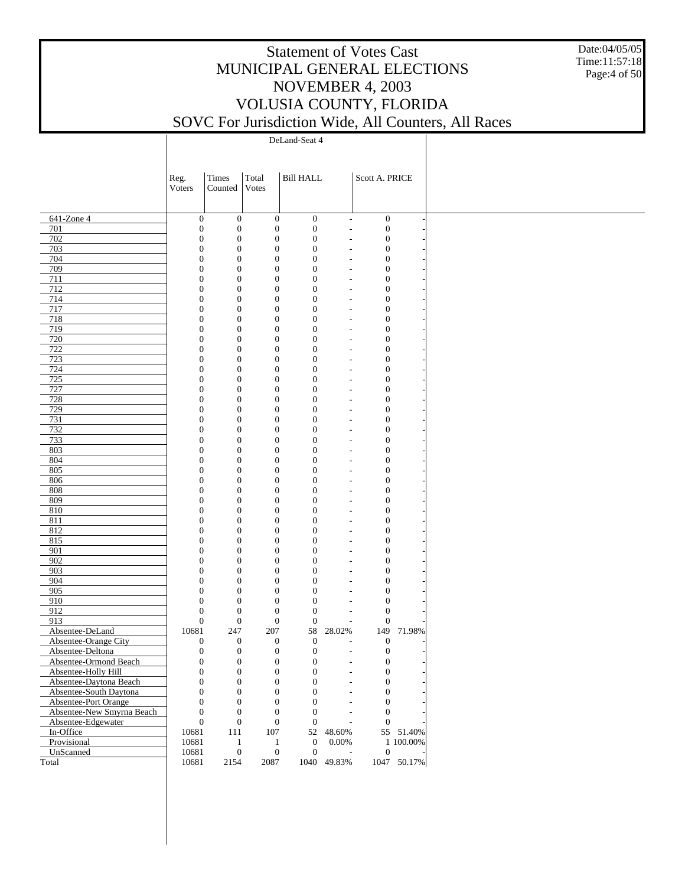# Statement of Votes Cast
## MUNICIPAL GENERAL ELECTIONS
## NOVEMBER 4, 2003
## VOLUSIA COUNTY, FLORIDA
## SOVC For Jurisdiction Wide, All Counters, All Races

Date:04/05/05
Time:11:57:18

| | DeLand-Seat 4 | | | | | | |
|---|---|---|---|---|---|---|---|
| | Reg. Voters | Times Counted | Total Votes | Bill HALL | | Scott A. PRICE | |
| 641-Zone 4 | 0 | 0 | 0 | 0 | - | 0 | - |
| 701 | 0 | 0 | 0 | 0 | - | 0 | - |
| 702 | 0 | 0 | 0 | 0 | - | 0 | - |
| 703 | 0 | 0 | 0 | 0 | - | 0 | - |
| 704 | 0 | 0 | 0 | 0 | - | 0 | - |
| 709 | 0 | 0 | 0 | 0 | - | 0 | - |
| 711 | 0 | 0 | 0 | 0 | - | 0 | - |
| 712 | 0 | 0 | 0 | 0 | - | 0 | - |
| 714 | 0 | 0 | 0 | 0 | - | 0 | - |
| 717 | 0 | 0 | 0 | 0 | - | 0 | - |
| 718 | 0 | 0 | 0 | 0 | - | 0 | - |
| 719 | 0 | 0 | 0 | 0 | - | 0 | - |
| 720 | 0 | 0 | 0 | 0 | - | 0 | - |
| 722 | 0 | 0 | 0 | 0 | - | 0 | - |
| 723 | 0 | 0 | 0 | 0 | - | 0 | - |
| 724 | 0 | 0 | 0 | 0 | - | 0 | - |
| 725 | 0 | 0 | 0 | 0 | - | 0 | - |
| 727 | 0 | 0 | 0 | 0 | - | 0 | - |
| 728 | 0 | 0 | 0 | 0 | - | 0 | - |
| 729 | 0 | 0 | 0 | 0 | - | 0 | - |
| 731 | 0 | 0 | 0 | 0 | - | 0 | - |
| 732 | 0 | 0 | 0 | 0 | - | 0 | - |
| 733 | 0 | 0 | 0 | 0 | - | 0 | - |
| 803 | 0 | 0 | 0 | 0 | - | 0 | - |
| 804 | 0 | 0 | 0 | 0 | - | 0 | - |
| 805 | 0 | 0 | 0 | 0 | - | 0 | - |
| 806 | 0 | 0 | 0 | 0 | - | 0 | - |
| 808 | 0 | 0 | 0 | 0 | - | 0 | - |
| 809 | 0 | 0 | 0 | 0 | - | 0 | - |
| 810 | 0 | 0 | 0 | 0 | - | 0 | - |
| 811 | 0 | 0 | 0 | 0 | - | 0 | - |
| 812 | 0 | 0 | 0 | 0 | - | 0 | - |
| 815 | 0 | 0 | 0 | 0 | - | 0 | - |
| 901 | 0 | 0 | 0 | 0 | - | 0 | - |
| 902 | 0 | 0 | 0 | 0 | - | 0 | - |
| 903 | 0 | 0 | 0 | 0 | - | 0 | - |
| 904 | 0 | 0 | 0 | 0 | - | 0 | - |
| 905 | 0 | 0 | 0 | 0 | - | 0 | - |
| 910 | 0 | 0 | 0 | 0 | - | 0 | - |
| 912 | 0 | 0 | 0 | 0 | - | 0 | - |
| 913 | 0 | 0 | 0 | 0 | - | 0 | - |
| Absentee-DeLand | 10681 | 247 | 207 | 58 | 28.02% | 149 | 71.98% |
| Absentee-Orange City | 0 | 0 | 0 | 0 | - | 0 | - |
| Absentee-Deltona | 0 | 0 | 0 | 0 | - | 0 | - |
| Absentee-Ormond Beach | 0 | 0 | 0 | 0 | - | 0 | - |
| Absentee-Holly Hill | 0 | 0 | 0 | 0 | - | 0 | - |
| Absentee-Daytona Beach | 0 | 0 | 0 | 0 | - | 0 | - |
| Absentee-South Daytona | 0 | 0 | 0 | 0 | - | 0 | - |
| Absentee-Port Orange | 0 | 0 | 0 | 0 | - | 0 | - |
| Absentee-New Smyrna Beach | 0 | 0 | 0 | 0 | - | 0 | - |
| Absentee-Edgewater | 0 | 0 | 0 | 0 | - | 0 | - |
| In-Office | 10681 | 111 | 107 | 52 | 48.60% | 55 | 51.40% |
| Provisional | 10681 | 1 | 1 | 0 | 0.00% | 1 | 100.00% |
| UnScanned | 10681 | 0 | 0 | 0 | - | 0 | - |
| Total | 10681 | 2154 | 2087 | 1040 | 49.83% | 1047 | 50.17% |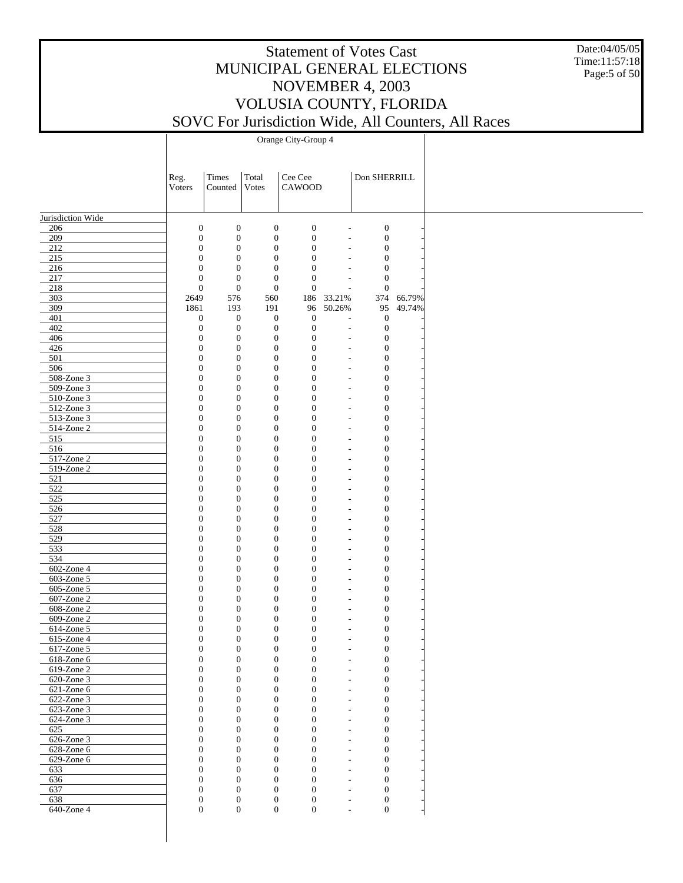# Statement of Votes Cast
# MUNICIPAL GENERAL ELECTIONS
# NOVEMBER 4, 2003
# VOLUSIA COUNTY, FLORIDA
# SOVC For Jurisdiction Wide, All Counters, All Races

Date:04/05/05
Time:11:57:18

| | Orange City-Group 4 | | | | | | |
|---|---|---|---|---|---|---|---|
| | Reg. Voters | Times Counted | Total Votes | Cee Cee CAWOOD | | Don SHERRILL | |
| Jurisdiction Wide | | | | | | | |
| 206 | 0 | 0 | 0 | 0 | - | 0 | - |
| 209 | 0 | 0 | 0 | 0 | - | 0 | - |
| 212 | 0 | 0 | 0 | 0 | - | 0 | - |
| 215 | 0 | 0 | 0 | 0 | - | 0 | - |
| 216 | 0 | 0 | 0 | 0 | - | 0 | - |
| 217 | 0 | 0 | 0 | 0 | - | 0 | - |
| 218 | 0 | 0 | 0 | 0 | - | 0 | - |
| 303 | 2649 | 576 | 560 | 186 | 33.21% | 374 | 66.79% |
| 309 | 1861 | 193 | 191 | 96 | 50.26% | 95 | 49.74% |
| 401 | 0 | 0 | 0 | 0 | - | 0 | - |
| 402 | 0 | 0 | 0 | 0 | - | 0 | - |
| 406 | 0 | 0 | 0 | 0 | - | 0 | - |
| 426 | 0 | 0 | 0 | 0 | - | 0 | - |
| 501 | 0 | 0 | 0 | 0 | - | 0 | - |
| 506 | 0 | 0 | 0 | 0 | - | 0 | - |
| 508-Zone 3 | 0 | 0 | 0 | 0 | - | 0 | - |
| 509-Zone 3 | 0 | 0 | 0 | 0 | - | 0 | - |
| 510-Zone 3 | 0 | 0 | 0 | 0 | - | 0 | - |
| 512-Zone 3 | 0 | 0 | 0 | 0 | - | 0 | - |
| 513-Zone 3 | 0 | 0 | 0 | 0 | - | 0 | - |
| 514-Zone 2 | 0 | 0 | 0 | 0 | - | 0 | - |
| 515 | 0 | 0 | 0 | 0 | - | 0 | - |
| 516 | 0 | 0 | 0 | 0 | - | 0 | - |
| 517-Zone 2 | 0 | 0 | 0 | 0 | - | 0 | - |
| 519-Zone 2 | 0 | 0 | 0 | 0 | - | 0 | - |
| 521 | 0 | 0 | 0 | 0 | - | 0 | - |
| 522 | 0 | 0 | 0 | 0 | - | 0 | - |
| 525 | 0 | 0 | 0 | 0 | - | 0 | - |
| 526 | 0 | 0 | 0 | 0 | - | 0 | - |
| 527 | 0 | 0 | 0 | 0 | - | 0 | - |
| 528 | 0 | 0 | 0 | 0 | - | 0 | - |
| 529 | 0 | 0 | 0 | 0 | - | 0 | - |
| 533 | 0 | 0 | 0 | 0 | - | 0 | - |
| 534 | 0 | 0 | 0 | 0 | - | 0 | - |
| 602-Zone 4 | 0 | 0 | 0 | 0 | - | 0 | - |
| 603-Zone 5 | 0 | 0 | 0 | 0 | - | 0 | - |
| 605-Zone 5 | 0 | 0 | 0 | 0 | - | 0 | - |
| 607-Zone 2 | 0 | 0 | 0 | 0 | - | 0 | - |
| 608-Zone 2 | 0 | 0 | 0 | 0 | - | 0 | - |
| 609-Zone 2 | 0 | 0 | 0 | 0 | - | 0 | - |
| 614-Zone 5 | 0 | 0 | 0 | 0 | - | 0 | - |
| 615-Zone 4 | 0 | 0 | 0 | 0 | - | 0 | - |
| 617-Zone 5 | 0 | 0 | 0 | 0 | - | 0 | - |
| 618-Zone 6 | 0 | 0 | 0 | 0 | - | 0 | - |
| 619-Zone 2 | 0 | 0 | 0 | 0 | - | 0 | - |
| 620-Zone 3 | 0 | 0 | 0 | 0 | - | 0 | - |
| 621-Zone 6 | 0 | 0 | 0 | 0 | - | 0 | - |
| 622-Zone 3 | 0 | 0 | 0 | 0 | - | 0 | - |
| 623-Zone 3 | 0 | 0 | 0 | 0 | - | 0 | - |
| 624-Zone 3 | 0 | 0 | 0 | 0 | - | 0 | - |
| 625 | 0 | 0 | 0 | 0 | - | 0 | - |
| 626-Zone 3 | 0 | 0 | 0 | 0 | - | 0 | - |
| 628-Zone 6 | 0 | 0 | 0 | 0 | - | 0 | - |
| 629-Zone 6 | 0 | 0 | 0 | 0 | - | 0 | - |
| 633 | 0 | 0 | 0 | 0 | - | 0 | - |
| 636 | 0 | 0 | 0 | 0 | - | 0 | - |
| 637 | 0 | 0 | 0 | 0 | - | 0 | - |
| 638 | 0 | 0 | 0 | 0 | - | 0 | - |
| 640-Zone 4 | 0 | 0 | 0 | 0 | - | 0 | - |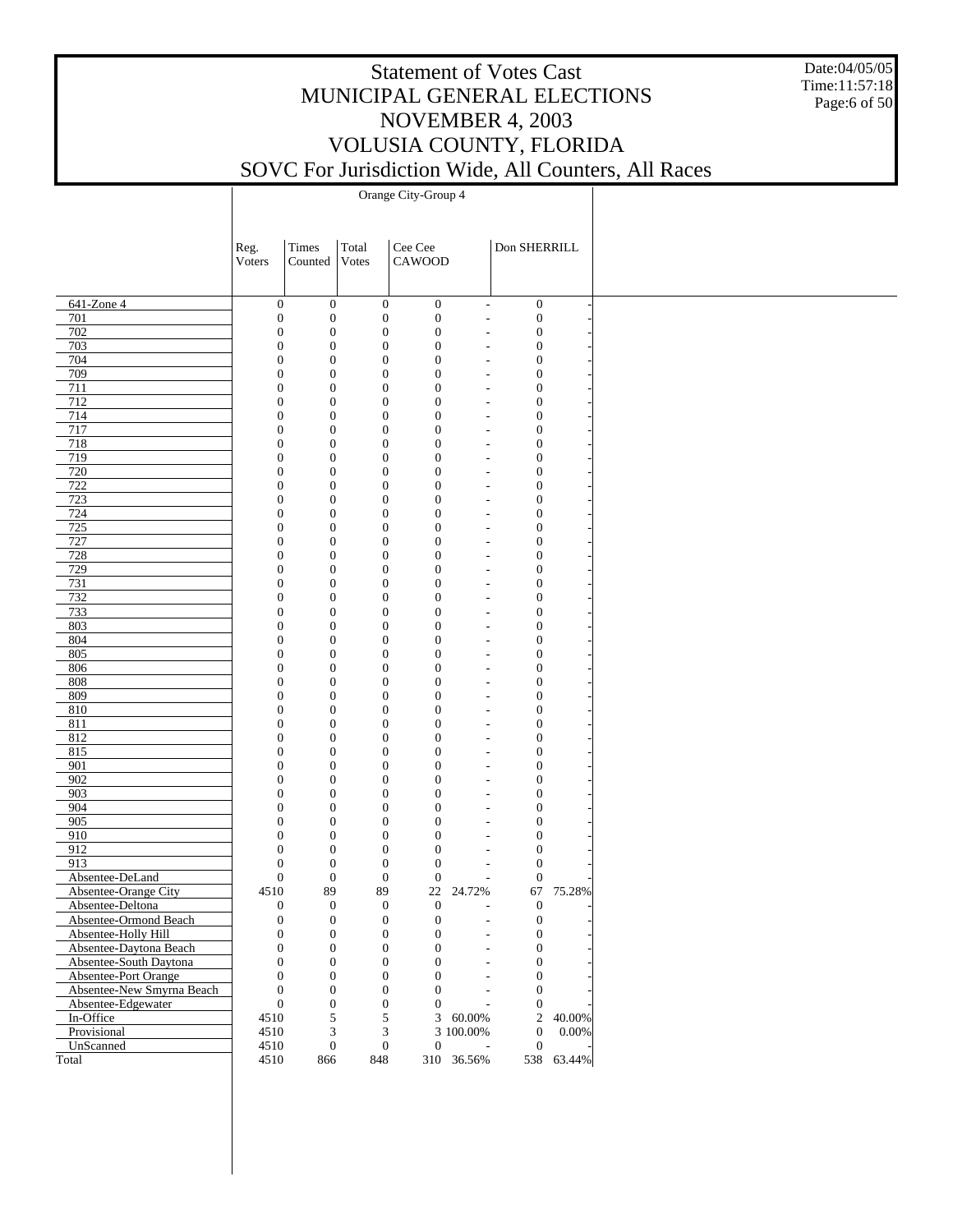# Statement of Votes Cast
# MUNICIPAL GENERAL ELECTIONS
# NOVEMBER 4, 2003
# VOLUSIA COUNTY, FLORIDA
# SOVC For Jurisdiction Wide, All Counters, All Races

Date:04/05/05
Time:11:57:18

Orange City-Group 4

| | Reg. Voters | Times Counted | Total Votes | Cee Cee CAWOOD | | Don SHERRILL | |
|---|---|---|---|---|---|---|---|
| 641-Zone 4 | 0 | 0 | 0 | 0 | - | 0 | - |
| 701 | 0 | 0 | 0 | 0 | - | 0 | - |
| 702 | 0 | 0 | 0 | 0 | - | 0 | - |
| 703 | 0 | 0 | 0 | 0 | - | 0 | - |
| 704 | 0 | 0 | 0 | 0 | - | 0 | - |
| 709 | 0 | 0 | 0 | 0 | - | 0 | - |
| 711 | 0 | 0 | 0 | 0 | - | 0 | - |
| 712 | 0 | 0 | 0 | 0 | - | 0 | - |
| 714 | 0 | 0 | 0 | 0 | - | 0 | - |
| 717 | 0 | 0 | 0 | 0 | - | 0 | - |
| 718 | 0 | 0 | 0 | 0 | - | 0 | - |
| 719 | 0 | 0 | 0 | 0 | - | 0 | - |
| 720 | 0 | 0 | 0 | 0 | - | 0 | - |
| 722 | 0 | 0 | 0 | 0 | - | 0 | - |
| 723 | 0 | 0 | 0 | 0 | - | 0 | - |
| 724 | 0 | 0 | 0 | 0 | - | 0 | - |
| 725 | 0 | 0 | 0 | 0 | - | 0 | - |
| 727 | 0 | 0 | 0 | 0 | - | 0 | - |
| 728 | 0 | 0 | 0 | 0 | - | 0 | - |
| 729 | 0 | 0 | 0 | 0 | - | 0 | - |
| 731 | 0 | 0 | 0 | 0 | - | 0 | - |
| 732 | 0 | 0 | 0 | 0 | - | 0 | - |
| 733 | 0 | 0 | 0 | 0 | - | 0 | - |
| 803 | 0 | 0 | 0 | 0 | - | 0 | - |
| 804 | 0 | 0 | 0 | 0 | - | 0 | - |
| 805 | 0 | 0 | 0 | 0 | - | 0 | - |
| 806 | 0 | 0 | 0 | 0 | - | 0 | - |
| 808 | 0 | 0 | 0 | 0 | - | 0 | - |
| 809 | 0 | 0 | 0 | 0 | - | 0 | - |
| 810 | 0 | 0 | 0 | 0 | - | 0 | - |
| 811 | 0 | 0 | 0 | 0 | - | 0 | - |
| 812 | 0 | 0 | 0 | 0 | - | 0 | - |
| 815 | 0 | 0 | 0 | 0 | - | 0 | - |
| 901 | 0 | 0 | 0 | 0 | - | 0 | - |
| 902 | 0 | 0 | 0 | 0 | - | 0 | - |
| 903 | 0 | 0 | 0 | 0 | - | 0 | - |
| 904 | 0 | 0 | 0 | 0 | - | 0 | - |
| 905 | 0 | 0 | 0 | 0 | - | 0 | - |
| 910 | 0 | 0 | 0 | 0 | - | 0 | - |
| 912 | 0 | 0 | 0 | 0 | - | 0 | - |
| 913 | 0 | 0 | 0 | 0 | - | 0 | - |
| Absentee-DeLand | 0 | 0 | 0 | 0 | - | 0 | - |
| Absentee-Orange City | 4510 | 89 | 89 | 22 | 24.72% | 67 | 75.28% |
| Absentee-Deltona | 0 | 0 | 0 | 0 | - | 0 | - |
| Absentee-Ormond Beach | 0 | 0 | 0 | 0 | - | 0 | - |
| Absentee-Holly Hill | 0 | 0 | 0 | 0 | - | 0 | - |
| Absentee-Daytona Beach | 0 | 0 | 0 | 0 | - | 0 | - |
| Absentee-South Daytona | 0 | 0 | 0 | 0 | - | 0 | - |
| Absentee-Port Orange | 0 | 0 | 0 | 0 | - | 0 | - |
| Absentee-New Smyrna Beach | 0 | 0 | 0 | 0 | - | 0 | - |
| Absentee-Edgewater | 0 | 0 | 0 | 0 | - | 0 | - |
| In-Office | 4510 | 5 | 5 | 3 | 60.00% | 2 | 40.00% |
| Provisional | 4510 | 3 | 3 | 3 | 100.00% | 0 | 0.00% |
| UnScanned | 4510 | 0 | 0 | 0 | - | 0 | - |
| Total | 4510 | 866 | 848 | 310 | 36.56% | 538 | 63.44% |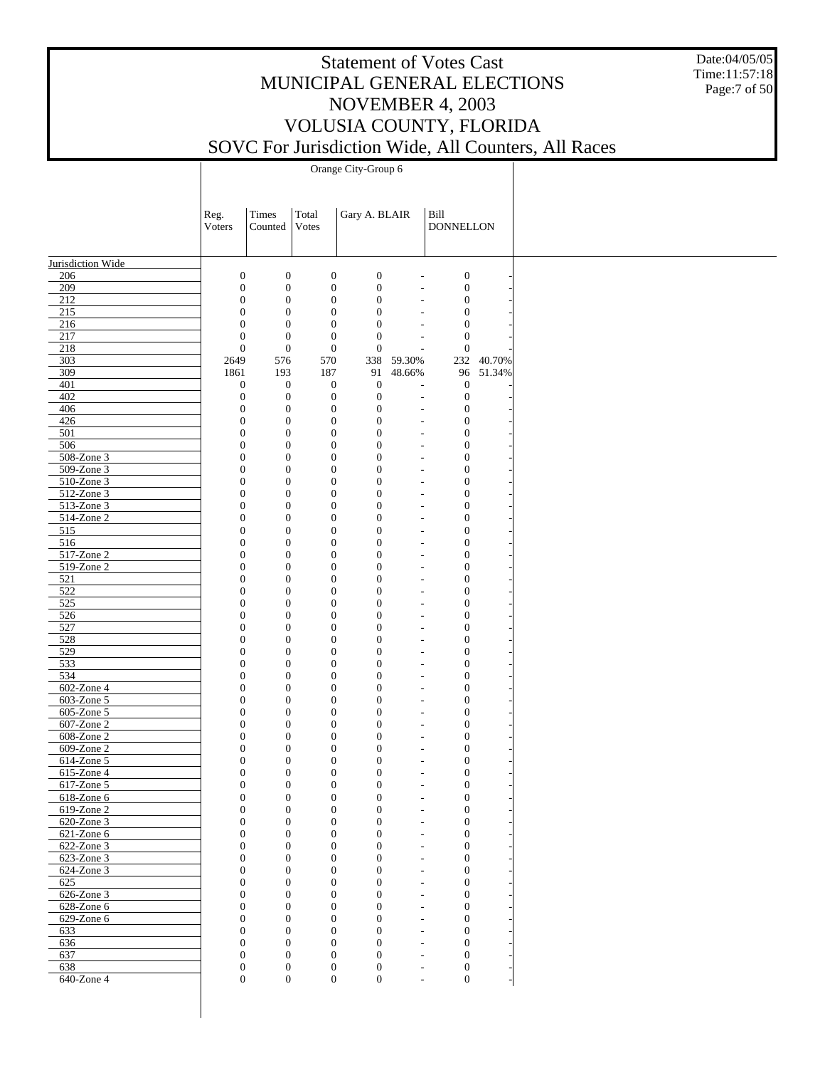# Statement of Votes Cast
# MUNICIPAL GENERAL ELECTIONS
# NOVEMBER 4, 2003
# VOLUSIA COUNTY, FLORIDA
# SOVC For Jurisdiction Wide, All Counters, All Races

Date:04/05/05
Time:11:57:18

Orange City-Group 6

| | Reg. Voters | Times Counted | Total Votes | Gary A. BLAIR | | Bill DONNELLON | |
|---|---|---|---|---|---|---|---|
| Jurisdiction Wide | | | | | | | |
| 206 | 0 | 0 | 0 | 0 | - | 0 | - |
| 209 | 0 | 0 | 0 | 0 | - | 0 | - |
| 212 | 0 | 0 | 0 | 0 | - | 0 | - |
| 215 | 0 | 0 | 0 | 0 | - | 0 | - |
| 216 | 0 | 0 | 0 | 0 | - | 0 | - |
| 217 | 0 | 0 | 0 | 0 | - | 0 | - |
| 218 | 0 | 0 | 0 | 0 | - | 0 | - |
| 303 | 2649 | 576 | 570 | 338 | 59.30% | 232 | 40.70% |
| 309 | 1861 | 193 | 187 | 91 | 48.66% | 96 | 51.34% |
| 401 | 0 | 0 | 0 | 0 | - | 0 | - |
| 402 | 0 | 0 | 0 | 0 | - | 0 | - |
| 406 | 0 | 0 | 0 | 0 | - | 0 | - |
| 426 | 0 | 0 | 0 | 0 | - | 0 | - |
| 501 | 0 | 0 | 0 | 0 | - | 0 | - |
| 506 | 0 | 0 | 0 | 0 | - | 0 | - |
| 508-Zone 3 | 0 | 0 | 0 | 0 | - | 0 | - |
| 509-Zone 3 | 0 | 0 | 0 | 0 | - | 0 | - |
| 510-Zone 3 | 0 | 0 | 0 | 0 | - | 0 | - |
| 512-Zone 3 | 0 | 0 | 0 | 0 | - | 0 | - |
| 513-Zone 3 | 0 | 0 | 0 | 0 | - | 0 | - |
| 514-Zone 2 | 0 | 0 | 0 | 0 | - | 0 | - |
| 515 | 0 | 0 | 0 | 0 | - | 0 | - |
| 516 | 0 | 0 | 0 | 0 | - | 0 | - |
| 517-Zone 2 | 0 | 0 | 0 | 0 | - | 0 | - |
| 519-Zone 2 | 0 | 0 | 0 | 0 | - | 0 | - |
| 521 | 0 | 0 | 0 | 0 | - | 0 | - |
| 522 | 0 | 0 | 0 | 0 | - | 0 | - |
| 525 | 0 | 0 | 0 | 0 | - | 0 | - |
| 526 | 0 | 0 | 0 | 0 | - | 0 | - |
| 527 | 0 | 0 | 0 | 0 | - | 0 | - |
| 528 | 0 | 0 | 0 | 0 | - | 0 | - |
| 529 | 0 | 0 | 0 | 0 | - | 0 | - |
| 533 | 0 | 0 | 0 | 0 | - | 0 | - |
| 534 | 0 | 0 | 0 | 0 | - | 0 | - |
| 602-Zone 4 | 0 | 0 | 0 | 0 | - | 0 | - |
| 603-Zone 5 | 0 | 0 | 0 | 0 | - | 0 | - |
| 605-Zone 5 | 0 | 0 | 0 | 0 | - | 0 | - |
| 607-Zone 2 | 0 | 0 | 0 | 0 | - | 0 | - |
| 608-Zone 2 | 0 | 0 | 0 | 0 | - | 0 | - |
| 609-Zone 2 | 0 | 0 | 0 | 0 | - | 0 | - |
| 614-Zone 5 | 0 | 0 | 0 | 0 | - | 0 | - |
| 615-Zone 4 | 0 | 0 | 0 | 0 | - | 0 | - |
| 617-Zone 5 | 0 | 0 | 0 | 0 | - | 0 | - |
| 618-Zone 6 | 0 | 0 | 0 | 0 | - | 0 | - |
| 619-Zone 2 | 0 | 0 | 0 | 0 | - | 0 | - |
| 620-Zone 3 | 0 | 0 | 0 | 0 | - | 0 | - |
| 621-Zone 6 | 0 | 0 | 0 | 0 | - | 0 | - |
| 622-Zone 3 | 0 | 0 | 0 | 0 | - | 0 | - |
| 623-Zone 3 | 0 | 0 | 0 | 0 | - | 0 | - |
| 624-Zone 3 | 0 | 0 | 0 | 0 | - | 0 | - |
| 625 | 0 | 0 | 0 | 0 | - | 0 | - |
| 626-Zone 3 | 0 | 0 | 0 | 0 | - | 0 | - |
| 628-Zone 6 | 0 | 0 | 0 | 0 | - | 0 | - |
| 629-Zone 6 | 0 | 0 | 0 | 0 | - | 0 | - |
| 633 | 0 | 0 | 0 | 0 | - | 0 | - |
| 636 | 0 | 0 | 0 | 0 | - | 0 | - |
| 637 | 0 | 0 | 0 | 0 | - | 0 | - |
| 638 | 0 | 0 | 0 | 0 | - | 0 | - |
| 640-Zone 4 | 0 | 0 | 0 | 0 | - | 0 | - |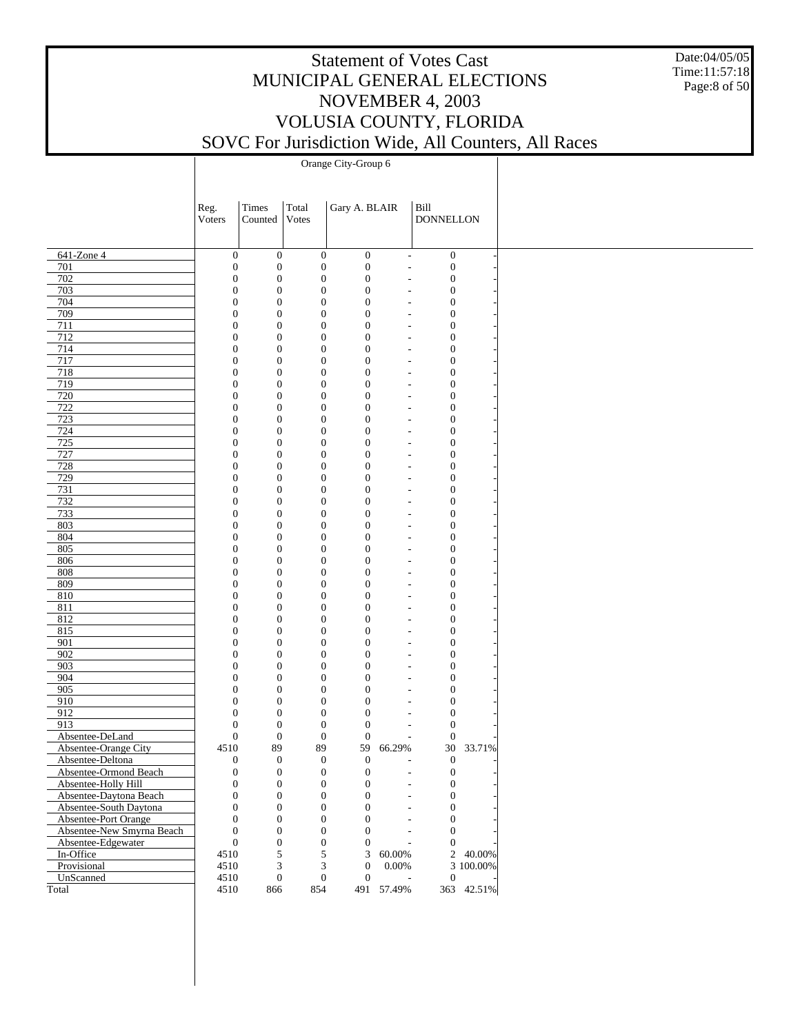# Statement of Votes Cast
# MUNICIPAL GENERAL ELECTIONS
# NOVEMBER 4, 2003
# VOLUSIA COUNTY, FLORIDA
# SOVC For Jurisdiction Wide, All Counters, All Races

Date:04/05/05
Time:11:57:18

Orange City-Group 6

| | Reg. Voters | Times Counted | Total Votes | Gary A. BLAIR | | Bill DONNELLON | |
|---|---|---|---|---|---|---|---|
| 641-Zone 4 | 0 | 0 | 0 | 0 | - | 0 | - |
| 701 | 0 | 0 | 0 | 0 | - | 0 | - |
| 702 | 0 | 0 | 0 | 0 | - | 0 | - |
| 703 | 0 | 0 | 0 | 0 | - | 0 | - |
| 704 | 0 | 0 | 0 | 0 | - | 0 | - |
| 709 | 0 | 0 | 0 | 0 | - | 0 | - |
| 711 | 0 | 0 | 0 | 0 | - | 0 | - |
| 712 | 0 | 0 | 0 | 0 | - | 0 | - |
| 714 | 0 | 0 | 0 | 0 | - | 0 | - |
| 717 | 0 | 0 | 0 | 0 | - | 0 | - |
| 718 | 0 | 0 | 0 | 0 | - | 0 | - |
| 719 | 0 | 0 | 0 | 0 | - | 0 | - |
| 720 | 0 | 0 | 0 | 0 | - | 0 | - |
| 722 | 0 | 0 | 0 | 0 | - | 0 | - |
| 723 | 0 | 0 | 0 | 0 | - | 0 | - |
| 724 | 0 | 0 | 0 | 0 | - | 0 | - |
| 725 | 0 | 0 | 0 | 0 | - | 0 | - |
| 727 | 0 | 0 | 0 | 0 | - | 0 | - |
| 728 | 0 | 0 | 0 | 0 | - | 0 | - |
| 729 | 0 | 0 | 0 | 0 | - | 0 | - |
| 731 | 0 | 0 | 0 | 0 | - | 0 | - |
| 732 | 0 | 0 | 0 | 0 | - | 0 | - |
| 733 | 0 | 0 | 0 | 0 | - | 0 | - |
| 803 | 0 | 0 | 0 | 0 | - | 0 | - |
| 804 | 0 | 0 | 0 | 0 | - | 0 | - |
| 805 | 0 | 0 | 0 | 0 | - | 0 | - |
| 806 | 0 | 0 | 0 | 0 | - | 0 | - |
| 808 | 0 | 0 | 0 | 0 | - | 0 | - |
| 809 | 0 | 0 | 0 | 0 | - | 0 | - |
| 810 | 0 | 0 | 0 | 0 | - | 0 | - |
| 811 | 0 | 0 | 0 | 0 | - | 0 | - |
| 812 | 0 | 0 | 0 | 0 | - | 0 | - |
| 815 | 0 | 0 | 0 | 0 | - | 0 | - |
| 901 | 0 | 0 | 0 | 0 | - | 0 | - |
| 902 | 0 | 0 | 0 | 0 | - | 0 | - |
| 903 | 0 | 0 | 0 | 0 | - | 0 | - |
| 904 | 0 | 0 | 0 | 0 | - | 0 | - |
| 905 | 0 | 0 | 0 | 0 | - | 0 | - |
| 910 | 0 | 0 | 0 | 0 | - | 0 | - |
| 912 | 0 | 0 | 0 | 0 | - | 0 | - |
| 913 | 0 | 0 | 0 | 0 | - | 0 | - |
| Absentee-DeLand | 0 | 0 | 0 | 0 | - | 0 | - |
| Absentee-Orange City | 4510 | 89 | 89 | 59 | 66.29% | 30 | 33.71% |
| Absentee-Deltona | 0 | 0 | 0 | 0 | - | 0 | - |
| Absentee-Ormond Beach | 0 | 0 | 0 | 0 | - | 0 | - |
| Absentee-Holly Hill | 0 | 0 | 0 | 0 | - | 0 | - |
| Absentee-Daytona Beach | 0 | 0 | 0 | 0 | - | 0 | - |
| Absentee-South Daytona | 0 | 0 | 0 | 0 | - | 0 | - |
| Absentee-Port Orange | 0 | 0 | 0 | 0 | - | 0 | - |
| Absentee-New Smyrna Beach | 0 | 0 | 0 | 0 | - | 0 | - |
| Absentee-Edgewater | 0 | 0 | 0 | 0 | - | 0 | - |
| In-Office | 4510 | 5 | 5 | 3 | 60.00% | 2 | 40.00% |
| Provisional | 4510 | 3 | 3 | 0 | 0.00% | 3 | 100.00% |
| UnScanned | 4510 | 0 | 0 | 0 | - | 0 | - |
| Total | 4510 | 866 | 854 | 491 | 57.49% | 363 | 42.51% |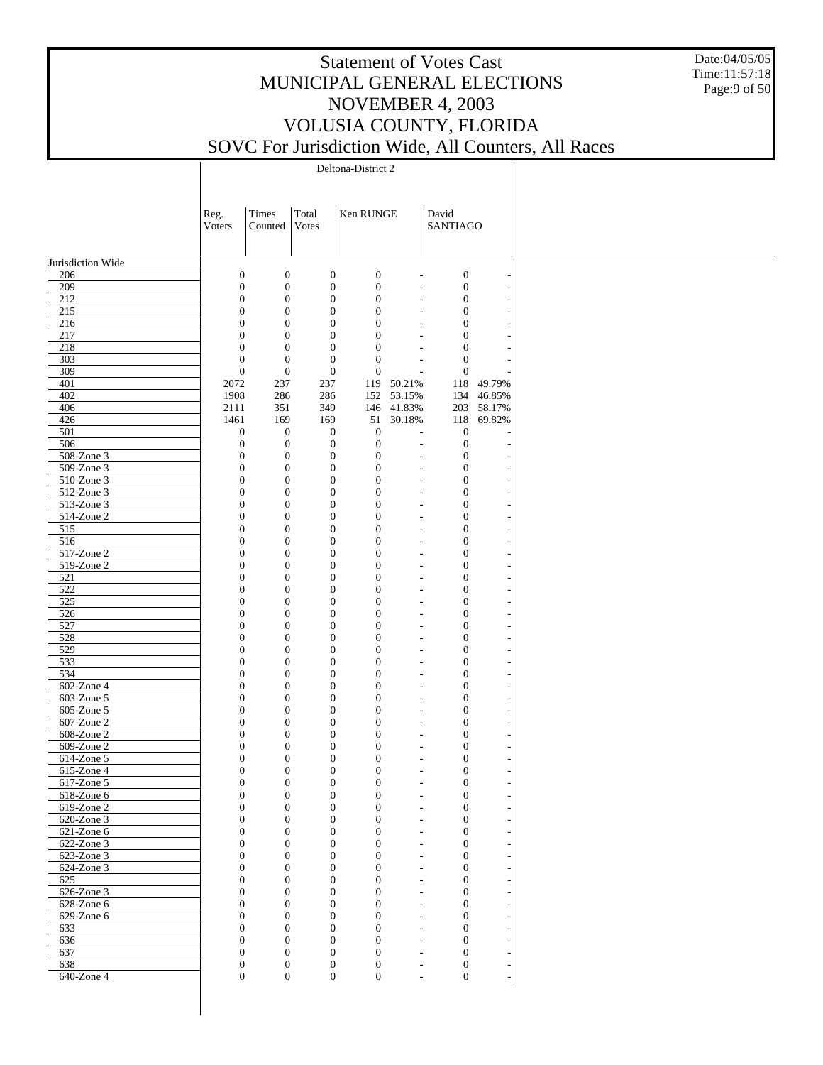# Statement of Votes Cast
## MUNICIPAL GENERAL ELECTIONS
## NOVEMBER 4, 2003
## VOLUSIA COUNTY, FLORIDA
## SOVC For Jurisdiction Wide, All Counters, All Races

Date:04/05/05
Time:11:57:18

| | Deltona-District 2 | | | | | | |
|---|---|---|---|---|---|---|---|
| | Reg. Voters | Times Counted | Total Votes | Ken RUNGE | | David SANTIAGO | |
| Jurisdiction Wide | | | | | | | |
| 206 | 0 | 0 | 0 | 0 | - | 0 | - |
| 209 | 0 | 0 | 0 | 0 | - | 0 | - |
| 212 | 0 | 0 | 0 | 0 | - | 0 | - |
| 215 | 0 | 0 | 0 | 0 | - | 0 | - |
| 216 | 0 | 0 | 0 | 0 | - | 0 | - |
| 217 | 0 | 0 | 0 | 0 | - | 0 | - |
| 218 | 0 | 0 | 0 | 0 | - | 0 | - |
| 303 | 0 | 0 | 0 | 0 | - | 0 | - |
| 309 | 0 | 0 | 0 | 0 | - | 0 | - |
| 401 | 2072 | 237 | 237 | 119 | 50.21% | 118 | 49.79% |
| 402 | 1908 | 286 | 286 | 152 | 53.15% | 134 | 46.85% |
| 406 | 2111 | 351 | 349 | 146 | 41.83% | 203 | 58.17% |
| 426 | 1461 | 169 | 169 | 51 | 30.18% | 118 | 69.82% |
| 501 | 0 | 0 | 0 | 0 | - | 0 | - |
| 506 | 0 | 0 | 0 | 0 | - | 0 | - |
| 508-Zone 3 | 0 | 0 | 0 | 0 | - | 0 | - |
| 509-Zone 3 | 0 | 0 | 0 | 0 | - | 0 | - |
| 510-Zone 3 | 0 | 0 | 0 | 0 | - | 0 | - |
| 512-Zone 3 | 0 | 0 | 0 | 0 | - | 0 | - |
| 513-Zone 3 | 0 | 0 | 0 | 0 | - | 0 | - |
| 514-Zone 2 | 0 | 0 | 0 | 0 | - | 0 | - |
| 515 | 0 | 0 | 0 | 0 | - | 0 | - |
| 516 | 0 | 0 | 0 | 0 | - | 0 | - |
| 517-Zone 2 | 0 | 0 | 0 | 0 | - | 0 | - |
| 519-Zone 2 | 0 | 0 | 0 | 0 | - | 0 | - |
| 521 | 0 | 0 | 0 | 0 | - | 0 | - |
| 522 | 0 | 0 | 0 | 0 | - | 0 | - |
| 525 | 0 | 0 | 0 | 0 | - | 0 | - |
| 526 | 0 | 0 | 0 | 0 | - | 0 | - |
| 527 | 0 | 0 | 0 | 0 | - | 0 | - |
| 528 | 0 | 0 | 0 | 0 | - | 0 | - |
| 529 | 0 | 0 | 0 | 0 | - | 0 | - |
| 533 | 0 | 0 | 0 | 0 | - | 0 | - |
| 534 | 0 | 0 | 0 | 0 | - | 0 | - |
| 602-Zone 4 | 0 | 0 | 0 | 0 | - | 0 | - |
| 603-Zone 5 | 0 | 0 | 0 | 0 | - | 0 | - |
| 605-Zone 5 | 0 | 0 | 0 | 0 | - | 0 | - |
| 607-Zone 2 | 0 | 0 | 0 | 0 | - | 0 | - |
| 608-Zone 2 | 0 | 0 | 0 | 0 | - | 0 | - |
| 609-Zone 2 | 0 | 0 | 0 | 0 | - | 0 | - |
| 614-Zone 5 | 0 | 0 | 0 | 0 | - | 0 | - |
| 615-Zone 4 | 0 | 0 | 0 | 0 | - | 0 | - |
| 617-Zone 5 | 0 | 0 | 0 | 0 | - | 0 | - |
| 618-Zone 6 | 0 | 0 | 0 | 0 | - | 0 | - |
| 619-Zone 2 | 0 | 0 | 0 | 0 | - | 0 | - |
| 620-Zone 3 | 0 | 0 | 0 | 0 | - | 0 | - |
| 621-Zone 6 | 0 | 0 | 0 | 0 | - | 0 | - |
| 622-Zone 3 | 0 | 0 | 0 | 0 | - | 0 | - |
| 623-Zone 3 | 0 | 0 | 0 | 0 | - | 0 | - |
| 624-Zone 3 | 0 | 0 | 0 | 0 | - | 0 | - |
| 625 | 0 | 0 | 0 | 0 | - | 0 | - |
| 626-Zone 3 | 0 | 0 | 0 | 0 | - | 0 | - |
| 628-Zone 6 | 0 | 0 | 0 | 0 | - | 0 | - |
| 629-Zone 6 | 0 | 0 | 0 | 0 | - | 0 | - |
| 633 | 0 | 0 | 0 | 0 | - | 0 | - |
| 636 | 0 | 0 | 0 | 0 | - | 0 | - |
| 637 | 0 | 0 | 0 | 0 | - | 0 | - |
| 638 | 0 | 0 | 0 | 0 | - | 0 | - |
| 640-Zone 4 | 0 | 0 | 0 | 0 | - | 0 | - |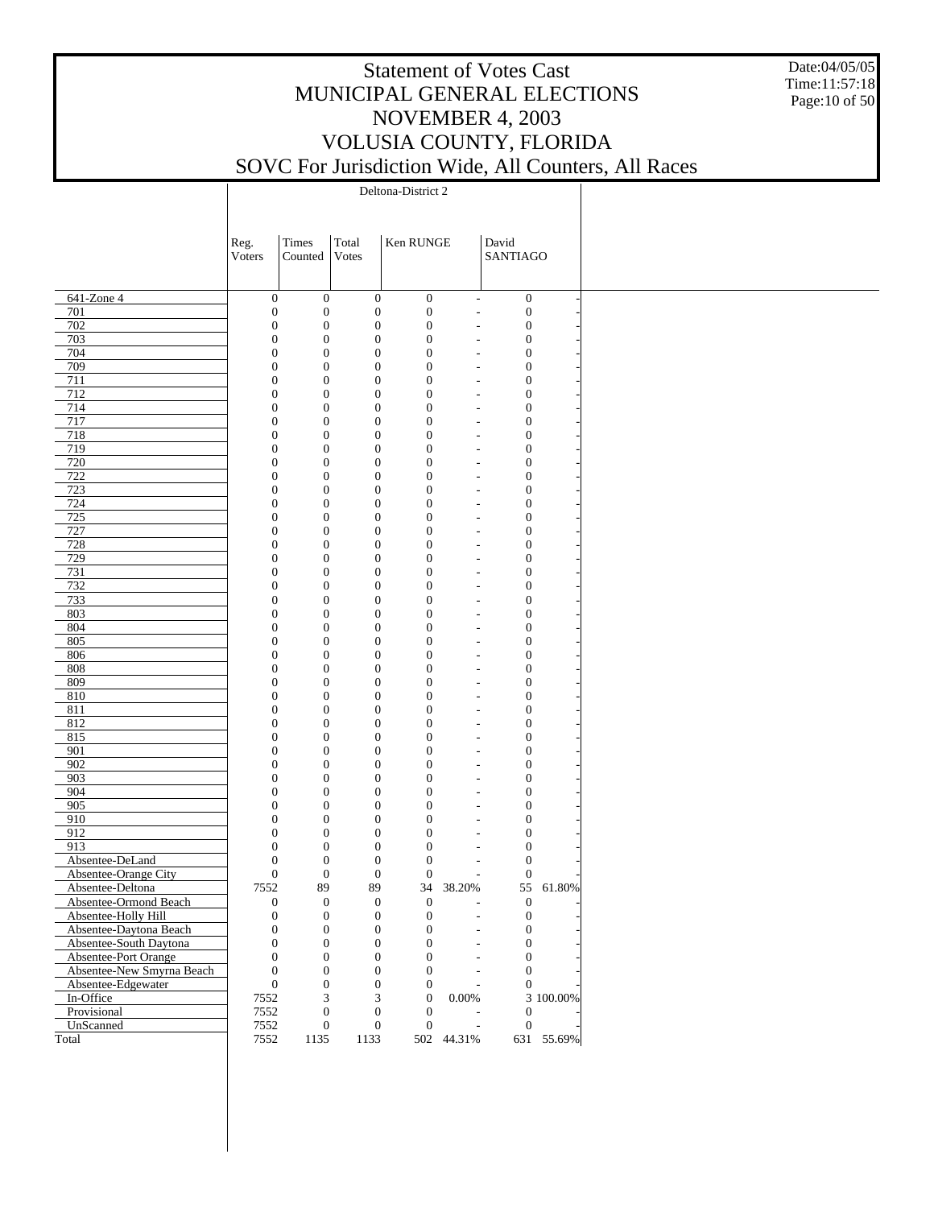# Statement of Votes Cast
## MUNICIPAL GENERAL ELECTIONS
## NOVEMBER 4, 2003
## VOLUSIA COUNTY, FLORIDA
## SOVC For Jurisdiction Wide, All Counters, All Races

Date:04/05/05
Time:11:57:18

| | Deltona-District 2 | | | | | | |
|---|---|---|---|---|---|---|---|
| | Reg. Voters | Times Counted | Total Votes | Ken RUNGE | | David SANTIAGO | |
| 641-Zone 4 | 0 | 0 | 0 | 0 | - | 0 | - |
| 701 | 0 | 0 | 0 | 0 | - | 0 | - |
| 702 | 0 | 0 | 0 | 0 | - | 0 | - |
| 703 | 0 | 0 | 0 | 0 | - | 0 | - |
| 704 | 0 | 0 | 0 | 0 | - | 0 | - |
| 709 | 0 | 0 | 0 | 0 | - | 0 | - |
| 711 | 0 | 0 | 0 | 0 | - | 0 | - |
| 712 | 0 | 0 | 0 | 0 | - | 0 | - |
| 714 | 0 | 0 | 0 | 0 | - | 0 | - |
| 717 | 0 | 0 | 0 | 0 | - | 0 | - |
| 718 | 0 | 0 | 0 | 0 | - | 0 | - |
| 719 | 0 | 0 | 0 | 0 | - | 0 | - |
| 720 | 0 | 0 | 0 | 0 | - | 0 | - |
| 722 | 0 | 0 | 0 | 0 | - | 0 | - |
| 723 | 0 | 0 | 0 | 0 | - | 0 | - |
| 724 | 0 | 0 | 0 | 0 | - | 0 | - |
| 725 | 0 | 0 | 0 | 0 | - | 0 | - |
| 727 | 0 | 0 | 0 | 0 | - | 0 | - |
| 728 | 0 | 0 | 0 | 0 | - | 0 | - |
| 729 | 0 | 0 | 0 | 0 | - | 0 | - |
| 731 | 0 | 0 | 0 | 0 | - | 0 | - |
| 732 | 0 | 0 | 0 | 0 | - | 0 | - |
| 733 | 0 | 0 | 0 | 0 | - | 0 | - |
| 803 | 0 | 0 | 0 | 0 | - | 0 | - |
| 804 | 0 | 0 | 0 | 0 | - | 0 | - |
| 805 | 0 | 0 | 0 | 0 | - | 0 | - |
| 806 | 0 | 0 | 0 | 0 | - | 0 | - |
| 808 | 0 | 0 | 0 | 0 | - | 0 | - |
| 809 | 0 | 0 | 0 | 0 | - | 0 | - |
| 810 | 0 | 0 | 0 | 0 | - | 0 | - |
| 811 | 0 | 0 | 0 | 0 | - | 0 | - |
| 812 | 0 | 0 | 0 | 0 | - | 0 | - |
| 815 | 0 | 0 | 0 | 0 | - | 0 | - |
| 901 | 0 | 0 | 0 | 0 | - | 0 | - |
| 902 | 0 | 0 | 0 | 0 | - | 0 | - |
| 903 | 0 | 0 | 0 | 0 | - | 0 | - |
| 904 | 0 | 0 | 0 | 0 | - | 0 | - |
| 905 | 0 | 0 | 0 | 0 | - | 0 | - |
| 910 | 0 | 0 | 0 | 0 | - | 0 | - |
| 912 | 0 | 0 | 0 | 0 | - | 0 | - |
| 913 | 0 | 0 | 0 | 0 | - | 0 | - |
| Absentee-DeLand | 0 | 0 | 0 | 0 | - | 0 | - |
| Absentee-Orange City | 0 | 0 | 0 | 0 | - | 0 | - |
| Absentee-Deltona | 7552 | 89 | 89 | 34 | 38.20% | 55 | 61.80% |
| Absentee-Ormond Beach | 0 | 0 | 0 | 0 | - | 0 | - |
| Absentee-Holly Hill | 0 | 0 | 0 | 0 | - | 0 | - |
| Absentee-Daytona Beach | 0 | 0 | 0 | 0 | - | 0 | - |
| Absentee-South Daytona | 0 | 0 | 0 | 0 | - | 0 | - |
| Absentee-Port Orange | 0 | 0 | 0 | 0 | - | 0 | - |
| Absentee-New Smyrna Beach | 0 | 0 | 0 | 0 | - | 0 | - |
| Absentee-Edgewater | 0 | 0 | 0 | 0 | - | 0 | - |
| In-Office | 7552 | 3 | 3 | 0 | 0.00% | 3 | 100.00% |
| Provisional | 7552 | 0 | 0 | 0 | - | 0 | - |
| UnScanned | 7552 | 0 | 0 | 0 | - | 0 | - |
| Total | 7552 | 1135 | 1133 | 502 | 44.31% | 631 | 55.69% |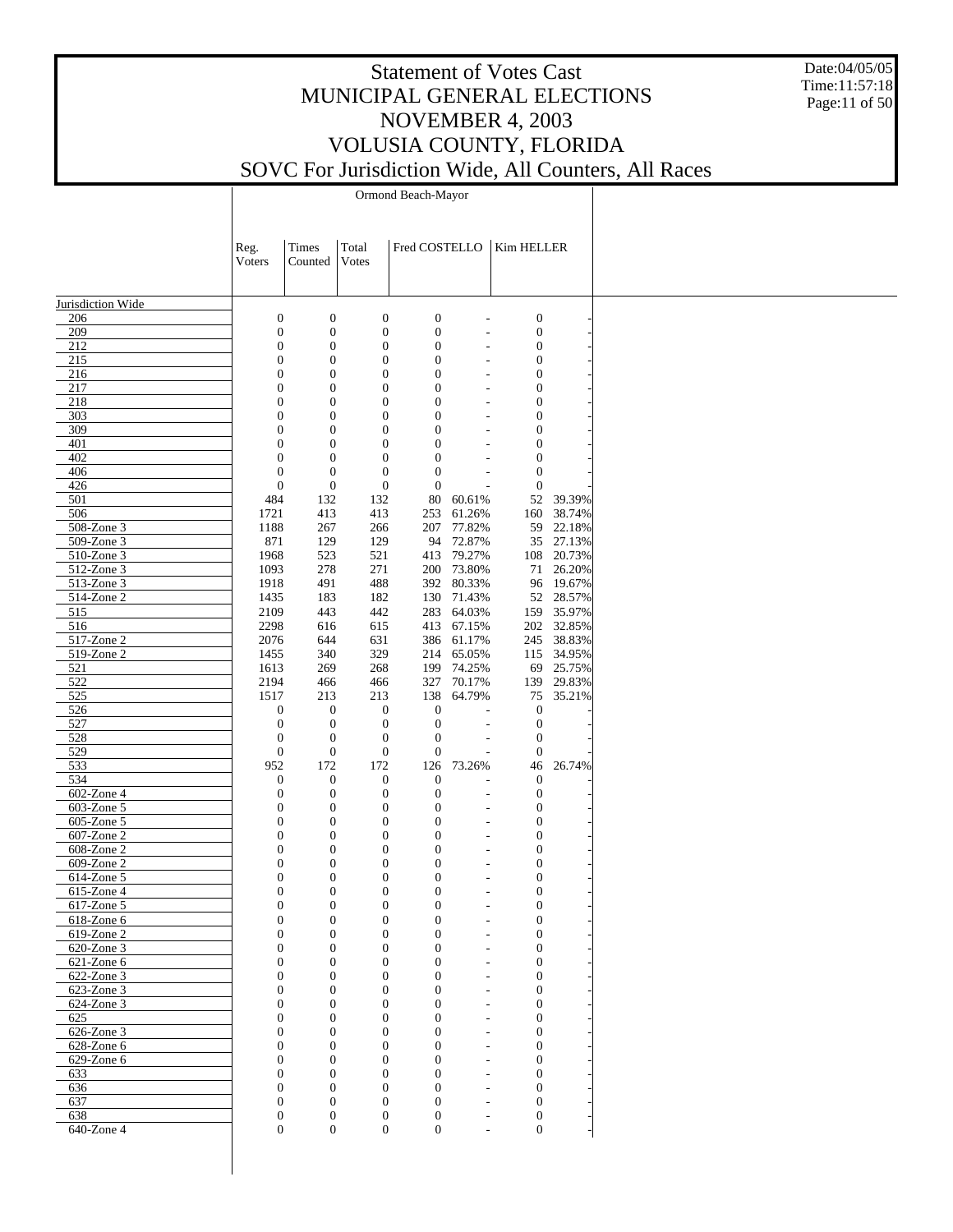# Statement of Votes Cast
# MUNICIPAL GENERAL ELECTIONS
# NOVEMBER 4, 2003
# VOLUSIA COUNTY, FLORIDA
# SOVC For Jurisdiction Wide, All Counters, All Races

Date:04/05/05
Time:11:57:18

| | Ormond Beach-Mayor | | | | | | |
|---|---|---|---|---|---|---|---|
| | Reg. Voters | Times Counted | Total Votes | Fred COSTELLO | | Kim HELLER | |
| Jurisdiction Wide | | | | | | | |
| 206 | 0 | 0 | 0 | 0 | - | 0 | - |
| 209 | 0 | 0 | 0 | 0 | - | 0 | - |
| 212 | 0 | 0 | 0 | 0 | - | 0 | - |
| 215 | 0 | 0 | 0 | 0 | - | 0 | - |
| 216 | 0 | 0 | 0 | 0 | - | 0 | - |
| 217 | 0 | 0 | 0 | 0 | - | 0 | - |
| 218 | 0 | 0 | 0 | 0 | - | 0 | - |
| 303 | 0 | 0 | 0 | 0 | - | 0 | - |
| 309 | 0 | 0 | 0 | 0 | - | 0 | - |
| 401 | 0 | 0 | 0 | 0 | - | 0 | - |
| 402 | 0 | 0 | 0 | 0 | - | 0 | - |
| 406 | 0 | 0 | 0 | 0 | - | 0 | - |
| 426 | 0 | 0 | 0 | 0 | - | 0 | - |
| 501 | 484 | 132 | 132 | 80 | 60.61% | 52 | 39.39% |
| 506 | 1721 | 413 | 413 | 253 | 61.26% | 160 | 38.74% |
| 508-Zone 3 | 1188 | 267 | 266 | 207 | 77.82% | 59 | 22.18% |
| 509-Zone 3 | 871 | 129 | 129 | 94 | 72.87% | 35 | 27.13% |
| 510-Zone 3 | 1968 | 523 | 521 | 413 | 79.27% | 108 | 20.73% |
| 512-Zone 3 | 1093 | 278 | 271 | 200 | 73.80% | 71 | 26.20% |
| 513-Zone 3 | 1918 | 491 | 488 | 392 | 80.33% | 96 | 19.67% |
| 514-Zone 2 | 1435 | 183 | 182 | 130 | 71.43% | 52 | 28.57% |
| 515 | 2109 | 443 | 442 | 283 | 64.03% | 159 | 35.97% |
| 516 | 2298 | 616 | 615 | 413 | 67.15% | 202 | 32.85% |
| 517-Zone 2 | 2076 | 644 | 631 | 386 | 61.17% | 245 | 38.83% |
| 519-Zone 2 | 1455 | 340 | 329 | 214 | 65.05% | 115 | 34.95% |
| 521 | 1613 | 269 | 268 | 199 | 74.25% | 69 | 25.75% |
| 522 | 2194 | 466 | 466 | 327 | 70.17% | 139 | 29.83% |
| 525 | 1517 | 213 | 213 | 138 | 64.79% | 75 | 35.21% |
| 526 | 0 | 0 | 0 | 0 | - | 0 | - |
| 527 | 0 | 0 | 0 | 0 | - | 0 | - |
| 528 | 0 | 0 | 0 | 0 | - | 0 | - |
| 529 | 0 | 0 | 0 | 0 | - | 0 | - |
| 533 | 952 | 172 | 172 | 126 | 73.26% | 46 | 26.74% |
| 534 | 0 | 0 | 0 | 0 | - | 0 | - |
| 602-Zone 4 | 0 | 0 | 0 | 0 | - | 0 | - |
| 603-Zone 5 | 0 | 0 | 0 | 0 | - | 0 | - |
| 605-Zone 5 | 0 | 0 | 0 | 0 | - | 0 | - |
| 607-Zone 2 | 0 | 0 | 0 | 0 | - | 0 | - |
| 608-Zone 2 | 0 | 0 | 0 | 0 | - | 0 | - |
| 609-Zone 2 | 0 | 0 | 0 | 0 | - | 0 | - |
| 614-Zone 5 | 0 | 0 | 0 | 0 | - | 0 | - |
| 615-Zone 4 | 0 | 0 | 0 | 0 | - | 0 | - |
| 617-Zone 5 | 0 | 0 | 0 | 0 | - | 0 | - |
| 618-Zone 6 | 0 | 0 | 0 | 0 | - | 0 | - |
| 619-Zone 2 | 0 | 0 | 0 | 0 | - | 0 | - |
| 620-Zone 3 | 0 | 0 | 0 | 0 | - | 0 | - |
| 621-Zone 6 | 0 | 0 | 0 | 0 | - | 0 | - |
| 622-Zone 3 | 0 | 0 | 0 | 0 | - | 0 | - |
| 623-Zone 3 | 0 | 0 | 0 | 0 | - | 0 | - |
| 624-Zone 3 | 0 | 0 | 0 | 0 | - | 0 | - |
| 625 | 0 | 0 | 0 | 0 | - | 0 | - |
| 626-Zone 3 | 0 | 0 | 0 | 0 | - | 0 | - |
| 628-Zone 6 | 0 | 0 | 0 | 0 | - | 0 | - |
| 629-Zone 6 | 0 | 0 | 0 | 0 | - | 0 | - |
| 633 | 0 | 0 | 0 | 0 | - | 0 | - |
| 636 | 0 | 0 | 0 | 0 | - | 0 | - |
| 637 | 0 | 0 | 0 | 0 | - | 0 | - |
| 638 | 0 | 0 | 0 | 0 | - | 0 | - |
| 640-Zone 4 | 0 | 0 | 0 | 0 | - | 0 | - |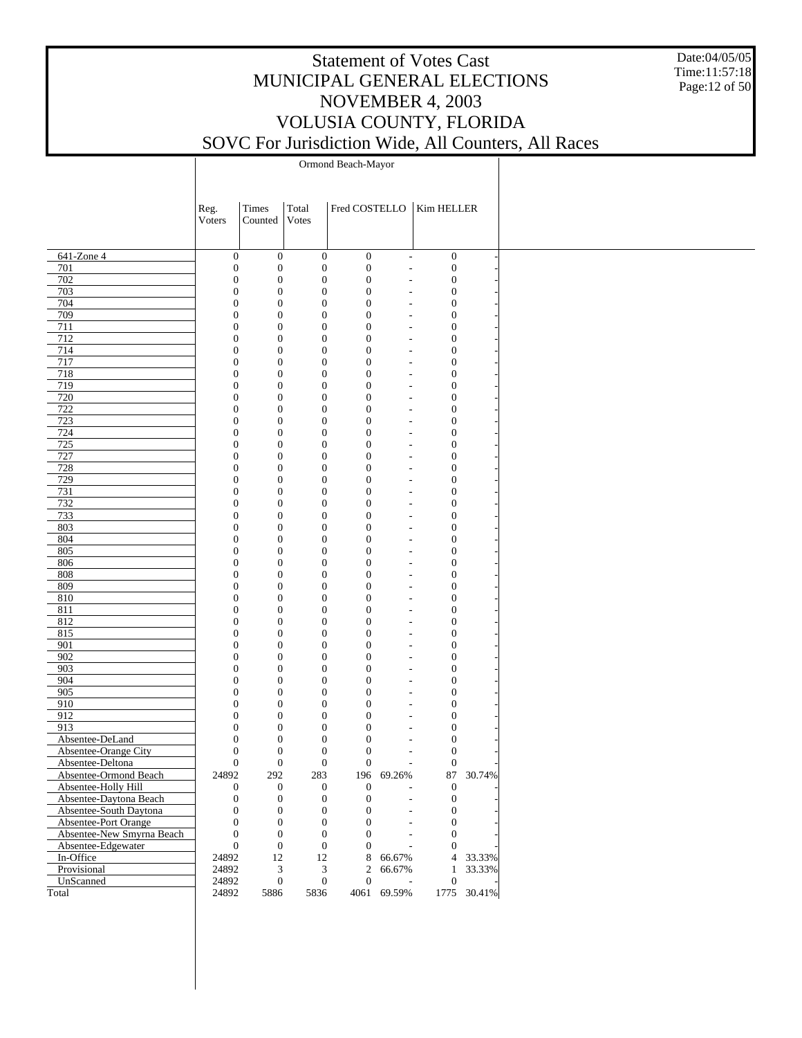# Statement of Votes Cast
# MUNICIPAL GENERAL ELECTIONS
# NOVEMBER 4, 2003
# VOLUSIA COUNTY, FLORIDA
# SOVC For Jurisdiction Wide, All Counters, All Races

Date:04/05/05
Time:11:57:18

| | Ormond Beach-Mayor | | | | | | |
|---|---|---|---|---|---|---|---|
| | Reg. Voters | Times Counted | Total Votes | Fred COSTELLO | | Kim HELLER | |
| 641-Zone 4 | 0 | 0 | 0 | 0 | - | 0 | - |
| 701 | 0 | 0 | 0 | 0 | - | 0 | - |
| 702 | 0 | 0 | 0 | 0 | - | 0 | - |
| 703 | 0 | 0 | 0 | 0 | - | 0 | - |
| 704 | 0 | 0 | 0 | 0 | - | 0 | - |
| 709 | 0 | 0 | 0 | 0 | - | 0 | - |
| 711 | 0 | 0 | 0 | 0 | - | 0 | - |
| 712 | 0 | 0 | 0 | 0 | - | 0 | - |
| 714 | 0 | 0 | 0 | 0 | - | 0 | - |
| 717 | 0 | 0 | 0 | 0 | - | 0 | - |
| 718 | 0 | 0 | 0 | 0 | - | 0 | - |
| 719 | 0 | 0 | 0 | 0 | - | 0 | - |
| 720 | 0 | 0 | 0 | 0 | - | 0 | - |
| 722 | 0 | 0 | 0 | 0 | - | 0 | - |
| 723 | 0 | 0 | 0 | 0 | - | 0 | - |
| 724 | 0 | 0 | 0 | 0 | - | 0 | - |
| 725 | 0 | 0 | 0 | 0 | - | 0 | - |
| 727 | 0 | 0 | 0 | 0 | - | 0 | - |
| 728 | 0 | 0 | 0 | 0 | - | 0 | - |
| 729 | 0 | 0 | 0 | 0 | - | 0 | - |
| 731 | 0 | 0 | 0 | 0 | - | 0 | - |
| 732 | 0 | 0 | 0 | 0 | - | 0 | - |
| 733 | 0 | 0 | 0 | 0 | - | 0 | - |
| 803 | 0 | 0 | 0 | 0 | - | 0 | - |
| 804 | 0 | 0 | 0 | 0 | - | 0 | - |
| 805 | 0 | 0 | 0 | 0 | - | 0 | - |
| 806 | 0 | 0 | 0 | 0 | - | 0 | - |
| 808 | 0 | 0 | 0 | 0 | - | 0 | - |
| 809 | 0 | 0 | 0 | 0 | - | 0 | - |
| 810 | 0 | 0 | 0 | 0 | - | 0 | - |
| 811 | 0 | 0 | 0 | 0 | - | 0 | - |
| 812 | 0 | 0 | 0 | 0 | - | 0 | - |
| 815 | 0 | 0 | 0 | 0 | - | 0 | - |
| 901 | 0 | 0 | 0 | 0 | - | 0 | - |
| 902 | 0 | 0 | 0 | 0 | - | 0 | - |
| 903 | 0 | 0 | 0 | 0 | - | 0 | - |
| 904 | 0 | 0 | 0 | 0 | - | 0 | - |
| 905 | 0 | 0 | 0 | 0 | - | 0 | - |
| 910 | 0 | 0 | 0 | 0 | - | 0 | - |
| 912 | 0 | 0 | 0 | 0 | - | 0 | - |
| 913 | 0 | 0 | 0 | 0 | - | 0 | - |
| Absentee-DeLand | 0 | 0 | 0 | 0 | - | 0 | - |
| Absentee-Orange City | 0 | 0 | 0 | 0 | - | 0 | - |
| Absentee-Deltona | 0 | 0 | 0 | 0 | - | 0 | - |
| Absentee-Ormond Beach | 24892 | 292 | 283 | 196 | 69.26% | 87 | 30.74% |
| Absentee-Holly Hill | 0 | 0 | 0 | 0 | - | 0 | - |
| Absentee-Daytona Beach | 0 | 0 | 0 | 0 | - | 0 | - |
| Absentee-South Daytona | 0 | 0 | 0 | 0 | - | 0 | - |
| Absentee-Port Orange | 0 | 0 | 0 | 0 | - | 0 | - |
| Absentee-New Smyrna Beach | 0 | 0 | 0 | 0 | - | 0 | - |
| Absentee-Edgewater | 0 | 0 | 0 | 0 | - | 0 | - |
| In-Office | 24892 | 12 | 12 | 8 | 66.67% | 4 | 33.33% |
| Provisional | 24892 | 3 | 3 | 2 | 66.67% | 1 | 33.33% |
| UnScanned | 24892 | 0 | 0 | 0 | - | 0 | - |
| Total | 24892 | 5886 | 5836 | 4061 | 69.59% | 1775 | 30.41% |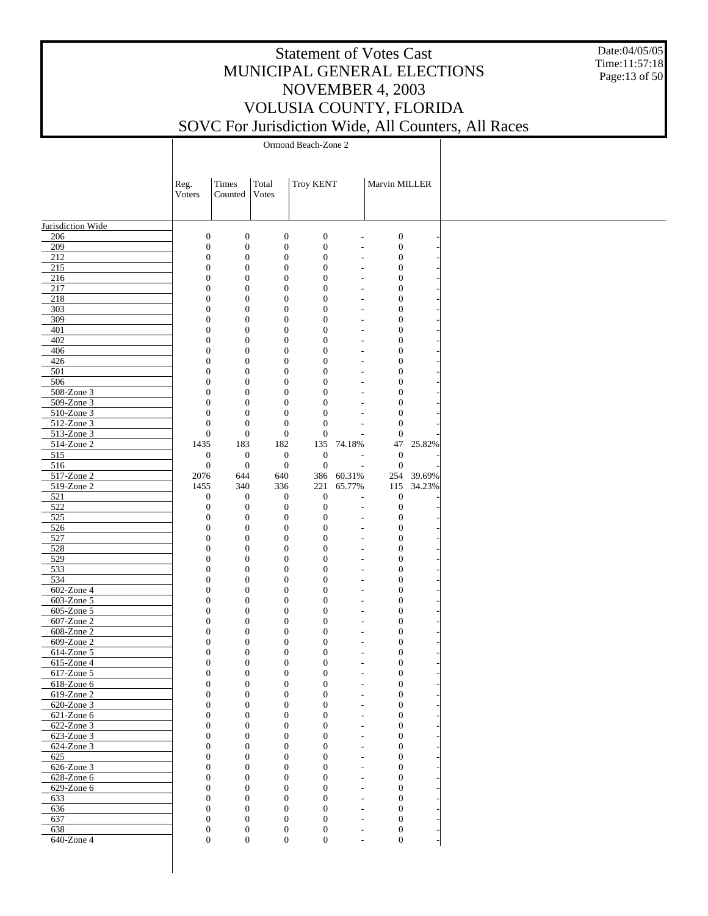# Statement of Votes Cast
# MUNICIPAL GENERAL ELECTIONS
# NOVEMBER 4, 2003
# VOLUSIA COUNTY, FLORIDA
# SOVC For Jurisdiction Wide, All Counters, All Races

Date:04/05/05
Time:11:57:18

| | Ormond Beach-Zone 2 | | | | | | |
|---|---|---|---|---|---|---|---|
| | Reg. Voters | Times Counted | Total Votes | Troy KENT | | Marvin MILLER | |
| Jurisdiction Wide | | | | | | | |
| 206 | 0 | 0 | 0 | 0 | - | 0 | - |
| 209 | 0 | 0 | 0 | 0 | - | 0 | - |
| 212 | 0 | 0 | 0 | 0 | - | 0 | - |
| 215 | 0 | 0 | 0 | 0 | - | 0 | - |
| 216 | 0 | 0 | 0 | 0 | - | 0 | - |
| 217 | 0 | 0 | 0 | 0 | - | 0 | - |
| 218 | 0 | 0 | 0 | 0 | - | 0 | - |
| 303 | 0 | 0 | 0 | 0 | - | 0 | - |
| 309 | 0 | 0 | 0 | 0 | - | 0 | - |
| 401 | 0 | 0 | 0 | 0 | - | 0 | - |
| 402 | 0 | 0 | 0 | 0 | - | 0 | - |
| 406 | 0 | 0 | 0 | 0 | - | 0 | - |
| 426 | 0 | 0 | 0 | 0 | - | 0 | - |
| 501 | 0 | 0 | 0 | 0 | - | 0 | - |
| 506 | 0 | 0 | 0 | 0 | - | 0 | - |
| 508-Zone 3 | 0 | 0 | 0 | 0 | - | 0 | - |
| 509-Zone 3 | 0 | 0 | 0 | 0 | - | 0 | - |
| 510-Zone 3 | 0 | 0 | 0 | 0 | - | 0 | - |
| 512-Zone 3 | 0 | 0 | 0 | 0 | - | 0 | - |
| 513-Zone 3 | 0 | 0 | 0 | 0 | - | 0 | - |
| 514-Zone 2 | 1435 | 183 | 182 | 135 | 74.18% | 47 | 25.82% |
| 515 | 0 | 0 | 0 | 0 | - | 0 | - |
| 516 | 0 | 0 | 0 | 0 | - | 0 | - |
| 517-Zone 2 | 2076 | 644 | 640 | 386 | 60.31% | 254 | 39.69% |
| 519-Zone 2 | 1455 | 340 | 336 | 221 | 65.77% | 115 | 34.23% |
| 521 | 0 | 0 | 0 | 0 | - | 0 | - |
| 522 | 0 | 0 | 0 | 0 | - | 0 | - |
| 525 | 0 | 0 | 0 | 0 | - | 0 | - |
| 526 | 0 | 0 | 0 | 0 | - | 0 | - |
| 527 | 0 | 0 | 0 | 0 | - | 0 | - |
| 528 | 0 | 0 | 0 | 0 | - | 0 | - |
| 529 | 0 | 0 | 0 | 0 | - | 0 | - |
| 533 | 0 | 0 | 0 | 0 | - | 0 | - |
| 534 | 0 | 0 | 0 | 0 | - | 0 | - |
| 602-Zone 4 | 0 | 0 | 0 | 0 | - | 0 | - |
| 603-Zone 5 | 0 | 0 | 0 | 0 | - | 0 | - |
| 605-Zone 5 | 0 | 0 | 0 | 0 | - | 0 | - |
| 607-Zone 2 | 0 | 0 | 0 | 0 | - | 0 | - |
| 608-Zone 2 | 0 | 0 | 0 | 0 | - | 0 | - |
| 609-Zone 2 | 0 | 0 | 0 | 0 | - | 0 | - |
| 614-Zone 5 | 0 | 0 | 0 | 0 | - | 0 | - |
| 615-Zone 4 | 0 | 0 | 0 | 0 | - | 0 | - |
| 617-Zone 5 | 0 | 0 | 0 | 0 | - | 0 | - |
| 618-Zone 6 | 0 | 0 | 0 | 0 | - | 0 | - |
| 619-Zone 2 | 0 | 0 | 0 | 0 | - | 0 | - |
| 620-Zone 3 | 0 | 0 | 0 | 0 | - | 0 | - |
| 621-Zone 6 | 0 | 0 | 0 | 0 | - | 0 | - |
| 622-Zone 3 | 0 | 0 | 0 | 0 | - | 0 | - |
| 623-Zone 3 | 0 | 0 | 0 | 0 | - | 0 | - |
| 624-Zone 3 | 0 | 0 | 0 | 0 | - | 0 | - |
| 625 | 0 | 0 | 0 | 0 | - | 0 | - |
| 626-Zone 3 | 0 | 0 | 0 | 0 | - | 0 | - |
| 628-Zone 6 | 0 | 0 | 0 | 0 | - | 0 | - |
| 629-Zone 6 | 0 | 0 | 0 | 0 | - | 0 | - |
| 633 | 0 | 0 | 0 | 0 | - | 0 | - |
| 636 | 0 | 0 | 0 | 0 | - | 0 | - |
| 637 | 0 | 0 | 0 | 0 | - | 0 | - |
| 638 | 0 | 0 | 0 | 0 | - | 0 | - |
| 640-Zone 4 | 0 | 0 | 0 | 0 | - | 0 | - |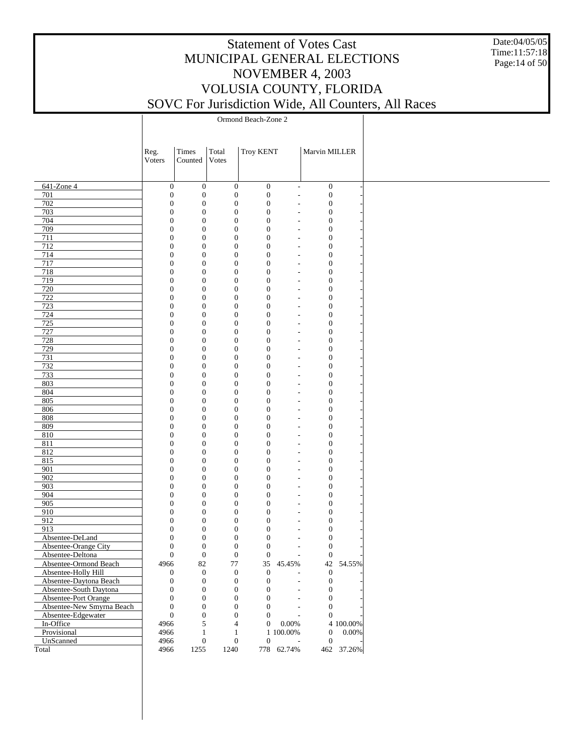# Statement of Votes Cast
# MUNICIPAL GENERAL ELECTIONS
# NOVEMBER 4, 2003
# VOLUSIA COUNTY, FLORIDA
# SOVC For Jurisdiction Wide, All Counters, All Races

Date:04/05/05
Time:11:57:18

| | Ormond Beach-Zone 2 | | | | | | |
|---|---|---|---|---|---|---|---|
| | Reg. Voters | Times Counted | Total Votes | Troy KENT | | Marvin MILLER | |
| 641-Zone 4 | 0 | 0 | 0 | 0 | - | 0 | - |
| 701 | 0 | 0 | 0 | 0 | - | 0 | - |
| 702 | 0 | 0 | 0 | 0 | - | 0 | - |
| 703 | 0 | 0 | 0 | 0 | - | 0 | - |
| 704 | 0 | 0 | 0 | 0 | - | 0 | - |
| 709 | 0 | 0 | 0 | 0 | - | 0 | - |
| 711 | 0 | 0 | 0 | 0 | - | 0 | - |
| 712 | 0 | 0 | 0 | 0 | - | 0 | - |
| 714 | 0 | 0 | 0 | 0 | - | 0 | - |
| 717 | 0 | 0 | 0 | 0 | - | 0 | - |
| 718 | 0 | 0 | 0 | 0 | - | 0 | - |
| 719 | 0 | 0 | 0 | 0 | - | 0 | - |
| 720 | 0 | 0 | 0 | 0 | - | 0 | - |
| 722 | 0 | 0 | 0 | 0 | - | 0 | - |
| 723 | 0 | 0 | 0 | 0 | - | 0 | - |
| 724 | 0 | 0 | 0 | 0 | - | 0 | - |
| 725 | 0 | 0 | 0 | 0 | - | 0 | - |
| 727 | 0 | 0 | 0 | 0 | - | 0 | - |
| 728 | 0 | 0 | 0 | 0 | - | 0 | - |
| 729 | 0 | 0 | 0 | 0 | - | 0 | - |
| 731 | 0 | 0 | 0 | 0 | - | 0 | - |
| 732 | 0 | 0 | 0 | 0 | - | 0 | - |
| 733 | 0 | 0 | 0 | 0 | - | 0 | - |
| 803 | 0 | 0 | 0 | 0 | - | 0 | - |
| 804 | 0 | 0 | 0 | 0 | - | 0 | - |
| 805 | 0 | 0 | 0 | 0 | - | 0 | - |
| 806 | 0 | 0 | 0 | 0 | - | 0 | - |
| 808 | 0 | 0 | 0 | 0 | - | 0 | - |
| 809 | 0 | 0 | 0 | 0 | - | 0 | - |
| 810 | 0 | 0 | 0 | 0 | - | 0 | - |
| 811 | 0 | 0 | 0 | 0 | - | 0 | - |
| 812 | 0 | 0 | 0 | 0 | - | 0 | - |
| 815 | 0 | 0 | 0 | 0 | - | 0 | - |
| 901 | 0 | 0 | 0 | 0 | - | 0 | - |
| 902 | 0 | 0 | 0 | 0 | - | 0 | - |
| 903 | 0 | 0 | 0 | 0 | - | 0 | - |
| 904 | 0 | 0 | 0 | 0 | - | 0 | - |
| 905 | 0 | 0 | 0 | 0 | - | 0 | - |
| 910 | 0 | 0 | 0 | 0 | - | 0 | - |
| 912 | 0 | 0 | 0 | 0 | - | 0 | - |
| 913 | 0 | 0 | 0 | 0 | - | 0 | - |
| Absentee-DeLand | 0 | 0 | 0 | 0 | - | 0 | - |
| Absentee-Orange City | 0 | 0 | 0 | 0 | - | 0 | - |
| Absentee-Deltona | 0 | 0 | 0 | 0 | - | 0 | - |
| Absentee-Ormond Beach | 4966 | 82 | 77 | 35 | 45.45% | 42 | 54.55% |
| Absentee-Holly Hill | 0 | 0 | 0 | 0 | - | 0 | - |
| Absentee-Daytona Beach | 0 | 0 | 0 | 0 | - | 0 | - |
| Absentee-South Daytona | 0 | 0 | 0 | 0 | - | 0 | - |
| Absentee-Port Orange | 0 | 0 | 0 | 0 | - | 0 | - |
| Absentee-New Smyrna Beach | 0 | 0 | 0 | 0 | - | 0 | - |
| Absentee-Edgewater | 0 | 0 | 0 | 0 | - | 0 | - |
| In-Office | 4966 | 5 | 4 | 0 | 0.00% | 4 | 100.00% |
| Provisional | 4966 | 1 | 1 | 1 | 100.00% | 0 | 0.00% |
| UnScanned | 4966 | 0 | 0 | 0 | - | 0 | - |
| Total | 4966 | 1255 | 1240 | 778 | 62.74% | 462 | 37.26% |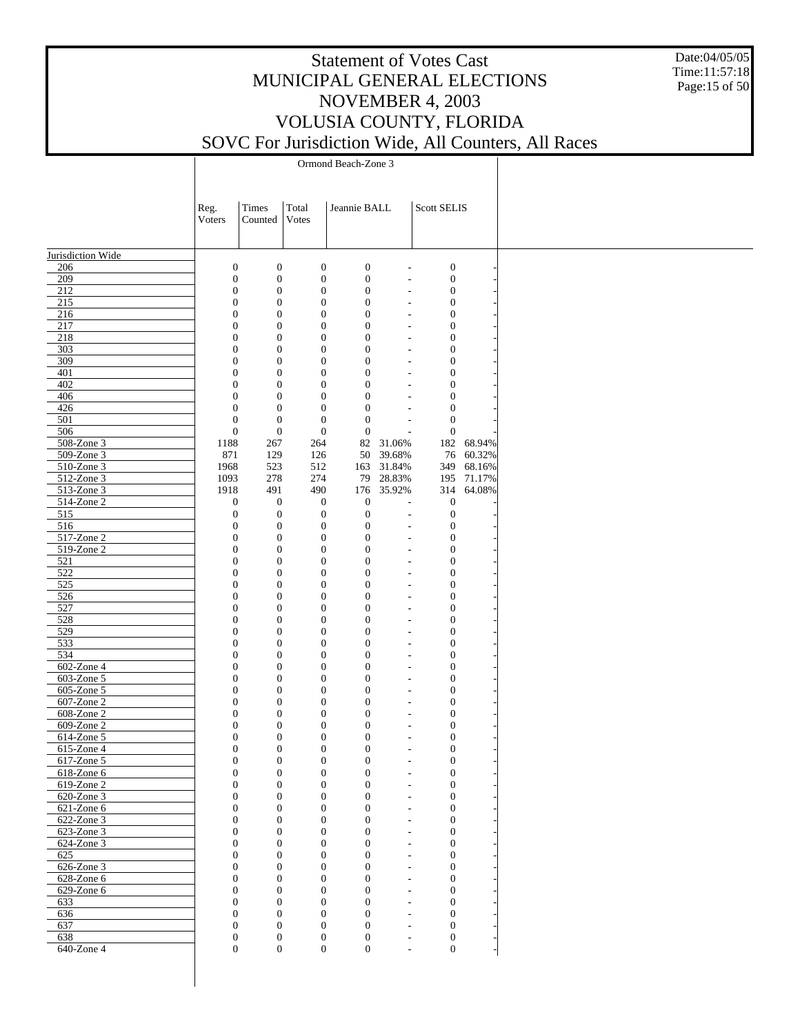# Statement of Votes Cast
# MUNICIPAL GENERAL ELECTIONS
# NOVEMBER 4, 2003
# VOLUSIA COUNTY, FLORIDA
# SOVC For Jurisdiction Wide, All Counters, All Races

Date:04/05/05
Time:11:57:18

| | Ormond Beach-Zone 3 | | | | | | |
|---|---|---|---|---|---|---|---|
| | Reg. Voters | Times Counted | Total Votes | Jeannie BALL | | Scott SELIS | |
| **Jurisdiction Wide** | | | | | | | |
| 206 | 0 | 0 | 0 | 0 | - | 0 | - |
| 209 | 0 | 0 | 0 | 0 | - | 0 | - |
| 212 | 0 | 0 | 0 | 0 | - | 0 | - |
| 215 | 0 | 0 | 0 | 0 | - | 0 | - |
| 216 | 0 | 0 | 0 | 0 | - | 0 | - |
| 217 | 0 | 0 | 0 | 0 | - | 0 | - |
| 218 | 0 | 0 | 0 | 0 | - | 0 | - |
| 303 | 0 | 0 | 0 | 0 | - | 0 | - |
| 309 | 0 | 0 | 0 | 0 | - | 0 | - |
| 401 | 0 | 0 | 0 | 0 | - | 0 | - |
| 402 | 0 | 0 | 0 | 0 | - | 0 | - |
| 406 | 0 | 0 | 0 | 0 | - | 0 | - |
| 426 | 0 | 0 | 0 | 0 | - | 0 | - |
| 501 | 0 | 0 | 0 | 0 | - | 0 | - |
| 506 | 0 | 0 | 0 | 0 | - | 0 | - |
| 508-Zone 3 | 1188 | 267 | 264 | 82 | 31.06% | 182 | 68.94% |
| 509-Zone 3 | 871 | 129 | 126 | 50 | 39.68% | 76 | 60.32% |
| 510-Zone 3 | 1968 | 523 | 512 | 163 | 31.84% | 349 | 68.16% |
| 512-Zone 3 | 1093 | 278 | 274 | 79 | 28.83% | 195 | 71.17% |
| 513-Zone 3 | 1918 | 491 | 490 | 176 | 35.92% | 314 | 64.08% |
| 514-Zone 2 | 0 | 0 | 0 | 0 | - | 0 | - |
| 515 | 0 | 0 | 0 | 0 | - | 0 | - |
| 516 | 0 | 0 | 0 | 0 | - | 0 | - |
| 517-Zone 2 | 0 | 0 | 0 | 0 | - | 0 | - |
| 519-Zone 2 | 0 | 0 | 0 | 0 | - | 0 | - |
| 521 | 0 | 0 | 0 | 0 | - | 0 | - |
| 522 | 0 | 0 | 0 | 0 | - | 0 | - |
| 525 | 0 | 0 | 0 | 0 | - | 0 | - |
| 526 | 0 | 0 | 0 | 0 | - | 0 | - |
| 527 | 0 | 0 | 0 | 0 | - | 0 | - |
| 528 | 0 | 0 | 0 | 0 | - | 0 | - |
| 529 | 0 | 0 | 0 | 0 | - | 0 | - |
| 533 | 0 | 0 | 0 | 0 | - | 0 | - |
| 534 | 0 | 0 | 0 | 0 | - | 0 | - |
| 602-Zone 4 | 0 | 0 | 0 | 0 | - | 0 | - |
| 603-Zone 5 | 0 | 0 | 0 | 0 | - | 0 | - |
| 605-Zone 5 | 0 | 0 | 0 | 0 | - | 0 | - |
| 607-Zone 2 | 0 | 0 | 0 | 0 | - | 0 | - |
| 608-Zone 2 | 0 | 0 | 0 | 0 | - | 0 | - |
| 609-Zone 2 | 0 | 0 | 0 | 0 | - | 0 | - |
| 614-Zone 5 | 0 | 0 | 0 | 0 | - | 0 | - |
| 615-Zone 4 | 0 | 0 | 0 | 0 | - | 0 | - |
| 617-Zone 5 | 0 | 0 | 0 | 0 | - | 0 | - |
| 618-Zone 6 | 0 | 0 | 0 | 0 | - | 0 | - |
| 619-Zone 2 | 0 | 0 | 0 | 0 | - | 0 | - |
| 620-Zone 3 | 0 | 0 | 0 | 0 | - | 0 | - |
| 621-Zone 6 | 0 | 0 | 0 | 0 | - | 0 | - |
| 622-Zone 3 | 0 | 0 | 0 | 0 | - | 0 | - |
| 623-Zone 3 | 0 | 0 | 0 | 0 | - | 0 | - |
| 624-Zone 3 | 0 | 0 | 0 | 0 | - | 0 | - |
| 625 | 0 | 0 | 0 | 0 | - | 0 | - |
| 626-Zone 3 | 0 | 0 | 0 | 0 | - | 0 | - |
| 628-Zone 6 | 0 | 0 | 0 | 0 | - | 0 | - |
| 629-Zone 6 | 0 | 0 | 0 | 0 | - | 0 | - |
| 633 | 0 | 0 | 0 | 0 | - | 0 | - |
| 636 | 0 | 0 | 0 | 0 | - | 0 | - |
| 637 | 0 | 0 | 0 | 0 | - | 0 | - |
| 638 | 0 | 0 | 0 | 0 | - | 0 | - |
| 640-Zone 4 | 0 | 0 | 0 | 0 | - | 0 | - |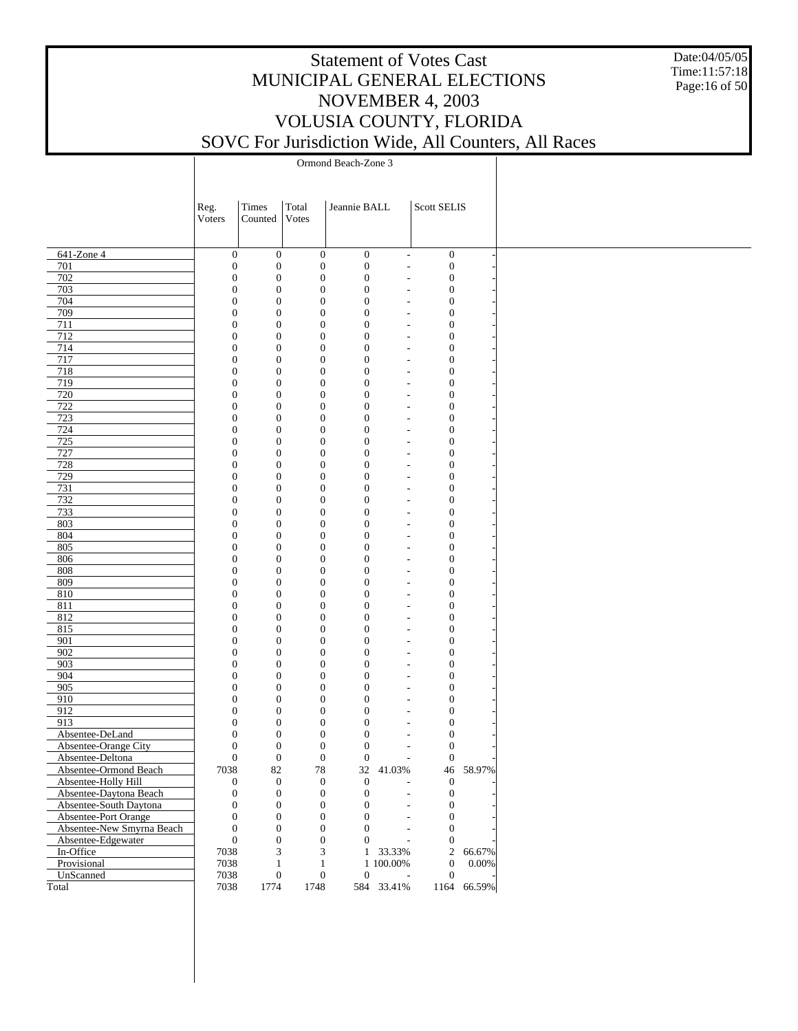# Statement of Votes Cast
# MUNICIPAL GENERAL ELECTIONS
# NOVEMBER 4, 2003
# VOLUSIA COUNTY, FLORIDA
# SOVC For Jurisdiction Wide, All Counters, All Races

Date:04/05/05
Time:11:57:18

| | Ormond Beach-Zone 3 | | | | | | |
|---|---|---|---|---|---|---|---|
| | Reg. Voters | Times Counted | Total Votes | Jeannie BALL | | Scott SELIS | |
| 641-Zone 4 | 0 | 0 | 0 | 0 | - | 0 | - |
| 701 | 0 | 0 | 0 | 0 | - | 0 | - |
| 702 | 0 | 0 | 0 | 0 | - | 0 | - |
| 703 | 0 | 0 | 0 | 0 | - | 0 | - |
| 704 | 0 | 0 | 0 | 0 | - | 0 | - |
| 709 | 0 | 0 | 0 | 0 | - | 0 | - |
| 711 | 0 | 0 | 0 | 0 | - | 0 | - |
| 712 | 0 | 0 | 0 | 0 | - | 0 | - |
| 714 | 0 | 0 | 0 | 0 | - | 0 | - |
| 717 | 0 | 0 | 0 | 0 | - | 0 | - |
| 718 | 0 | 0 | 0 | 0 | - | 0 | - |
| 719 | 0 | 0 | 0 | 0 | - | 0 | - |
| 720 | 0 | 0 | 0 | 0 | - | 0 | - |
| 722 | 0 | 0 | 0 | 0 | - | 0 | - |
| 723 | 0 | 0 | 0 | 0 | - | 0 | - |
| 724 | 0 | 0 | 0 | 0 | - | 0 | - |
| 725 | 0 | 0 | 0 | 0 | - | 0 | - |
| 727 | 0 | 0 | 0 | 0 | - | 0 | - |
| 728 | 0 | 0 | 0 | 0 | - | 0 | - |
| 729 | 0 | 0 | 0 | 0 | - | 0 | - |
| 731 | 0 | 0 | 0 | 0 | - | 0 | - |
| 732 | 0 | 0 | 0 | 0 | - | 0 | - |
| 733 | 0 | 0 | 0 | 0 | - | 0 | - |
| 803 | 0 | 0 | 0 | 0 | - | 0 | - |
| 804 | 0 | 0 | 0 | 0 | - | 0 | - |
| 805 | 0 | 0 | 0 | 0 | - | 0 | - |
| 806 | 0 | 0 | 0 | 0 | - | 0 | - |
| 808 | 0 | 0 | 0 | 0 | - | 0 | - |
| 809 | 0 | 0 | 0 | 0 | - | 0 | - |
| 810 | 0 | 0 | 0 | 0 | - | 0 | - |
| 811 | 0 | 0 | 0 | 0 | - | 0 | - |
| 812 | 0 | 0 | 0 | 0 | - | 0 | - |
| 815 | 0 | 0 | 0 | 0 | - | 0 | - |
| 901 | 0 | 0 | 0 | 0 | - | 0 | - |
| 902 | 0 | 0 | 0 | 0 | - | 0 | - |
| 903 | 0 | 0 | 0 | 0 | - | 0 | - |
| 904 | 0 | 0 | 0 | 0 | - | 0 | - |
| 905 | 0 | 0 | 0 | 0 | - | 0 | - |
| 910 | 0 | 0 | 0 | 0 | - | 0 | - |
| 912 | 0 | 0 | 0 | 0 | - | 0 | - |
| 913 | 0 | 0 | 0 | 0 | - | 0 | - |
| Absentee-DeLand | 0 | 0 | 0 | 0 | - | 0 | - |
| Absentee-Orange City | 0 | 0 | 0 | 0 | - | 0 | - |
| Absentee-Deltona | 0 | 0 | 0 | 0 | - | 0 | - |
| Absentee-Ormond Beach | 7038 | 82 | 78 | 32 | 41.03% | 46 | 58.97% |
| Absentee-Holly Hill | 0 | 0 | 0 | 0 | - | 0 | - |
| Absentee-Daytona Beach | 0 | 0 | 0 | 0 | - | 0 | - |
| Absentee-South Daytona | 0 | 0 | 0 | 0 | - | 0 | - |
| Absentee-Port Orange | 0 | 0 | 0 | 0 | - | 0 | - |
| Absentee-New Smyrna Beach | 0 | 0 | 0 | 0 | - | 0 | - |
| Absentee-Edgewater | 0 | 0 | 0 | 0 | - | 0 | - |
| In-Office | 7038 | 3 | 3 | 1 | 33.33% | 2 | 66.67% |
| Provisional | 7038 | 1 | 1 | 1 | 100.00% | 0 | 0.00% |
| UnScanned | 7038 | 0 | 0 | 0 | - | 0 | - |
| Total | 7038 | 1774 | 1748 | 584 | 33.41% | 1164 | 66.59% |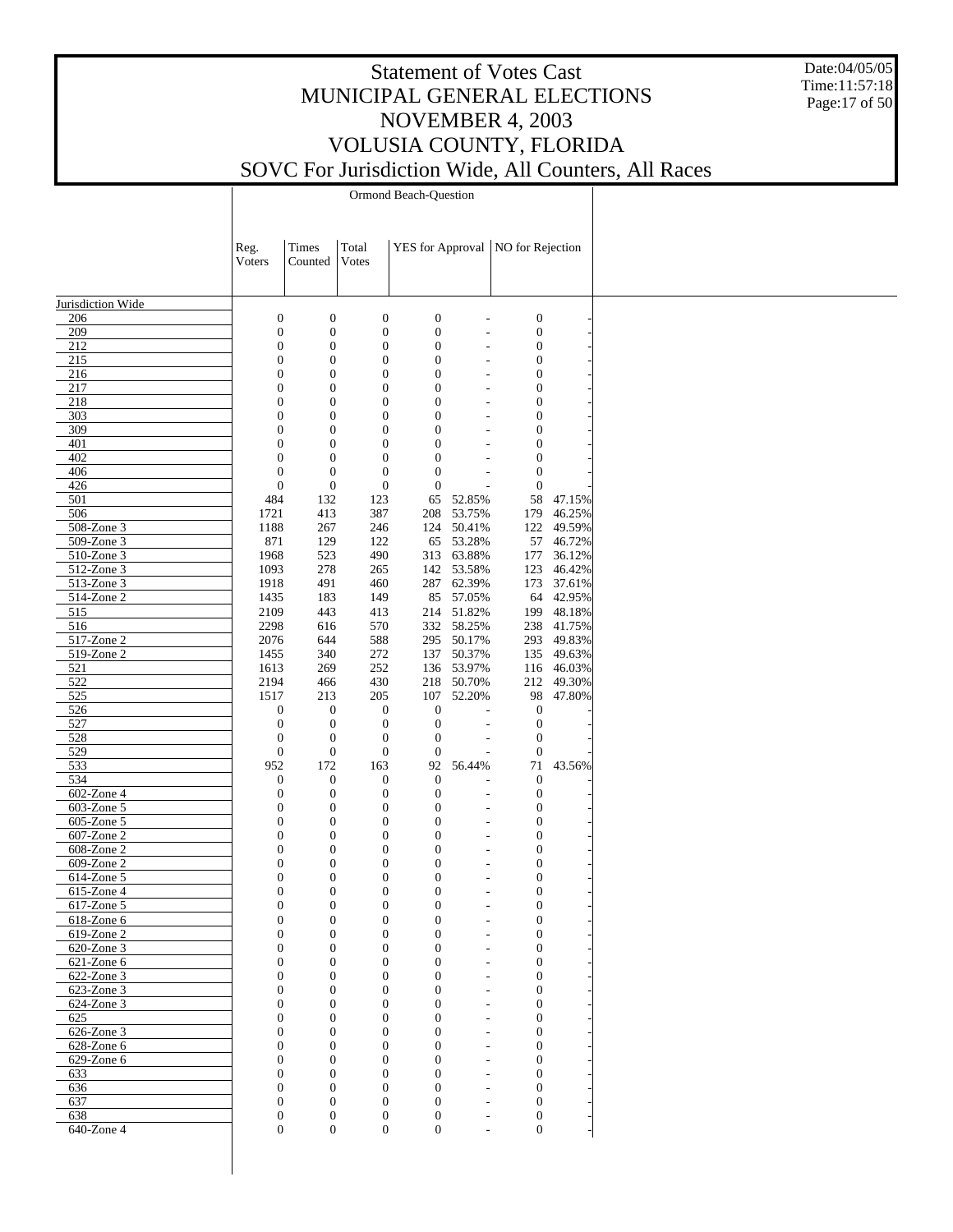# Statement of Votes Cast
## MUNICIPAL GENERAL ELECTIONS
## NOVEMBER 4, 2003
## VOLUSIA COUNTY, FLORIDA
## SOVC For Jurisdiction Wide, All Counters, All Races

Date:04/05/05
Time:11:57:18

| | Ormond Beach-Question | | | | | | |
|---|---|---|---|---|---|---|---|
| | Reg. Voters | Times Counted | Total Votes | YES for Approval | | NO for Rejection | |
| Jurisdiction Wide | | | | | | | |
| 206 | 0 | 0 | 0 | 0 | - | 0 | - |
| 209 | 0 | 0 | 0 | 0 | - | 0 | - |
| 212 | 0 | 0 | 0 | 0 | - | 0 | - |
| 215 | 0 | 0 | 0 | 0 | - | 0 | - |
| 216 | 0 | 0 | 0 | 0 | - | 0 | - |
| 217 | 0 | 0 | 0 | 0 | - | 0 | - |
| 218 | 0 | 0 | 0 | 0 | - | 0 | - |
| 303 | 0 | 0 | 0 | 0 | - | 0 | - |
| 309 | 0 | 0 | 0 | 0 | - | 0 | - |
| 401 | 0 | 0 | 0 | 0 | - | 0 | - |
| 402 | 0 | 0 | 0 | 0 | - | 0 | - |
| 406 | 0 | 0 | 0 | 0 | - | 0 | - |
| 426 | 0 | 0 | 0 | 0 | - | 0 | - |
| 501 | 484 | 132 | 123 | 65 | 52.85% | 58 | 47.15% |
| 506 | 1721 | 413 | 387 | 208 | 53.75% | 179 | 46.25% |
| 508-Zone 3 | 1188 | 267 | 246 | 124 | 50.41% | 122 | 49.59% |
| 509-Zone 3 | 871 | 129 | 122 | 65 | 53.28% | 57 | 46.72% |
| 510-Zone 3 | 1968 | 523 | 490 | 313 | 63.88% | 177 | 36.12% |
| 512-Zone 3 | 1093 | 278 | 265 | 142 | 53.58% | 123 | 46.42% |
| 513-Zone 3 | 1918 | 491 | 460 | 287 | 62.39% | 173 | 37.61% |
| 514-Zone 2 | 1435 | 183 | 149 | 85 | 57.05% | 64 | 42.95% |
| 515 | 2109 | 443 | 413 | 214 | 51.82% | 199 | 48.18% |
| 516 | 2298 | 616 | 570 | 332 | 58.25% | 238 | 41.75% |
| 517-Zone 2 | 2076 | 644 | 588 | 295 | 50.17% | 293 | 49.83% |
| 519-Zone 2 | 1455 | 340 | 272 | 137 | 50.37% | 135 | 49.63% |
| 521 | 1613 | 269 | 252 | 136 | 53.97% | 116 | 46.03% |
| 522 | 2194 | 466 | 430 | 218 | 50.70% | 212 | 49.30% |
| 525 | 1517 | 213 | 205 | 107 | 52.20% | 98 | 47.80% |
| 526 | 0 | 0 | 0 | 0 | - | 0 | - |
| 527 | 0 | 0 | 0 | 0 | - | 0 | - |
| 528 | 0 | 0 | 0 | 0 | - | 0 | - |
| 529 | 0 | 0 | 0 | 0 | - | 0 | - |
| 533 | 952 | 172 | 163 | 92 | 56.44% | 71 | 43.56% |
| 534 | 0 | 0 | 0 | 0 | - | 0 | - |
| 602-Zone 4 | 0 | 0 | 0 | 0 | - | 0 | - |
| 603-Zone 5 | 0 | 0 | 0 | 0 | - | 0 | - |
| 605-Zone 5 | 0 | 0 | 0 | 0 | - | 0 | - |
| 607-Zone 2 | 0 | 0 | 0 | 0 | - | 0 | - |
| 608-Zone 2 | 0 | 0 | 0 | 0 | - | 0 | - |
| 609-Zone 2 | 0 | 0 | 0 | 0 | - | 0 | - |
| 614-Zone 5 | 0 | 0 | 0 | 0 | - | 0 | - |
| 615-Zone 4 | 0 | 0 | 0 | 0 | - | 0 | - |
| 617-Zone 5 | 0 | 0 | 0 | 0 | - | 0 | - |
| 618-Zone 6 | 0 | 0 | 0 | 0 | - | 0 | - |
| 619-Zone 2 | 0 | 0 | 0 | 0 | - | 0 | - |
| 620-Zone 3 | 0 | 0 | 0 | 0 | - | 0 | - |
| 621-Zone 6 | 0 | 0 | 0 | 0 | - | 0 | - |
| 622-Zone 3 | 0 | 0 | 0 | 0 | - | 0 | - |
| 623-Zone 3 | 0 | 0 | 0 | 0 | - | 0 | - |
| 624-Zone 3 | 0 | 0 | 0 | 0 | - | 0 | - |
| 625 | 0 | 0 | 0 | 0 | - | 0 | - |
| 626-Zone 3 | 0 | 0 | 0 | 0 | - | 0 | - |
| 628-Zone 6 | 0 | 0 | 0 | 0 | - | 0 | - |
| 629-Zone 6 | 0 | 0 | 0 | 0 | - | 0 | - |
| 633 | 0 | 0 | 0 | 0 | - | 0 | - |
| 636 | 0 | 0 | 0 | 0 | - | 0 | - |
| 637 | 0 | 0 | 0 | 0 | - | 0 | - |
| 638 | 0 | 0 | 0 | 0 | - | 0 | - |
| 640-Zone 4 | 0 | 0 | 0 | 0 | - | 0 | - |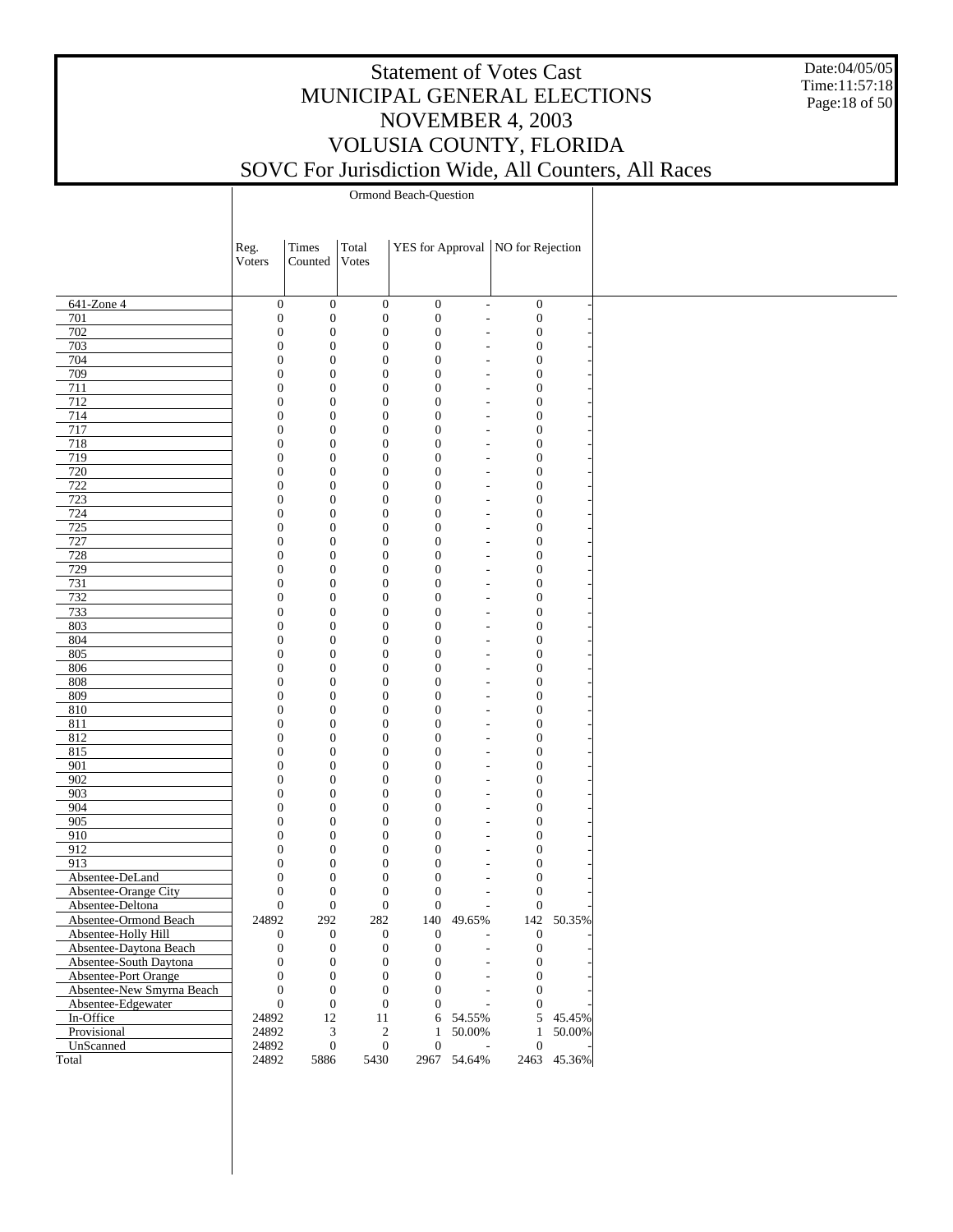# Statement of Votes Cast
# MUNICIPAL GENERAL ELECTIONS
# NOVEMBER 4, 2003
# VOLUSIA COUNTY, FLORIDA
# SOVC For Jurisdiction Wide, All Counters, All Races

Date:04/05/05
Time:11:57:18

Ormond Beach-Question

| | Reg. Voters | Times Counted | Total Votes | YES for Approval | | NO for Rejection | |
|---|---|---|---|---|---|---|---|
| 641-Zone 4 | 0 | 0 | 0 | 0 | - | 0 | - |
| 701 | 0 | 0 | 0 | 0 | - | 0 | - |
| 702 | 0 | 0 | 0 | 0 | - | 0 | - |
| 703 | 0 | 0 | 0 | 0 | - | 0 | - |
| 704 | 0 | 0 | 0 | 0 | - | 0 | - |
| 709 | 0 | 0 | 0 | 0 | - | 0 | - |
| 711 | 0 | 0 | 0 | 0 | - | 0 | - |
| 712 | 0 | 0 | 0 | 0 | - | 0 | - |
| 714 | 0 | 0 | 0 | 0 | - | 0 | - |
| 717 | 0 | 0 | 0 | 0 | - | 0 | - |
| 718 | 0 | 0 | 0 | 0 | - | 0 | - |
| 719 | 0 | 0 | 0 | 0 | - | 0 | - |
| 720 | 0 | 0 | 0 | 0 | - | 0 | - |
| 722 | 0 | 0 | 0 | 0 | - | 0 | - |
| 723 | 0 | 0 | 0 | 0 | - | 0 | - |
| 724 | 0 | 0 | 0 | 0 | - | 0 | - |
| 725 | 0 | 0 | 0 | 0 | - | 0 | - |
| 727 | 0 | 0 | 0 | 0 | - | 0 | - |
| 728 | 0 | 0 | 0 | 0 | - | 0 | - |
| 729 | 0 | 0 | 0 | 0 | - | 0 | - |
| 731 | 0 | 0 | 0 | 0 | - | 0 | - |
| 732 | 0 | 0 | 0 | 0 | - | 0 | - |
| 733 | 0 | 0 | 0 | 0 | - | 0 | - |
| 803 | 0 | 0 | 0 | 0 | - | 0 | - |
| 804 | 0 | 0 | 0 | 0 | - | 0 | - |
| 805 | 0 | 0 | 0 | 0 | - | 0 | - |
| 806 | 0 | 0 | 0 | 0 | - | 0 | - |
| 808 | 0 | 0 | 0 | 0 | - | 0 | - |
| 809 | 0 | 0 | 0 | 0 | - | 0 | - |
| 810 | 0 | 0 | 0 | 0 | - | 0 | - |
| 811 | 0 | 0 | 0 | 0 | - | 0 | - |
| 812 | 0 | 0 | 0 | 0 | - | 0 | - |
| 815 | 0 | 0 | 0 | 0 | - | 0 | - |
| 901 | 0 | 0 | 0 | 0 | - | 0 | - |
| 902 | 0 | 0 | 0 | 0 | - | 0 | - |
| 903 | 0 | 0 | 0 | 0 | - | 0 | - |
| 904 | 0 | 0 | 0 | 0 | - | 0 | - |
| 905 | 0 | 0 | 0 | 0 | - | 0 | - |
| 910 | 0 | 0 | 0 | 0 | - | 0 | - |
| 912 | 0 | 0 | 0 | 0 | - | 0 | - |
| 913 | 0 | 0 | 0 | 0 | - | 0 | - |
| Absentee-DeLand | 0 | 0 | 0 | 0 | - | 0 | - |
| Absentee-Orange City | 0 | 0 | 0 | 0 | - | 0 | - |
| Absentee-Deltona | 0 | 0 | 0 | 0 | - | 0 | - |
| Absentee-Ormond Beach | 24892 | 292 | 282 | 140 | 49.65% | 142 | 50.35% |
| Absentee-Holly Hill | 0 | 0 | 0 | 0 | - | 0 | - |
| Absentee-Daytona Beach | 0 | 0 | 0 | 0 | - | 0 | - |
| Absentee-South Daytona | 0 | 0 | 0 | 0 | - | 0 | - |
| Absentee-Port Orange | 0 | 0 | 0 | 0 | - | 0 | - |
| Absentee-New Smyrna Beach | 0 | 0 | 0 | 0 | - | 0 | - |
| Absentee-Edgewater | 0 | 0 | 0 | 0 | - | 0 | - |
| In-Office | 24892 | 12 | 11 | 6 | 54.55% | 5 | 45.45% |
| Provisional | 24892 | 3 | 2 | 1 | 50.00% | 1 | 50.00% |
| UnScanned | 24892 | 0 | 0 | 0 | - | 0 | - |
| Total | 24892 | 5886 | 5430 | 2967 | 54.64% | 2463 | 45.36% |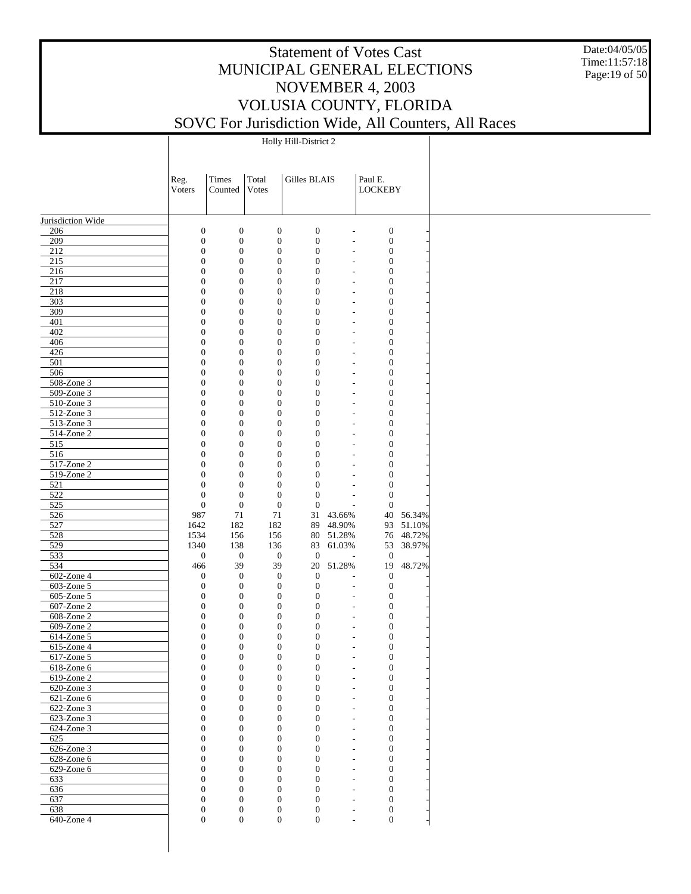# Statement of Votes Cast
# MUNICIPAL GENERAL ELECTIONS
# NOVEMBER 4, 2003
# VOLUSIA COUNTY, FLORIDA
# SOVC For Jurisdiction Wide, All Counters, All Races

Date:04/05/05
Time:11:57:18

| | Holly Hill-District 2 | | | | | | |
|---|---|---|---|---|---|---|---|
| | Reg. Voters | Times Counted | Total Votes | Gilles BLAIS | | Paul E. LOCKEBY | |
| Jurisdiction Wide | | | | | | | |
| 206 | 0 | 0 | 0 | 0 | - | 0 | - |
| 209 | 0 | 0 | 0 | 0 | - | 0 | - |
| 212 | 0 | 0 | 0 | 0 | - | 0 | - |
| 215 | 0 | 0 | 0 | 0 | - | 0 | - |
| 216 | 0 | 0 | 0 | 0 | - | 0 | - |
| 217 | 0 | 0 | 0 | 0 | - | 0 | - |
| 218 | 0 | 0 | 0 | 0 | - | 0 | - |
| 303 | 0 | 0 | 0 | 0 | - | 0 | - |
| 309 | 0 | 0 | 0 | 0 | - | 0 | - |
| 401 | 0 | 0 | 0 | 0 | - | 0 | - |
| 402 | 0 | 0 | 0 | 0 | - | 0 | - |
| 406 | 0 | 0 | 0 | 0 | - | 0 | - |
| 426 | 0 | 0 | 0 | 0 | - | 0 | - |
| 501 | 0 | 0 | 0 | 0 | - | 0 | - |
| 506 | 0 | 0 | 0 | 0 | - | 0 | - |
| 508-Zone 3 | 0 | 0 | 0 | 0 | - | 0 | - |
| 509-Zone 3 | 0 | 0 | 0 | 0 | - | 0 | - |
| 510-Zone 3 | 0 | 0 | 0 | 0 | - | 0 | - |
| 512-Zone 3 | 0 | 0 | 0 | 0 | - | 0 | - |
| 513-Zone 3 | 0 | 0 | 0 | 0 | - | 0 | - |
| 514-Zone 2 | 0 | 0 | 0 | 0 | - | 0 | - |
| 515 | 0 | 0 | 0 | 0 | - | 0 | - |
| 516 | 0 | 0 | 0 | 0 | - | 0 | - |
| 517-Zone 2 | 0 | 0 | 0 | 0 | - | 0 | - |
| 519-Zone 2 | 0 | 0 | 0 | 0 | - | 0 | - |
| 521 | 0 | 0 | 0 | 0 | - | 0 | - |
| 522 | 0 | 0 | 0 | 0 | - | 0 | - |
| 525 | 0 | 0 | 0 | 0 | - | 0 | - |
| 526 | 987 | 71 | 71 | 31 | 43.66% | 40 | 56.34% |
| 527 | 1642 | 182 | 182 | 89 | 48.90% | 93 | 51.10% |
| 528 | 1534 | 156 | 156 | 80 | 51.28% | 76 | 48.72% |
| 529 | 1340 | 138 | 136 | 83 | 61.03% | 53 | 38.97% |
| 533 | 0 | 0 | 0 | 0 | - | 0 | - |
| 534 | 466 | 39 | 39 | 20 | 51.28% | 19 | 48.72% |
| 602-Zone 4 | 0 | 0 | 0 | 0 | - | 0 | - |
| 603-Zone 5 | 0 | 0 | 0 | 0 | - | 0 | - |
| 605-Zone 5 | 0 | 0 | 0 | 0 | - | 0 | - |
| 607-Zone 2 | 0 | 0 | 0 | 0 | - | 0 | - |
| 608-Zone 2 | 0 | 0 | 0 | 0 | - | 0 | - |
| 609-Zone 2 | 0 | 0 | 0 | 0 | - | 0 | - |
| 614-Zone 5 | 0 | 0 | 0 | 0 | - | 0 | - |
| 615-Zone 4 | 0 | 0 | 0 | 0 | - | 0 | - |
| 617-Zone 5 | 0 | 0 | 0 | 0 | - | 0 | - |
| 618-Zone 6 | 0 | 0 | 0 | 0 | - | 0 | - |
| 619-Zone 2 | 0 | 0 | 0 | 0 | - | 0 | - |
| 620-Zone 3 | 0 | 0 | 0 | 0 | - | 0 | - |
| 621-Zone 6 | 0 | 0 | 0 | 0 | - | 0 | - |
| 622-Zone 3 | 0 | 0 | 0 | 0 | - | 0 | - |
| 623-Zone 3 | 0 | 0 | 0 | 0 | - | 0 | - |
| 624-Zone 3 | 0 | 0 | 0 | 0 | - | 0 | - |
| 625 | 0 | 0 | 0 | 0 | - | 0 | - |
| 626-Zone 3 | 0 | 0 | 0 | 0 | - | 0 | - |
| 628-Zone 6 | 0 | 0 | 0 | 0 | - | 0 | - |
| 629-Zone 6 | 0 | 0 | 0 | 0 | - | 0 | - |
| 633 | 0 | 0 | 0 | 0 | - | 0 | - |
| 636 | 0 | 0 | 0 | 0 | - | 0 | - |
| 637 | 0 | 0 | 0 | 0 | - | 0 | - |
| 638 | 0 | 0 | 0 | 0 | - | 0 | - |
| 640-Zone 4 | 0 | 0 | 0 | 0 | - | 0 | - |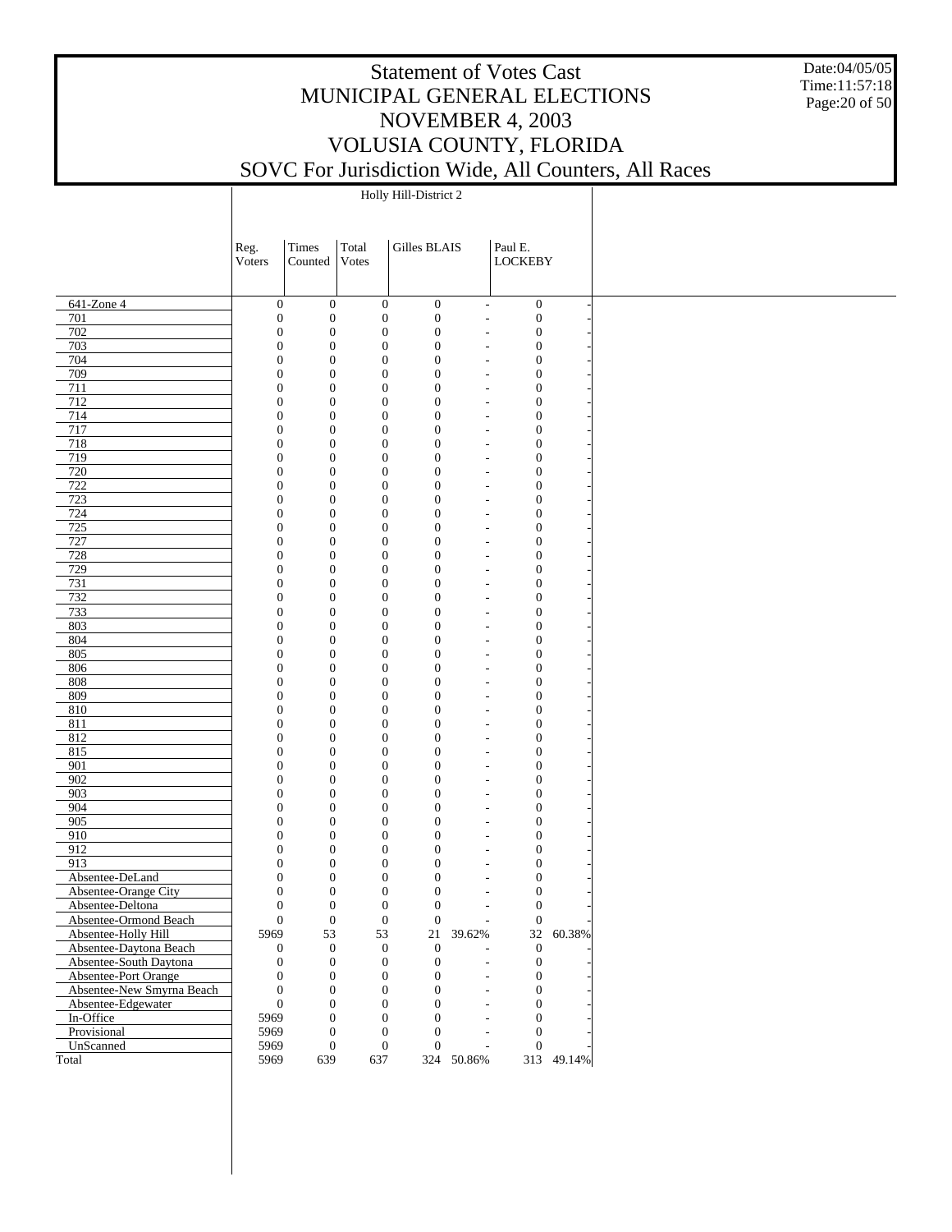# Statement of Votes Cast
# MUNICIPAL GENERAL ELECTIONS
# NOVEMBER 4, 2003
# VOLUSIA COUNTY, FLORIDA
# SOVC For Jurisdiction Wide, All Counters, All Races

Date:04/05/05
Time:11:57:18

Holly Hill-District 2

| | Reg. Voters | Times Counted | Total Votes | Gilles BLAIS | | Paul E. LOCKEBY | |
|---|---|---|---|---|---|---|---|
| 641-Zone 4 | 0 | 0 | 0 | 0 | - | 0 | - |
| 701 | 0 | 0 | 0 | 0 | - | 0 | - |
| 702 | 0 | 0 | 0 | 0 | - | 0 | - |
| 703 | 0 | 0 | 0 | 0 | - | 0 | - |
| 704 | 0 | 0 | 0 | 0 | - | 0 | - |
| 709 | 0 | 0 | 0 | 0 | - | 0 | - |
| 711 | 0 | 0 | 0 | 0 | - | 0 | - |
| 712 | 0 | 0 | 0 | 0 | - | 0 | - |
| 714 | 0 | 0 | 0 | 0 | - | 0 | - |
| 717 | 0 | 0 | 0 | 0 | - | 0 | - |
| 718 | 0 | 0 | 0 | 0 | - | 0 | - |
| 719 | 0 | 0 | 0 | 0 | - | 0 | - |
| 720 | 0 | 0 | 0 | 0 | - | 0 | - |
| 722 | 0 | 0 | 0 | 0 | - | 0 | - |
| 723 | 0 | 0 | 0 | 0 | - | 0 | - |
| 724 | 0 | 0 | 0 | 0 | - | 0 | - |
| 725 | 0 | 0 | 0 | 0 | - | 0 | - |
| 727 | 0 | 0 | 0 | 0 | - | 0 | - |
| 728 | 0 | 0 | 0 | 0 | - | 0 | - |
| 729 | 0 | 0 | 0 | 0 | - | 0 | - |
| 731 | 0 | 0 | 0 | 0 | - | 0 | - |
| 732 | 0 | 0 | 0 | 0 | - | 0 | - |
| 733 | 0 | 0 | 0 | 0 | - | 0 | - |
| 803 | 0 | 0 | 0 | 0 | - | 0 | - |
| 804 | 0 | 0 | 0 | 0 | - | 0 | - |
| 805 | 0 | 0 | 0 | 0 | - | 0 | - |
| 806 | 0 | 0 | 0 | 0 | - | 0 | - |
| 808 | 0 | 0 | 0 | 0 | - | 0 | - |
| 809 | 0 | 0 | 0 | 0 | - | 0 | - |
| 810 | 0 | 0 | 0 | 0 | - | 0 | - |
| 811 | 0 | 0 | 0 | 0 | - | 0 | - |
| 812 | 0 | 0 | 0 | 0 | - | 0 | - |
| 815 | 0 | 0 | 0 | 0 | - | 0 | - |
| 901 | 0 | 0 | 0 | 0 | - | 0 | - |
| 902 | 0 | 0 | 0 | 0 | - | 0 | - |
| 903 | 0 | 0 | 0 | 0 | - | 0 | - |
| 904 | 0 | 0 | 0 | 0 | - | 0 | - |
| 905 | 0 | 0 | 0 | 0 | - | 0 | - |
| 910 | 0 | 0 | 0 | 0 | - | 0 | - |
| 912 | 0 | 0 | 0 | 0 | - | 0 | - |
| 913 | 0 | 0 | 0 | 0 | - | 0 | - |
| Absentee-DeLand | 0 | 0 | 0 | 0 | - | 0 | - |
| Absentee-Orange City | 0 | 0 | 0 | 0 | - | 0 | - |
| Absentee-Deltona | 0 | 0 | 0 | 0 | - | 0 | - |
| Absentee-Ormond Beach | 0 | 0 | 0 | 0 | - | 0 | - |
| Absentee-Holly Hill | 5969 | 53 | 53 | 21 | 39.62% | 32 | 60.38% |
| Absentee-Daytona Beach | 0 | 0 | 0 | 0 | - | 0 | - |
| Absentee-South Daytona | 0 | 0 | 0 | 0 | - | 0 | - |
| Absentee-Port Orange | 0 | 0 | 0 | 0 | - | 0 | - |
| Absentee-New Smyrna Beach | 0 | 0 | 0 | 0 | - | 0 | - |
| Absentee-Edgewater | 0 | 0 | 0 | 0 | - | 0 | - |
| In-Office | 5969 | 0 | 0 | 0 | - | 0 | - |
| Provisional | 5969 | 0 | 0 | 0 | - | 0 | - |
| UnScanned | 5969 | 0 | 0 | 0 | - | 0 | - |
| Total | 5969 | 639 | 637 | 324 | 50.86% | 313 | 49.14% |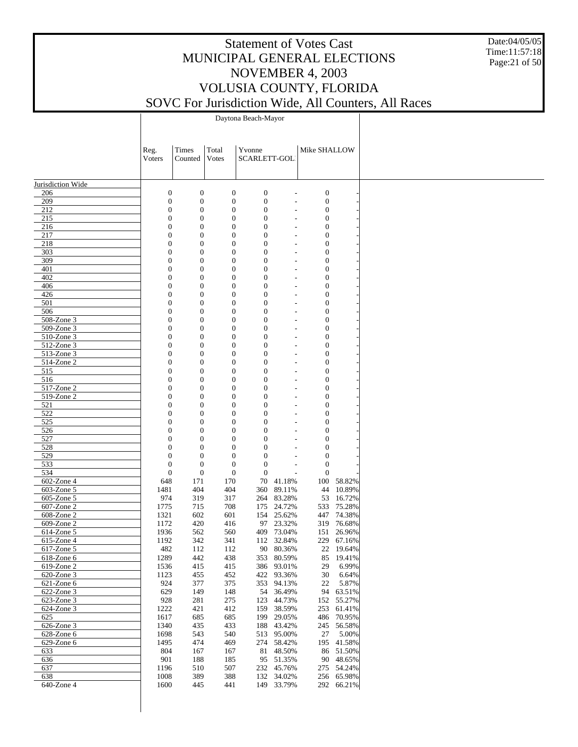# Statement of Votes Cast
# MUNICIPAL GENERAL ELECTIONS
# NOVEMBER 4, 2003
# VOLUSIA COUNTY, FLORIDA
# SOVC For Jurisdiction Wide, All Counters, All Races

Date:04/05/05
Time:11:57:18

| | Daytona Beach-Mayor | | | | | | |
|---|---|---|---|---|---|---|---|
| | Reg. Voters | Times Counted | Total Votes | Yvonne SCARLETT-GOL | | Mike SHALLOW | |
| Jurisdiction Wide | | | | | | | |
| 206 | 0 | 0 | 0 | 0 | - | 0 | - |
| 209 | 0 | 0 | 0 | 0 | - | 0 | - |
| 212 | 0 | 0 | 0 | 0 | - | 0 | - |
| 215 | 0 | 0 | 0 | 0 | - | 0 | - |
| 216 | 0 | 0 | 0 | 0 | - | 0 | - |
| 217 | 0 | 0 | 0 | 0 | - | 0 | - |
| 218 | 0 | 0 | 0 | 0 | - | 0 | - |
| 303 | 0 | 0 | 0 | 0 | - | 0 | - |
| 309 | 0 | 0 | 0 | 0 | - | 0 | - |
| 401 | 0 | 0 | 0 | 0 | - | 0 | - |
| 402 | 0 | 0 | 0 | 0 | - | 0 | - |
| 406 | 0 | 0 | 0 | 0 | - | 0 | - |
| 426 | 0 | 0 | 0 | 0 | - | 0 | - |
| 501 | 0 | 0 | 0 | 0 | - | 0 | - |
| 506 | 0 | 0 | 0 | 0 | - | 0 | - |
| 508-Zone 3 | 0 | 0 | 0 | 0 | - | 0 | - |
| 509-Zone 3 | 0 | 0 | 0 | 0 | - | 0 | - |
| 510-Zone 3 | 0 | 0 | 0 | 0 | - | 0 | - |
| 512-Zone 3 | 0 | 0 | 0 | 0 | - | 0 | - |
| 513-Zone 3 | 0 | 0 | 0 | 0 | - | 0 | - |
| 514-Zone 2 | 0 | 0 | 0 | 0 | - | 0 | - |
| 515 | 0 | 0 | 0 | 0 | - | 0 | - |
| 516 | 0 | 0 | 0 | 0 | - | 0 | - |
| 517-Zone 2 | 0 | 0 | 0 | 0 | - | 0 | - |
| 519-Zone 2 | 0 | 0 | 0 | 0 | - | 0 | - |
| 521 | 0 | 0 | 0 | 0 | - | 0 | - |
| 522 | 0 | 0 | 0 | 0 | - | 0 | - |
| 525 | 0 | 0 | 0 | 0 | - | 0 | - |
| 526 | 0 | 0 | 0 | 0 | - | 0 | - |
| 527 | 0 | 0 | 0 | 0 | - | 0 | - |
| 528 | 0 | 0 | 0 | 0 | - | 0 | - |
| 529 | 0 | 0 | 0 | 0 | - | 0 | - |
| 533 | 0 | 0 | 0 | 0 | - | 0 | - |
| 534 | 0 | 0 | 0 | 0 | - | 0 | - |
| 602-Zone 4 | 648 | 171 | 170 | 70 | 41.18% | 100 | 58.82% |
| 603-Zone 5 | 1481 | 404 | 404 | 360 | 89.11% | 44 | 10.89% |
| 605-Zone 5 | 974 | 319 | 317 | 264 | 83.28% | 53 | 16.72% |
| 607-Zone 2 | 1775 | 715 | 708 | 175 | 24.72% | 533 | 75.28% |
| 608-Zone 2 | 1321 | 602 | 601 | 154 | 25.62% | 447 | 74.38% |
| 609-Zone 2 | 1172 | 420 | 416 | 97 | 23.32% | 319 | 76.68% |
| 614-Zone 5 | 1936 | 562 | 560 | 409 | 73.04% | 151 | 26.96% |
| 615-Zone 4 | 1192 | 342 | 341 | 112 | 32.84% | 229 | 67.16% |
| 617-Zone 5 | 482 | 112 | 112 | 90 | 80.36% | 22 | 19.64% |
| 618-Zone 6 | 1289 | 442 | 438 | 353 | 80.59% | 85 | 19.41% |
| 619-Zone 2 | 1536 | 415 | 415 | 386 | 93.01% | 29 | 6.99% |
| 620-Zone 3 | 1123 | 455 | 452 | 422 | 93.36% | 30 | 6.64% |
| 621-Zone 6 | 924 | 377 | 375 | 353 | 94.13% | 22 | 5.87% |
| 622-Zone 3 | 629 | 149 | 148 | 54 | 36.49% | 94 | 63.51% |
| 623-Zone 3 | 928 | 281 | 275 | 123 | 44.73% | 152 | 55.27% |
| 624-Zone 3 | 1222 | 421 | 412 | 159 | 38.59% | 253 | 61.41% |
| 625 | 1617 | 685 | 685 | 199 | 29.05% | 486 | 70.95% |
| 626-Zone 3 | 1340 | 435 | 433 | 188 | 43.42% | 245 | 56.58% |
| 628-Zone 6 | 1698 | 543 | 540 | 513 | 95.00% | 27 | 5.00% |
| 629-Zone 6 | 1495 | 474 | 469 | 274 | 58.42% | 195 | 41.58% |
| 633 | 804 | 167 | 167 | 81 | 48.50% | 86 | 51.50% |
| 636 | 901 | 188 | 185 | 95 | 51.35% | 90 | 48.65% |
| 637 | 1196 | 510 | 507 | 232 | 45.76% | 275 | 54.24% |
| 638 | 1008 | 389 | 388 | 132 | 34.02% | 256 | 65.98% |
| 640-Zone 4 | 1600 | 445 | 441 | 149 | 33.79% | 292 | 66.21% |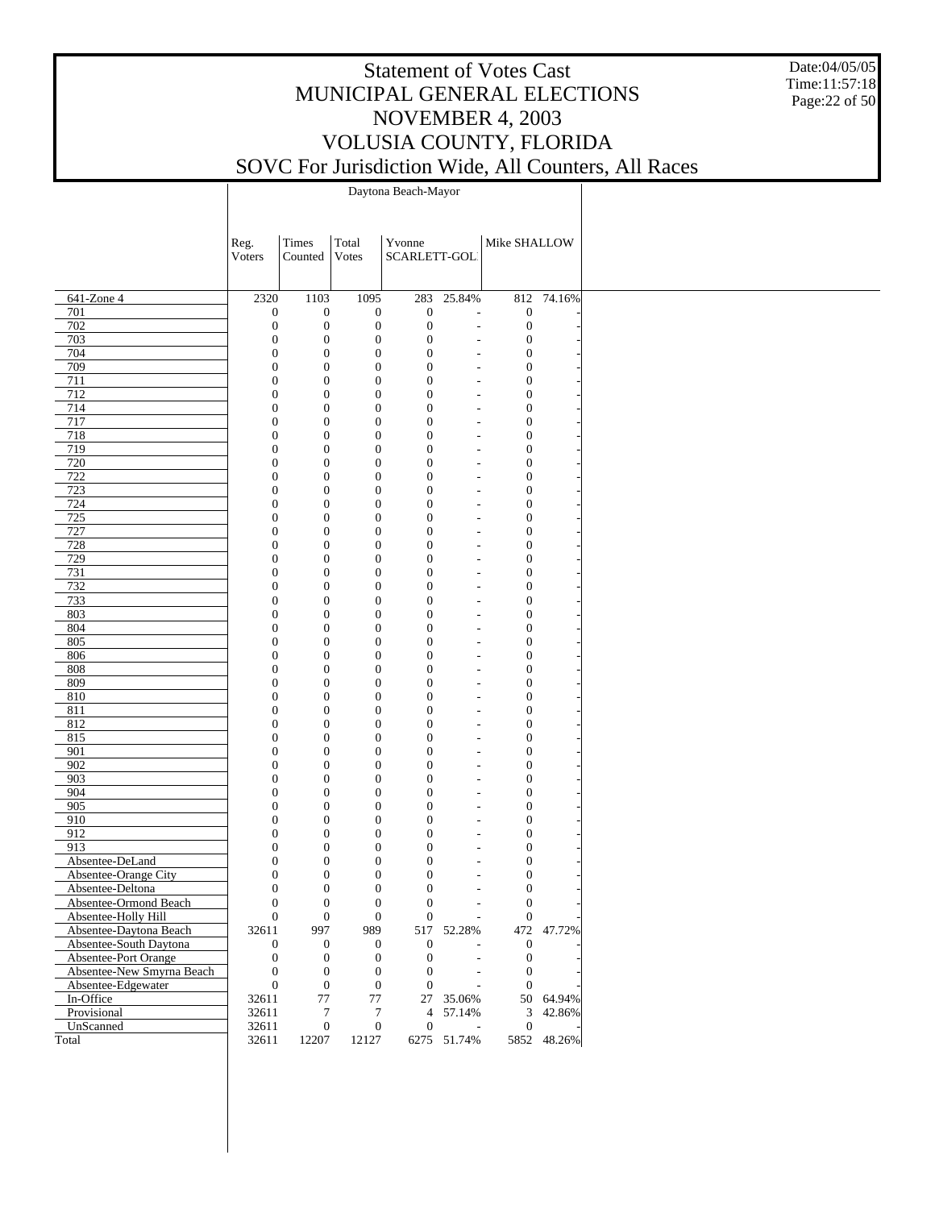# Statement of Votes Cast
# MUNICIPAL GENERAL ELECTIONS
# NOVEMBER 4, 2003
# VOLUSIA COUNTY, FLORIDA
# SOVC For Jurisdiction Wide, All Counters, All Races

Date:04/05/05
Time:11:57:18

| | Daytona Beach-Mayor | | | | | | |
|---|---|---|---|---|---|---|---|
| | Reg. Voters | Times Counted | Total Votes | Yvonne SCARLETT-GOL | | Mike SHALLOW | |
| 641-Zone 4 | 2320 | 1103 | 1095 | 283 | 25.84% | 812 | 74.16% |
| 701 | 0 | 0 | 0 | 0 | - | 0 | - |
| 702 | 0 | 0 | 0 | 0 | - | 0 | - |
| 703 | 0 | 0 | 0 | 0 | - | 0 | - |
| 704 | 0 | 0 | 0 | 0 | - | 0 | - |
| 709 | 0 | 0 | 0 | 0 | - | 0 | - |
| 711 | 0 | 0 | 0 | 0 | - | 0 | - |
| 712 | 0 | 0 | 0 | 0 | - | 0 | - |
| 714 | 0 | 0 | 0 | 0 | - | 0 | - |
| 717 | 0 | 0 | 0 | 0 | - | 0 | - |
| 718 | 0 | 0 | 0 | 0 | - | 0 | - |
| 719 | 0 | 0 | 0 | 0 | - | 0 | - |
| 720 | 0 | 0 | 0 | 0 | - | 0 | - |
| 722 | 0 | 0 | 0 | 0 | - | 0 | - |
| 723 | 0 | 0 | 0 | 0 | - | 0 | - |
| 724 | 0 | 0 | 0 | 0 | - | 0 | - |
| 725 | 0 | 0 | 0 | 0 | - | 0 | - |
| 727 | 0 | 0 | 0 | 0 | - | 0 | - |
| 728 | 0 | 0 | 0 | 0 | - | 0 | - |
| 729 | 0 | 0 | 0 | 0 | - | 0 | - |
| 731 | 0 | 0 | 0 | 0 | - | 0 | - |
| 732 | 0 | 0 | 0 | 0 | - | 0 | - |
| 733 | 0 | 0 | 0 | 0 | - | 0 | - |
| 803 | 0 | 0 | 0 | 0 | - | 0 | - |
| 804 | 0 | 0 | 0 | 0 | - | 0 | - |
| 805 | 0 | 0 | 0 | 0 | - | 0 | - |
| 806 | 0 | 0 | 0 | 0 | - | 0 | - |
| 808 | 0 | 0 | 0 | 0 | - | 0 | - |
| 809 | 0 | 0 | 0 | 0 | - | 0 | - |
| 810 | 0 | 0 | 0 | 0 | - | 0 | - |
| 811 | 0 | 0 | 0 | 0 | - | 0 | - |
| 812 | 0 | 0 | 0 | 0 | - | 0 | - |
| 815 | 0 | 0 | 0 | 0 | - | 0 | - |
| 901 | 0 | 0 | 0 | 0 | - | 0 | - |
| 902 | 0 | 0 | 0 | 0 | - | 0 | - |
| 903 | 0 | 0 | 0 | 0 | - | 0 | - |
| 904 | 0 | 0 | 0 | 0 | - | 0 | - |
| 905 | 0 | 0 | 0 | 0 | - | 0 | - |
| 910 | 0 | 0 | 0 | 0 | - | 0 | - |
| 912 | 0 | 0 | 0 | 0 | - | 0 | - |
| 913 | 0 | 0 | 0 | 0 | - | 0 | - |
| Absentee-DeLand | 0 | 0 | 0 | 0 | - | 0 | - |
| Absentee-Orange City | 0 | 0 | 0 | 0 | - | 0 | - |
| Absentee-Deltona | 0 | 0 | 0 | 0 | - | 0 | - |
| Absentee-Ormond Beach | 0 | 0 | 0 | 0 | - | 0 | - |
| Absentee-Holly Hill | 0 | 0 | 0 | 0 | - | 0 | - |
| Absentee-Daytona Beach | 32611 | 997 | 989 | 517 | 52.28% | 472 | 47.72% |
| Absentee-South Daytona | 0 | 0 | 0 | 0 | - | 0 | - |
| Absentee-Port Orange | 0 | 0 | 0 | 0 | - | 0 | - |
| Absentee-New Smyrna Beach | 0 | 0 | 0 | 0 | - | 0 | - |
| Absentee-Edgewater | 0 | 0 | 0 | 0 | - | 0 | - |
| In-Office | 32611 | 77 | 77 | 27 | 35.06% | 50 | 64.94% |
| Provisional | 32611 | 7 | 7 | 4 | 57.14% | 3 | 42.86% |
| UnScanned | 32611 | 0 | 0 | 0 | - | 0 | - |
| Total | 32611 | 12207 | 12127 | 6275 | 51.74% | 5852 | 48.26% |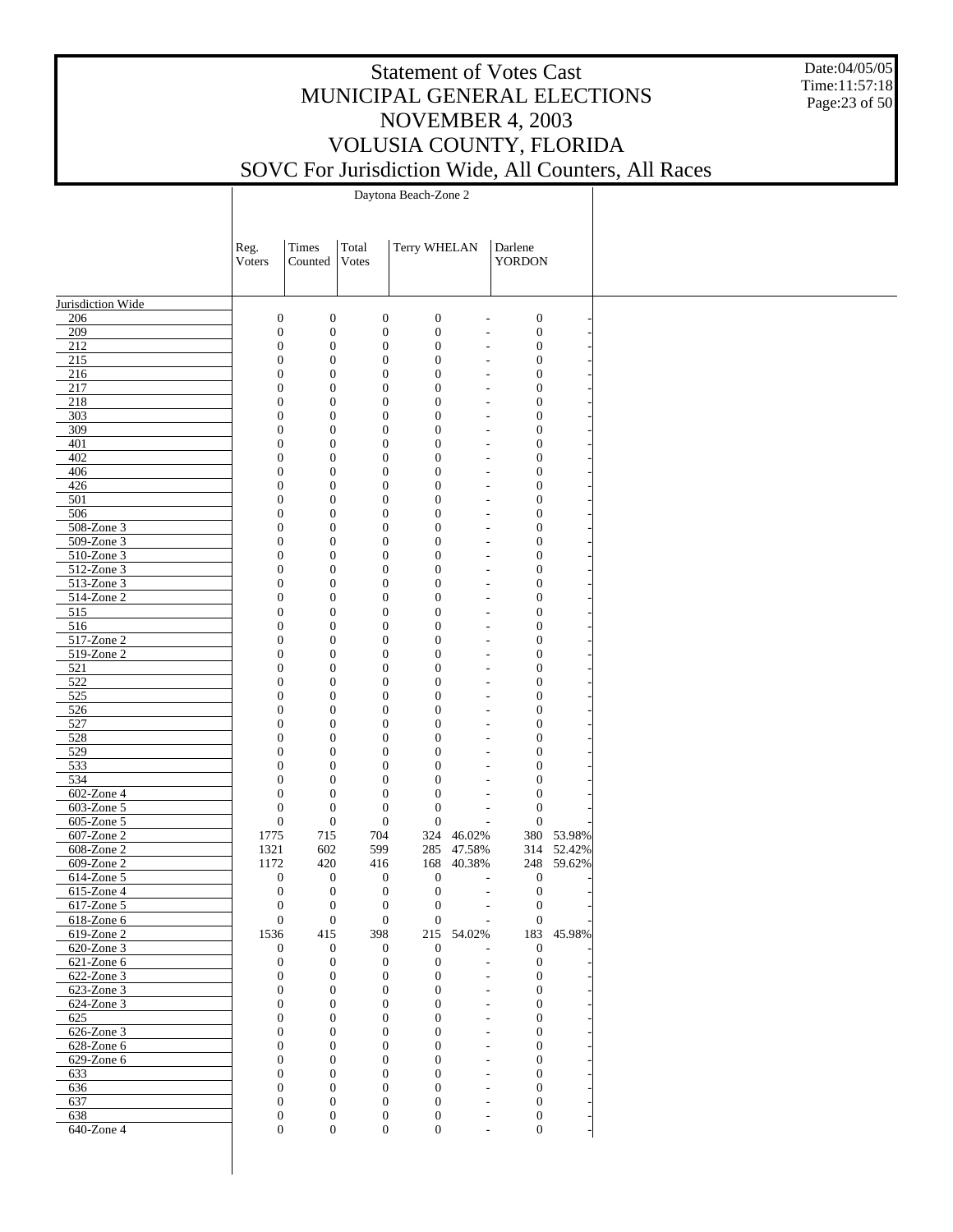# Statement of Votes Cast
# MUNICIPAL GENERAL ELECTIONS
# NOVEMBER 4, 2003
# VOLUSIA COUNTY, FLORIDA
# SOVC For Jurisdiction Wide, All Counters, All Races

Date:04/05/05
Time:11:57:18

| | Daytona Beach-Zone 2 | | | | | | |
|---|---|---|---|---|---|---|---|
| | Reg. Voters | Times Counted | Total Votes | Terry WHELAN | | Darlene YORDON | |
| Jurisdiction Wide | | | | | | | |
| 206 | 0 | 0 | 0 | 0 | - | 0 | - |
| 209 | 0 | 0 | 0 | 0 | - | 0 | - |
| 212 | 0 | 0 | 0 | 0 | - | 0 | - |
| 215 | 0 | 0 | 0 | 0 | - | 0 | - |
| 216 | 0 | 0 | 0 | 0 | - | 0 | - |
| 217 | 0 | 0 | 0 | 0 | - | 0 | - |
| 218 | 0 | 0 | 0 | 0 | - | 0 | - |
| 303 | 0 | 0 | 0 | 0 | - | 0 | - |
| 309 | 0 | 0 | 0 | 0 | - | 0 | - |
| 401 | 0 | 0 | 0 | 0 | - | 0 | - |
| 402 | 0 | 0 | 0 | 0 | - | 0 | - |
| 406 | 0 | 0 | 0 | 0 | - | 0 | - |
| 426 | 0 | 0 | 0 | 0 | - | 0 | - |
| 501 | 0 | 0 | 0 | 0 | - | 0 | - |
| 506 | 0 | 0 | 0 | 0 | - | 0 | - |
| 508-Zone 3 | 0 | 0 | 0 | 0 | - | 0 | - |
| 509-Zone 3 | 0 | 0 | 0 | 0 | - | 0 | - |
| 510-Zone 3 | 0 | 0 | 0 | 0 | - | 0 | - |
| 512-Zone 3 | 0 | 0 | 0 | 0 | - | 0 | - |
| 513-Zone 3 | 0 | 0 | 0 | 0 | - | 0 | - |
| 514-Zone 2 | 0 | 0 | 0 | 0 | - | 0 | - |
| 515 | 0 | 0 | 0 | 0 | - | 0 | - |
| 516 | 0 | 0 | 0 | 0 | - | 0 | - |
| 517-Zone 2 | 0 | 0 | 0 | 0 | - | 0 | - |
| 519-Zone 2 | 0 | 0 | 0 | 0 | - | 0 | - |
| 521 | 0 | 0 | 0 | 0 | - | 0 | - |
| 522 | 0 | 0 | 0 | 0 | - | 0 | - |
| 525 | 0 | 0 | 0 | 0 | - | 0 | - |
| 526 | 0 | 0 | 0 | 0 | - | 0 | - |
| 527 | 0 | 0 | 0 | 0 | - | 0 | - |
| 528 | 0 | 0 | 0 | 0 | - | 0 | - |
| 529 | 0 | 0 | 0 | 0 | - | 0 | - |
| 533 | 0 | 0 | 0 | 0 | - | 0 | - |
| 534 | 0 | 0 | 0 | 0 | - | 0 | - |
| 602-Zone 4 | 0 | 0 | 0 | 0 | - | 0 | - |
| 603-Zone 5 | 0 | 0 | 0 | 0 | - | 0 | - |
| 605-Zone 5 | 0 | 0 | 0 | 0 | - | 0 | - |
| 607-Zone 2 | 1775 | 715 | 704 | 324 | 46.02% | 380 | 53.98% |
| 608-Zone 2 | 1321 | 602 | 599 | 285 | 47.58% | 314 | 52.42% |
| 609-Zone 2 | 1172 | 420 | 416 | 168 | 40.38% | 248 | 59.62% |
| 614-Zone 5 | 0 | 0 | 0 | 0 | - | 0 | - |
| 615-Zone 4 | 0 | 0 | 0 | 0 | - | 0 | - |
| 617-Zone 5 | 0 | 0 | 0 | 0 | - | 0 | - |
| 618-Zone 6 | 0 | 0 | 0 | 0 | - | 0 | - |
| 619-Zone 2 | 1536 | 415 | 398 | 215 | 54.02% | 183 | 45.98% |
| 620-Zone 3 | 0 | 0 | 0 | 0 | - | 0 | - |
| 621-Zone 6 | 0 | 0 | 0 | 0 | - | 0 | - |
| 622-Zone 3 | 0 | 0 | 0 | 0 | - | 0 | - |
| 623-Zone 3 | 0 | 0 | 0 | 0 | - | 0 | - |
| 624-Zone 3 | 0 | 0 | 0 | 0 | - | 0 | - |
| 625 | 0 | 0 | 0 | 0 | - | 0 | - |
| 626-Zone 3 | 0 | 0 | 0 | 0 | - | 0 | - |
| 628-Zone 6 | 0 | 0 | 0 | 0 | - | 0 | - |
| 629-Zone 6 | 0 | 0 | 0 | 0 | - | 0 | - |
| 633 | 0 | 0 | 0 | 0 | - | 0 | - |
| 636 | 0 | 0 | 0 | 0 | - | 0 | - |
| 637 | 0 | 0 | 0 | 0 | - | 0 | - |
| 638 | 0 | 0 | 0 | 0 | - | 0 | - |
| 640-Zone 4 | 0 | 0 | 0 | 0 | - | 0 | - |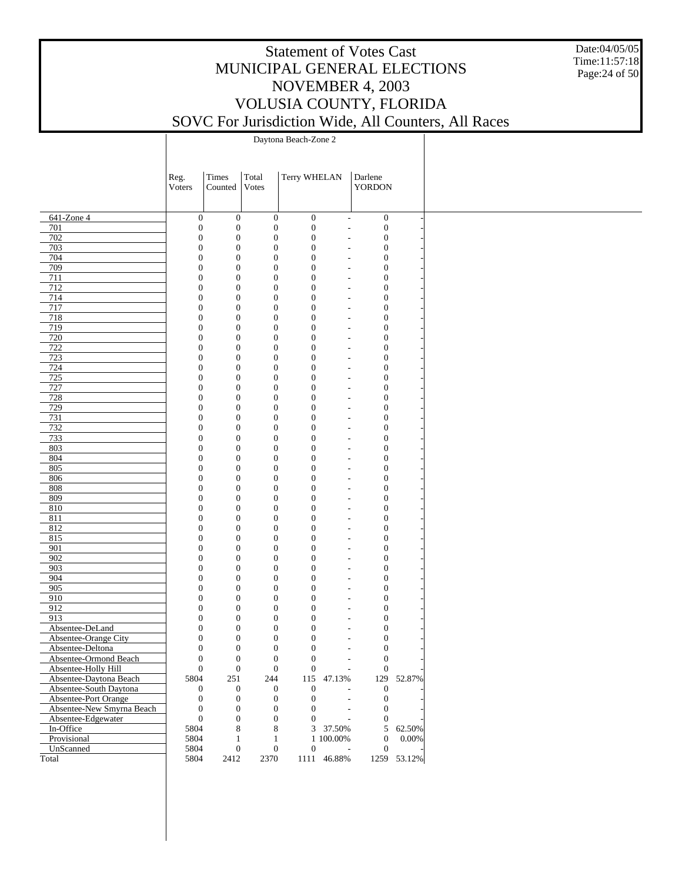# Statement of Votes Cast
# MUNICIPAL GENERAL ELECTIONS
# NOVEMBER 4, 2003
# VOLUSIA COUNTY, FLORIDA
# SOVC For Jurisdiction Wide, All Counters, All Races

Date:04/05/05
Time:11:57:18

| | Daytona Beach-Zone 2 | | | | | | |
|---|---|---|---|---|---|---|---|
| | Reg. Voters | Times Counted | Total Votes | Terry WHELAN | | Darlene YORDON | |
| 641-Zone 4 | 0 | 0 | 0 | 0 | - | 0 | - |
| 701 | 0 | 0 | 0 | 0 | - | 0 | - |
| 702 | 0 | 0 | 0 | 0 | - | 0 | - |
| 703 | 0 | 0 | 0 | 0 | - | 0 | - |
| 704 | 0 | 0 | 0 | 0 | - | 0 | - |
| 709 | 0 | 0 | 0 | 0 | - | 0 | - |
| 711 | 0 | 0 | 0 | 0 | - | 0 | - |
| 712 | 0 | 0 | 0 | 0 | - | 0 | - |
| 714 | 0 | 0 | 0 | 0 | - | 0 | - |
| 717 | 0 | 0 | 0 | 0 | - | 0 | - |
| 718 | 0 | 0 | 0 | 0 | - | 0 | - |
| 719 | 0 | 0 | 0 | 0 | - | 0 | - |
| 720 | 0 | 0 | 0 | 0 | - | 0 | - |
| 722 | 0 | 0 | 0 | 0 | - | 0 | - |
| 723 | 0 | 0 | 0 | 0 | - | 0 | - |
| 724 | 0 | 0 | 0 | 0 | - | 0 | - |
| 725 | 0 | 0 | 0 | 0 | - | 0 | - |
| 727 | 0 | 0 | 0 | 0 | - | 0 | - |
| 728 | 0 | 0 | 0 | 0 | - | 0 | - |
| 729 | 0 | 0 | 0 | 0 | - | 0 | - |
| 731 | 0 | 0 | 0 | 0 | - | 0 | - |
| 732 | 0 | 0 | 0 | 0 | - | 0 | - |
| 733 | 0 | 0 | 0 | 0 | - | 0 | - |
| 803 | 0 | 0 | 0 | 0 | - | 0 | - |
| 804 | 0 | 0 | 0 | 0 | - | 0 | - |
| 805 | 0 | 0 | 0 | 0 | - | 0 | - |
| 806 | 0 | 0 | 0 | 0 | - | 0 | - |
| 808 | 0 | 0 | 0 | 0 | - | 0 | - |
| 809 | 0 | 0 | 0 | 0 | - | 0 | - |
| 810 | 0 | 0 | 0 | 0 | - | 0 | - |
| 811 | 0 | 0 | 0 | 0 | - | 0 | - |
| 812 | 0 | 0 | 0 | 0 | - | 0 | - |
| 815 | 0 | 0 | 0 | 0 | - | 0 | - |
| 901 | 0 | 0 | 0 | 0 | - | 0 | - |
| 902 | 0 | 0 | 0 | 0 | - | 0 | - |
| 903 | 0 | 0 | 0 | 0 | - | 0 | - |
| 904 | 0 | 0 | 0 | 0 | - | 0 | - |
| 905 | 0 | 0 | 0 | 0 | - | 0 | - |
| 910 | 0 | 0 | 0 | 0 | - | 0 | - |
| 912 | 0 | 0 | 0 | 0 | - | 0 | - |
| 913 | 0 | 0 | 0 | 0 | - | 0 | - |
| Absentee-DeLand | 0 | 0 | 0 | 0 | - | 0 | - |
| Absentee-Orange City | 0 | 0 | 0 | 0 | - | 0 | - |
| Absentee-Deltona | 0 | 0 | 0 | 0 | - | 0 | - |
| Absentee-Ormond Beach | 0 | 0 | 0 | 0 | - | 0 | - |
| Absentee-Holly Hill | 0 | 0 | 0 | 0 | - | 0 | - |
| Absentee-Daytona Beach | 5804 | 251 | 244 | 115 | 47.13% | 129 | 52.87% |
| Absentee-South Daytona | 0 | 0 | 0 | 0 | - | 0 | - |
| Absentee-Port Orange | 0 | 0 | 0 | 0 | - | 0 | - |
| Absentee-New Smyrna Beach | 0 | 0 | 0 | 0 | - | 0 | - |
| Absentee-Edgewater | 0 | 0 | 0 | 0 | - | 0 | - |
| In-Office | 5804 | 8 | 8 | 3 | 37.50% | 5 | 62.50% |
| Provisional | 5804 | 1 | 1 | 1 | 100.00% | 0 | 0.00% |
| UnScanned | 5804 | 0 | 0 | 0 | - | 0 | - |
| Total | 5804 | 2412 | 2370 | 1111 | 46.88% | 1259 | 53.12% |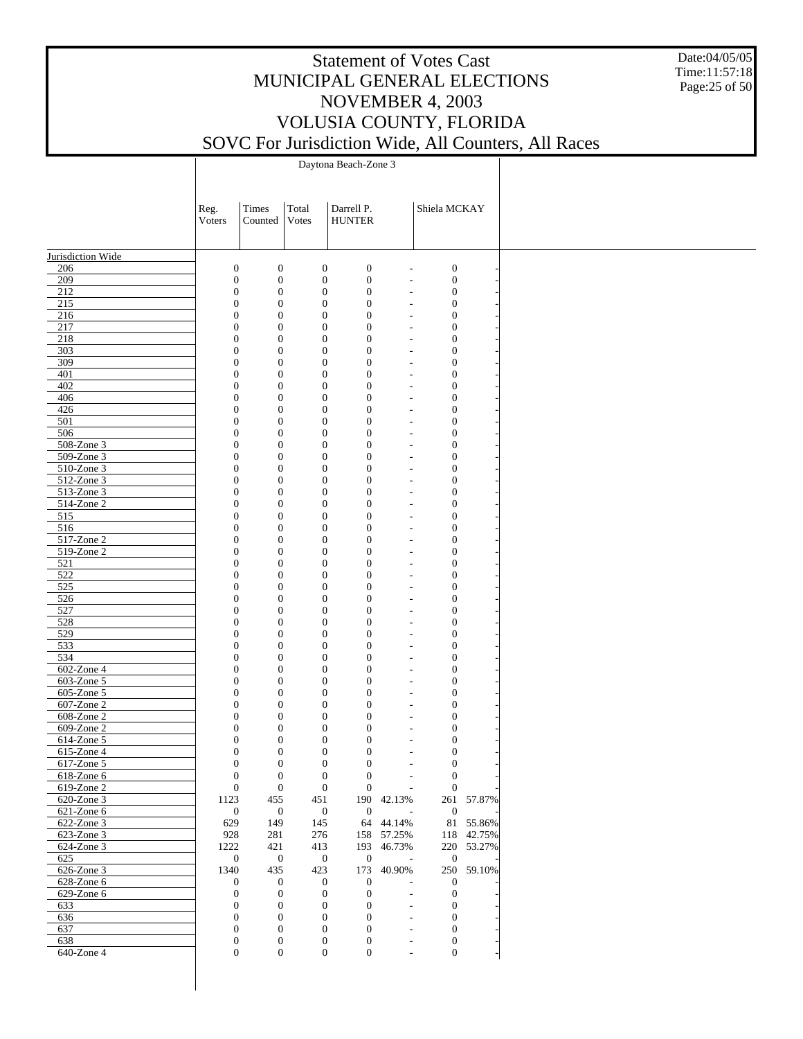# Statement of Votes Cast
# MUNICIPAL GENERAL ELECTIONS
# NOVEMBER 4, 2003
# VOLUSIA COUNTY, FLORIDA
# SOVC For Jurisdiction Wide, All Counters, All Races

Date:04/05/05
Time:11:57:18

| | Daytona Beach-Zone 3 | | | | | | |
|---|---|---|---|---|---|---|---|
| | Reg. Voters | Times Counted | Total Votes | Darrell P. HUNTER | | Shiela MCKAY | |
| Jurisdiction Wide | | | | | | | |
| 206 | 0 | 0 | 0 | 0 | - | 0 | - |
| 209 | 0 | 0 | 0 | 0 | - | 0 | - |
| 212 | 0 | 0 | 0 | 0 | - | 0 | - |
| 215 | 0 | 0 | 0 | 0 | - | 0 | - |
| 216 | 0 | 0 | 0 | 0 | - | 0 | - |
| 217 | 0 | 0 | 0 | 0 | - | 0 | - |
| 218 | 0 | 0 | 0 | 0 | - | 0 | - |
| 303 | 0 | 0 | 0 | 0 | - | 0 | - |
| 309 | 0 | 0 | 0 | 0 | - | 0 | - |
| 401 | 0 | 0 | 0 | 0 | - | 0 | - |
| 402 | 0 | 0 | 0 | 0 | - | 0 | - |
| 406 | 0 | 0 | 0 | 0 | - | 0 | - |
| 426 | 0 | 0 | 0 | 0 | - | 0 | - |
| 501 | 0 | 0 | 0 | 0 | - | 0 | - |
| 506 | 0 | 0 | 0 | 0 | - | 0 | - |
| 508-Zone 3 | 0 | 0 | 0 | 0 | - | 0 | - |
| 509-Zone 3 | 0 | 0 | 0 | 0 | - | 0 | - |
| 510-Zone 3 | 0 | 0 | 0 | 0 | - | 0 | - |
| 512-Zone 3 | 0 | 0 | 0 | 0 | - | 0 | - |
| 513-Zone 3 | 0 | 0 | 0 | 0 | - | 0 | - |
| 514-Zone 2 | 0 | 0 | 0 | 0 | - | 0 | - |
| 515 | 0 | 0 | 0 | 0 | - | 0 | - |
| 516 | 0 | 0 | 0 | 0 | - | 0 | - |
| 517-Zone 2 | 0 | 0 | 0 | 0 | - | 0 | - |
| 519-Zone 2 | 0 | 0 | 0 | 0 | - | 0 | - |
| 521 | 0 | 0 | 0 | 0 | - | 0 | - |
| 522 | 0 | 0 | 0 | 0 | - | 0 | - |
| 525 | 0 | 0 | 0 | 0 | - | 0 | - |
| 526 | 0 | 0 | 0 | 0 | - | 0 | - |
| 527 | 0 | 0 | 0 | 0 | - | 0 | - |
| 528 | 0 | 0 | 0 | 0 | - | 0 | - |
| 529 | 0 | 0 | 0 | 0 | - | 0 | - |
| 533 | 0 | 0 | 0 | 0 | - | 0 | - |
| 534 | 0 | 0 | 0 | 0 | - | 0 | - |
| 602-Zone 4 | 0 | 0 | 0 | 0 | - | 0 | - |
| 603-Zone 5 | 0 | 0 | 0 | 0 | - | 0 | - |
| 605-Zone 5 | 0 | 0 | 0 | 0 | - | 0 | - |
| 607-Zone 2 | 0 | 0 | 0 | 0 | - | 0 | - |
| 608-Zone 2 | 0 | 0 | 0 | 0 | - | 0 | - |
| 609-Zone 2 | 0 | 0 | 0 | 0 | - | 0 | - |
| 614-Zone 5 | 0 | 0 | 0 | 0 | - | 0 | - |
| 615-Zone 4 | 0 | 0 | 0 | 0 | - | 0 | - |
| 617-Zone 5 | 0 | 0 | 0 | 0 | - | 0 | - |
| 618-Zone 6 | 0 | 0 | 0 | 0 | - | 0 | - |
| 619-Zone 2 | 0 | 0 | 0 | 0 | - | 0 | - |
| 620-Zone 3 | 1123 | 455 | 451 | 190 | 42.13% | 261 | 57.87% |
| 621-Zone 6 | 0 | 0 | 0 | 0 | - | 0 | - |
| 622-Zone 3 | 629 | 149 | 145 | 64 | 44.14% | 81 | 55.86% |
| 623-Zone 3 | 928 | 281 | 276 | 158 | 57.25% | 118 | 42.75% |
| 624-Zone 3 | 1222 | 421 | 413 | 193 | 46.73% | 220 | 53.27% |
| 625 | 0 | 0 | 0 | 0 | - | 0 | - |
| 626-Zone 3 | 1340 | 435 | 423 | 173 | 40.90% | 250 | 59.10% |
| 628-Zone 6 | 0 | 0 | 0 | 0 | - | 0 | - |
| 629-Zone 6 | 0 | 0 | 0 | 0 | - | 0 | - |
| 633 | 0 | 0 | 0 | 0 | - | 0 | - |
| 636 | 0 | 0 | 0 | 0 | - | 0 | - |
| 637 | 0 | 0 | 0 | 0 | - | 0 | - |
| 638 | 0 | 0 | 0 | 0 | - | 0 | - |
| 640-Zone 4 | 0 | 0 | 0 | 0 | - | 0 | - |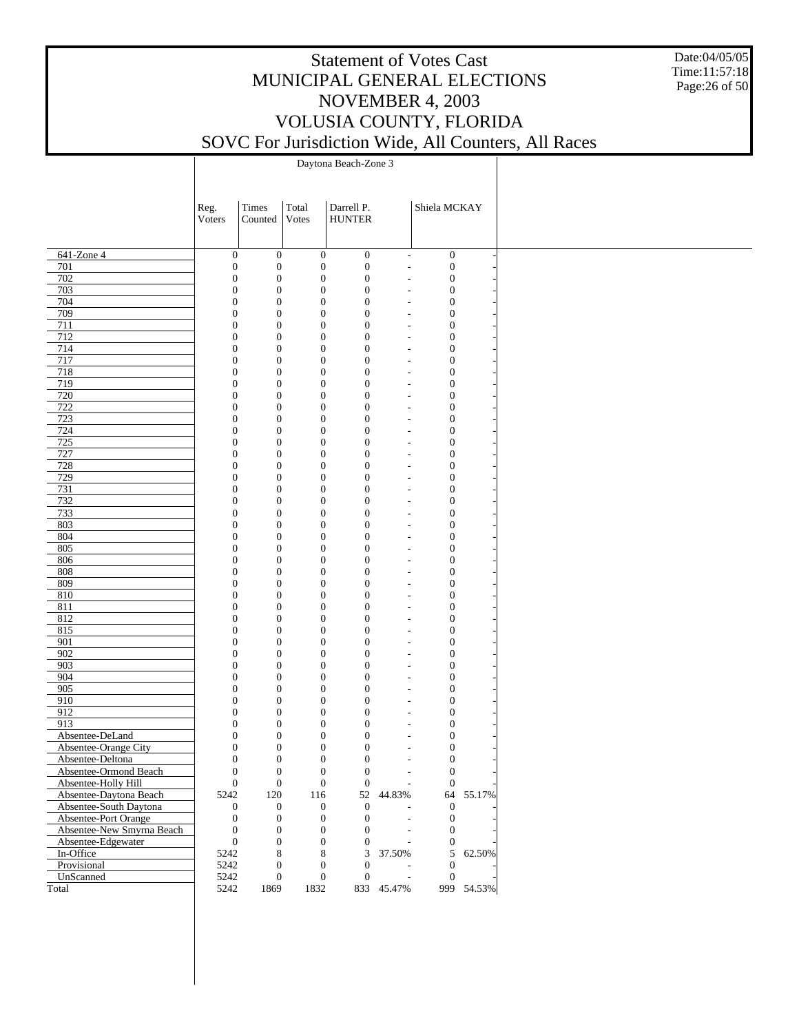# Statement of Votes Cast
# MUNICIPAL GENERAL ELECTIONS
# NOVEMBER 4, 2003
# VOLUSIA COUNTY, FLORIDA
# SOVC For Jurisdiction Wide, All Counters, All Races

Date:04/05/05
Time:11:57:18

| | Daytona Beach-Zone 3 | | | | | | |
|---|---|---|---|---|---|---|---|
| | Reg. Voters | Times Counted | Total Votes | Darrell P. HUNTER | | Shiela MCKAY | |
| 641-Zone 4 | 0 | 0 | 0 | 0 | - | 0 | - |
| 701 | 0 | 0 | 0 | 0 | - | 0 | - |
| 702 | 0 | 0 | 0 | 0 | - | 0 | - |
| 703 | 0 | 0 | 0 | 0 | - | 0 | - |
| 704 | 0 | 0 | 0 | 0 | - | 0 | - |
| 709 | 0 | 0 | 0 | 0 | - | 0 | - |
| 711 | 0 | 0 | 0 | 0 | - | 0 | - |
| 712 | 0 | 0 | 0 | 0 | - | 0 | - |
| 714 | 0 | 0 | 0 | 0 | - | 0 | - |
| 717 | 0 | 0 | 0 | 0 | - | 0 | - |
| 718 | 0 | 0 | 0 | 0 | - | 0 | - |
| 719 | 0 | 0 | 0 | 0 | - | 0 | - |
| 720 | 0 | 0 | 0 | 0 | - | 0 | - |
| 722 | 0 | 0 | 0 | 0 | - | 0 | - |
| 723 | 0 | 0 | 0 | 0 | - | 0 | - |
| 724 | 0 | 0 | 0 | 0 | - | 0 | - |
| 725 | 0 | 0 | 0 | 0 | - | 0 | - |
| 727 | 0 | 0 | 0 | 0 | - | 0 | - |
| 728 | 0 | 0 | 0 | 0 | - | 0 | - |
| 729 | 0 | 0 | 0 | 0 | - | 0 | - |
| 731 | 0 | 0 | 0 | 0 | - | 0 | - |
| 732 | 0 | 0 | 0 | 0 | - | 0 | - |
| 733 | 0 | 0 | 0 | 0 | - | 0 | - |
| 803 | 0 | 0 | 0 | 0 | - | 0 | - |
| 804 | 0 | 0 | 0 | 0 | - | 0 | - |
| 805 | 0 | 0 | 0 | 0 | - | 0 | - |
| 806 | 0 | 0 | 0 | 0 | - | 0 | - |
| 808 | 0 | 0 | 0 | 0 | - | 0 | - |
| 809 | 0 | 0 | 0 | 0 | - | 0 | - |
| 810 | 0 | 0 | 0 | 0 | - | 0 | - |
| 811 | 0 | 0 | 0 | 0 | - | 0 | - |
| 812 | 0 | 0 | 0 | 0 | - | 0 | - |
| 815 | 0 | 0 | 0 | 0 | - | 0 | - |
| 901 | 0 | 0 | 0 | 0 | - | 0 | - |
| 902 | 0 | 0 | 0 | 0 | - | 0 | - |
| 903 | 0 | 0 | 0 | 0 | - | 0 | - |
| 904 | 0 | 0 | 0 | 0 | - | 0 | - |
| 905 | 0 | 0 | 0 | 0 | - | 0 | - |
| 910 | 0 | 0 | 0 | 0 | - | 0 | - |
| 912 | 0 | 0 | 0 | 0 | - | 0 | - |
| 913 | 0 | 0 | 0 | 0 | - | 0 | - |
| Absentee-DeLand | 0 | 0 | 0 | 0 | - | 0 | - |
| Absentee-Orange City | 0 | 0 | 0 | 0 | - | 0 | - |
| Absentee-Deltona | 0 | 0 | 0 | 0 | - | 0 | - |
| Absentee-Ormond Beach | 0 | 0 | 0 | 0 | - | 0 | - |
| Absentee-Holly Hill | 0 | 0 | 0 | 0 | - | 0 | - |
| Absentee-Daytona Beach | 5242 | 120 | 116 | 52 | 44.83% | 64 | 55.17% |
| Absentee-South Daytona | 0 | 0 | 0 | 0 | - | 0 | - |
| Absentee-Port Orange | 0 | 0 | 0 | 0 | - | 0 | - |
| Absentee-New Smyrna Beach | 0 | 0 | 0 | 0 | - | 0 | - |
| Absentee-Edgewater | 0 | 0 | 0 | 0 | - | 0 | - |
| In-Office | 5242 | 8 | 8 | 3 | 37.50% | 5 | 62.50% |
| Provisional | 5242 | 0 | 0 | 0 | - | 0 | - |
| UnScanned | 5242 | 0 | 0 | 0 | - | 0 | - |
| Total | 5242 | 1869 | 1832 | 833 | 45.47% | 999 | 54.53% |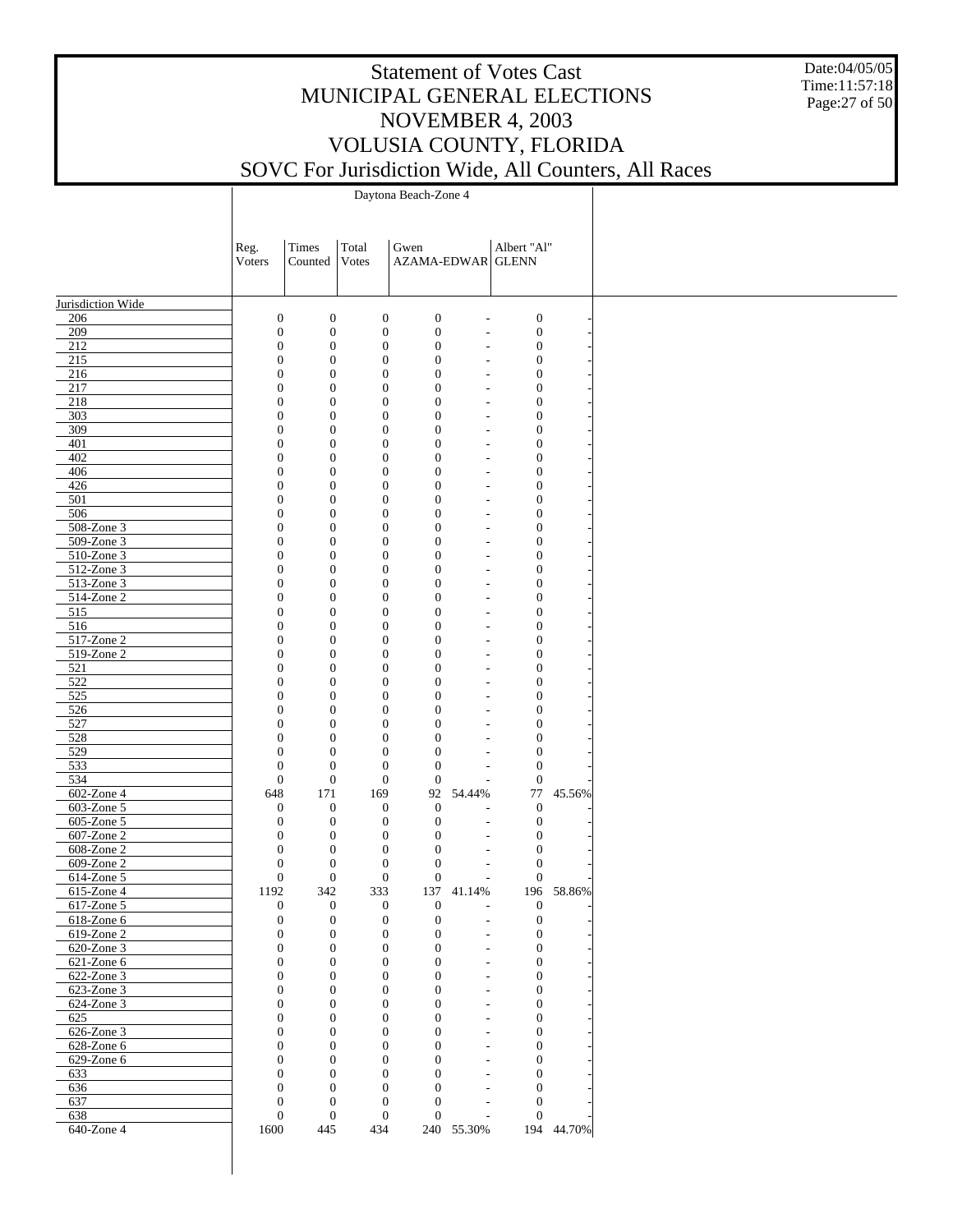# Statement of Votes Cast
# MUNICIPAL GENERAL ELECTIONS
# NOVEMBER 4, 2003
# VOLUSIA COUNTY, FLORIDA
# SOVC For Jurisdiction Wide, All Counters, All Races

Date:04/05/05
Time:11:57:18

| | Daytona Beach-Zone 4 | | | | | | |
|---|---|---|---|---|---|---|---|
| | Reg. Voters | Times Counted | Total Votes | Gwen AZAMA-EDWAR | | Albert "Al" GLENN | |
| Jurisdiction Wide | | | | | | | |
| 206 | 0 | 0 | 0 | 0 | - | 0 | - |
| 209 | 0 | 0 | 0 | 0 | - | 0 | - |
| 212 | 0 | 0 | 0 | 0 | - | 0 | - |
| 215 | 0 | 0 | 0 | 0 | - | 0 | - |
| 216 | 0 | 0 | 0 | 0 | - | 0 | - |
| 217 | 0 | 0 | 0 | 0 | - | 0 | - |
| 218 | 0 | 0 | 0 | 0 | - | 0 | - |
| 303 | 0 | 0 | 0 | 0 | - | 0 | - |
| 309 | 0 | 0 | 0 | 0 | - | 0 | - |
| 401 | 0 | 0 | 0 | 0 | - | 0 | - |
| 402 | 0 | 0 | 0 | 0 | - | 0 | - |
| 406 | 0 | 0 | 0 | 0 | - | 0 | - |
| 426 | 0 | 0 | 0 | 0 | - | 0 | - |
| 501 | 0 | 0 | 0 | 0 | - | 0 | - |
| 506 | 0 | 0 | 0 | 0 | - | 0 | - |
| 508-Zone 3 | 0 | 0 | 0 | 0 | - | 0 | - |
| 509-Zone 3 | 0 | 0 | 0 | 0 | - | 0 | - |
| 510-Zone 3 | 0 | 0 | 0 | 0 | - | 0 | - |
| 512-Zone 3 | 0 | 0 | 0 | 0 | - | 0 | - |
| 513-Zone 3 | 0 | 0 | 0 | 0 | - | 0 | - |
| 514-Zone 2 | 0 | 0 | 0 | 0 | - | 0 | - |
| 515 | 0 | 0 | 0 | 0 | - | 0 | - |
| 516 | 0 | 0 | 0 | 0 | - | 0 | - |
| 517-Zone 2 | 0 | 0 | 0 | 0 | - | 0 | - |
| 519-Zone 2 | 0 | 0 | 0 | 0 | - | 0 | - |
| 521 | 0 | 0 | 0 | 0 | - | 0 | - |
| 522 | 0 | 0 | 0 | 0 | - | 0 | - |
| 525 | 0 | 0 | 0 | 0 | - | 0 | - |
| 526 | 0 | 0 | 0 | 0 | - | 0 | - |
| 527 | 0 | 0 | 0 | 0 | - | 0 | - |
| 528 | 0 | 0 | 0 | 0 | - | 0 | - |
| 529 | 0 | 0 | 0 | 0 | - | 0 | - |
| 533 | 0 | 0 | 0 | 0 | - | 0 | - |
| 534 | 0 | 0 | 0 | 0 | - | 0 | - |
| 602-Zone 4 | 648 | 171 | 169 | 92 | 54.44% | 77 | 45.56% |
| 603-Zone 5 | 0 | 0 | 0 | 0 | - | 0 | - |
| 605-Zone 5 | 0 | 0 | 0 | 0 | - | 0 | - |
| 607-Zone 2 | 0 | 0 | 0 | 0 | - | 0 | - |
| 608-Zone 2 | 0 | 0 | 0 | 0 | - | 0 | - |
| 609-Zone 2 | 0 | 0 | 0 | 0 | - | 0 | - |
| 614-Zone 5 | 0 | 0 | 0 | 0 | - | 0 | - |
| 615-Zone 4 | 1192 | 342 | 333 | 137 | 41.14% | 196 | 58.86% |
| 617-Zone 5 | 0 | 0 | 0 | 0 | - | 0 | - |
| 618-Zone 6 | 0 | 0 | 0 | 0 | - | 0 | - |
| 619-Zone 2 | 0 | 0 | 0 | 0 | - | 0 | - |
| 620-Zone 3 | 0 | 0 | 0 | 0 | - | 0 | - |
| 621-Zone 6 | 0 | 0 | 0 | 0 | - | 0 | - |
| 622-Zone 3 | 0 | 0 | 0 | 0 | - | 0 | - |
| 623-Zone 3 | 0 | 0 | 0 | 0 | - | 0 | - |
| 624-Zone 3 | 0 | 0 | 0 | 0 | - | 0 | - |
| 625 | 0 | 0 | 0 | 0 | - | 0 | - |
| 626-Zone 3 | 0 | 0 | 0 | 0 | - | 0 | - |
| 628-Zone 6 | 0 | 0 | 0 | 0 | - | 0 | - |
| 629-Zone 6 | 0 | 0 | 0 | 0 | - | 0 | - |
| 633 | 0 | 0 | 0 | 0 | - | 0 | - |
| 636 | 0 | 0 | 0 | 0 | - | 0 | - |
| 637 | 0 | 0 | 0 | 0 | - | 0 | - |
| 638 | 0 | 0 | 0 | 0 | - | 0 | - |
| 640-Zone 4 | 1600 | 445 | 434 | 240 | 55.30% | 194 | 44.70% |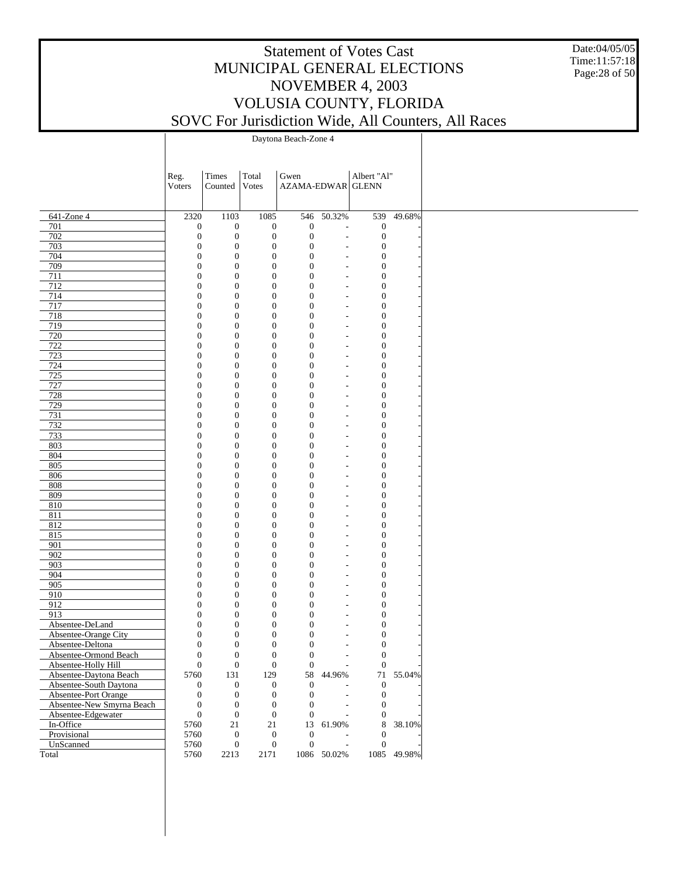# Statement of Votes Cast
# MUNICIPAL GENERAL ELECTIONS
# NOVEMBER 4, 2003
# VOLUSIA COUNTY, FLORIDA
# SOVC For Jurisdiction Wide, All Counters, All Races

Date:04/05/05
Time:11:57:18

| | Daytona Beach-Zone 4 | | | | | | |
|---|---|---|---|---|---|---|---|
| | Reg. Voters | Times Counted | Total Votes | Gwen AZAMA-EDWAR | | Albert "Al" GLENN | |
| 641-Zone 4 | 2320 | 1103 | 1085 | 546 | 50.32% | 539 | 49.68% |
| 701 | 0 | 0 | 0 | 0 | - | 0 | - |
| 702 | 0 | 0 | 0 | 0 | - | 0 | - |
| 703 | 0 | 0 | 0 | 0 | - | 0 | - |
| 704 | 0 | 0 | 0 | 0 | - | 0 | - |
| 709 | 0 | 0 | 0 | 0 | - | 0 | - |
| 711 | 0 | 0 | 0 | 0 | - | 0 | - |
| 712 | 0 | 0 | 0 | 0 | - | 0 | - |
| 714 | 0 | 0 | 0 | 0 | - | 0 | - |
| 717 | 0 | 0 | 0 | 0 | - | 0 | - |
| 718 | 0 | 0 | 0 | 0 | - | 0 | - |
| 719 | 0 | 0 | 0 | 0 | - | 0 | - |
| 720 | 0 | 0 | 0 | 0 | - | 0 | - |
| 722 | 0 | 0 | 0 | 0 | - | 0 | - |
| 723 | 0 | 0 | 0 | 0 | - | 0 | - |
| 724 | 0 | 0 | 0 | 0 | - | 0 | - |
| 725 | 0 | 0 | 0 | 0 | - | 0 | - |
| 727 | 0 | 0 | 0 | 0 | - | 0 | - |
| 728 | 0 | 0 | 0 | 0 | - | 0 | - |
| 729 | 0 | 0 | 0 | 0 | - | 0 | - |
| 731 | 0 | 0 | 0 | 0 | - | 0 | - |
| 732 | 0 | 0 | 0 | 0 | - | 0 | - |
| 733 | 0 | 0 | 0 | 0 | - | 0 | - |
| 803 | 0 | 0 | 0 | 0 | - | 0 | - |
| 804 | 0 | 0 | 0 | 0 | - | 0 | - |
| 805 | 0 | 0 | 0 | 0 | - | 0 | - |
| 806 | 0 | 0 | 0 | 0 | - | 0 | - |
| 808 | 0 | 0 | 0 | 0 | - | 0 | - |
| 809 | 0 | 0 | 0 | 0 | - | 0 | - |
| 810 | 0 | 0 | 0 | 0 | - | 0 | - |
| 811 | 0 | 0 | 0 | 0 | - | 0 | - |
| 812 | 0 | 0 | 0 | 0 | - | 0 | - |
| 815 | 0 | 0 | 0 | 0 | - | 0 | - |
| 901 | 0 | 0 | 0 | 0 | - | 0 | - |
| 902 | 0 | 0 | 0 | 0 | - | 0 | - |
| 903 | 0 | 0 | 0 | 0 | - | 0 | - |
| 904 | 0 | 0 | 0 | 0 | - | 0 | - |
| 905 | 0 | 0 | 0 | 0 | - | 0 | - |
| 910 | 0 | 0 | 0 | 0 | - | 0 | - |
| 912 | 0 | 0 | 0 | 0 | - | 0 | - |
| 913 | 0 | 0 | 0 | 0 | - | 0 | - |
| Absentee-DeLand | 0 | 0 | 0 | 0 | - | 0 | - |
| Absentee-Orange City | 0 | 0 | 0 | 0 | - | 0 | - |
| Absentee-Deltona | 0 | 0 | 0 | 0 | - | 0 | - |
| Absentee-Ormond Beach | 0 | 0 | 0 | 0 | - | 0 | - |
| Absentee-Holly Hill | 0 | 0 | 0 | 0 | - | 0 | - |
| Absentee-Daytona Beach | 5760 | 131 | 129 | 58 | 44.96% | 71 | 55.04% |
| Absentee-South Daytona | 0 | 0 | 0 | 0 | - | 0 | - |
| Absentee-Port Orange | 0 | 0 | 0 | 0 | - | 0 | - |
| Absentee-New Smyrna Beach | 0 | 0 | 0 | 0 | - | 0 | - |
| Absentee-Edgewater | 0 | 0 | 0 | 0 | - | 0 | - |
| In-Office | 5760 | 21 | 21 | 13 | 61.90% | 8 | 38.10% |
| Provisional | 5760 | 0 | 0 | 0 | - | 0 | - |
| UnScanned | 5760 | 0 | 0 | 0 | - | 0 | - |
| Total | 5760 | 2213 | 2171 | 1086 | 50.02% | 1085 | 49.98% |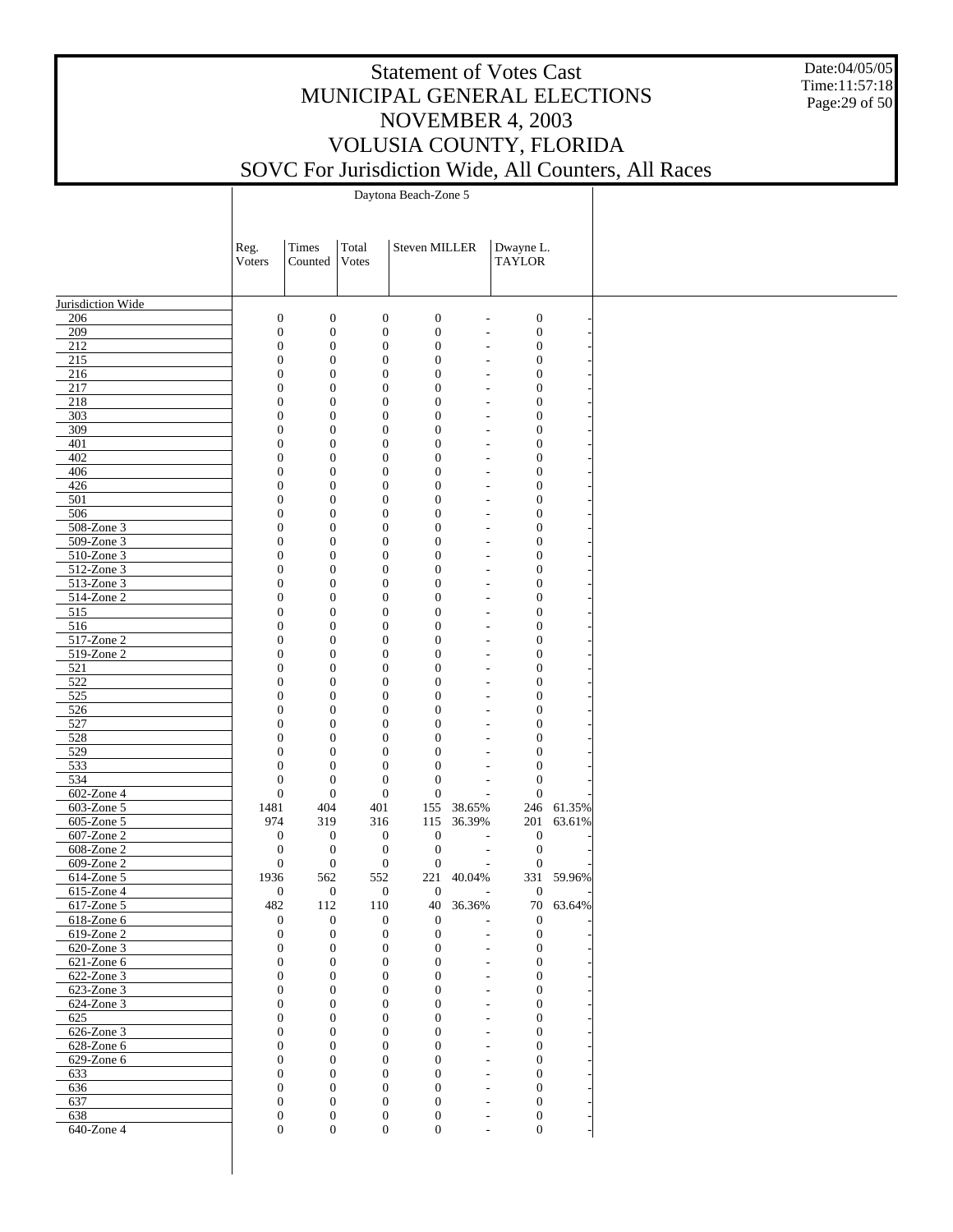# Statement of Votes Cast
# MUNICIPAL GENERAL ELECTIONS
# NOVEMBER 4, 2003
# VOLUSIA COUNTY, FLORIDA
# SOVC For Jurisdiction Wide, All Counters, All Races

Date:04/05/05
Time:11:57:18

| | Daytona Beach-Zone 5 | | | | | | |
|---|---|---|---|---|---|---|---|
| | Reg. Voters | Times Counted | Total Votes | Steven MILLER | | Dwayne L. TAYLOR | |
| **Jurisdiction Wide** | | | | | | | |
| 206 | 0 | 0 | 0 | 0 | - | 0 | - |
| 209 | 0 | 0 | 0 | 0 | - | 0 | - |
| 212 | 0 | 0 | 0 | 0 | - | 0 | - |
| 215 | 0 | 0 | 0 | 0 | - | 0 | - |
| 216 | 0 | 0 | 0 | 0 | - | 0 | - |
| 217 | 0 | 0 | 0 | 0 | - | 0 | - |
| 218 | 0 | 0 | 0 | 0 | - | 0 | - |
| 303 | 0 | 0 | 0 | 0 | - | 0 | - |
| 309 | 0 | 0 | 0 | 0 | - | 0 | - |
| 401 | 0 | 0 | 0 | 0 | - | 0 | - |
| 402 | 0 | 0 | 0 | 0 | - | 0 | - |
| 406 | 0 | 0 | 0 | 0 | - | 0 | - |
| 426 | 0 | 0 | 0 | 0 | - | 0 | - |
| 501 | 0 | 0 | 0 | 0 | - | 0 | - |
| 506 | 0 | 0 | 0 | 0 | - | 0 | - |
| 508-Zone 3 | 0 | 0 | 0 | 0 | - | 0 | - |
| 509-Zone 3 | 0 | 0 | 0 | 0 | - | 0 | - |
| 510-Zone 3 | 0 | 0 | 0 | 0 | - | 0 | - |
| 512-Zone 3 | 0 | 0 | 0 | 0 | - | 0 | - |
| 513-Zone 3 | 0 | 0 | 0 | 0 | - | 0 | - |
| 514-Zone 2 | 0 | 0 | 0 | 0 | - | 0 | - |
| 515 | 0 | 0 | 0 | 0 | - | 0 | - |
| 516 | 0 | 0 | 0 | 0 | - | 0 | - |
| 517-Zone 2 | 0 | 0 | 0 | 0 | - | 0 | - |
| 519-Zone 2 | 0 | 0 | 0 | 0 | - | 0 | - |
| 521 | 0 | 0 | 0 | 0 | - | 0 | - |
| 522 | 0 | 0 | 0 | 0 | - | 0 | - |
| 525 | 0 | 0 | 0 | 0 | - | 0 | - |
| 526 | 0 | 0 | 0 | 0 | - | 0 | - |
| 527 | 0 | 0 | 0 | 0 | - | 0 | - |
| 528 | 0 | 0 | 0 | 0 | - | 0 | - |
| 529 | 0 | 0 | 0 | 0 | - | 0 | - |
| 533 | 0 | 0 | 0 | 0 | - | 0 | - |
| 534 | 0 | 0 | 0 | 0 | - | 0 | - |
| 602-Zone 4 | 0 | 0 | 0 | 0 | - | 0 | - |
| 603-Zone 5 | 1481 | 404 | 401 | 155 | 38.65% | 246 | 61.35% |
| 605-Zone 5 | 974 | 319 | 316 | 115 | 36.39% | 201 | 63.61% |
| 607-Zone 2 | 0 | 0 | 0 | 0 | - | 0 | - |
| 608-Zone 2 | 0 | 0 | 0 | 0 | - | 0 | - |
| 609-Zone 2 | 0 | 0 | 0 | 0 | - | 0 | - |
| 614-Zone 5 | 1936 | 562 | 552 | 221 | 40.04% | 331 | 59.96% |
| 615-Zone 4 | 0 | 0 | 0 | 0 | - | 0 | - |
| 617-Zone 5 | 482 | 112 | 110 | 40 | 36.36% | 70 | 63.64% |
| 618-Zone 6 | 0 | 0 | 0 | 0 | - | 0 | - |
| 619-Zone 2 | 0 | 0 | 0 | 0 | - | 0 | - |
| 620-Zone 3 | 0 | 0 | 0 | 0 | - | 0 | - |
| 621-Zone 6 | 0 | 0 | 0 | 0 | - | 0 | - |
| 622-Zone 3 | 0 | 0 | 0 | 0 | - | 0 | - |
| 623-Zone 3 | 0 | 0 | 0 | 0 | - | 0 | - |
| 624-Zone 3 | 0 | 0 | 0 | 0 | - | 0 | - |
| 625 | 0 | 0 | 0 | 0 | - | 0 | - |
| 626-Zone 3 | 0 | 0 | 0 | 0 | - | 0 | - |
| 628-Zone 6 | 0 | 0 | 0 | 0 | - | 0 | - |
| 629-Zone 6 | 0 | 0 | 0 | 0 | - | 0 | - |
| 633 | 0 | 0 | 0 | 0 | - | 0 | - |
| 636 | 0 | 0 | 0 | 0 | - | 0 | - |
| 637 | 0 | 0 | 0 | 0 | - | 0 | - |
| 638 | 0 | 0 | 0 | 0 | - | 0 | - |
| 640-Zone 4 | 0 | 0 | 0 | 0 | - | 0 | - |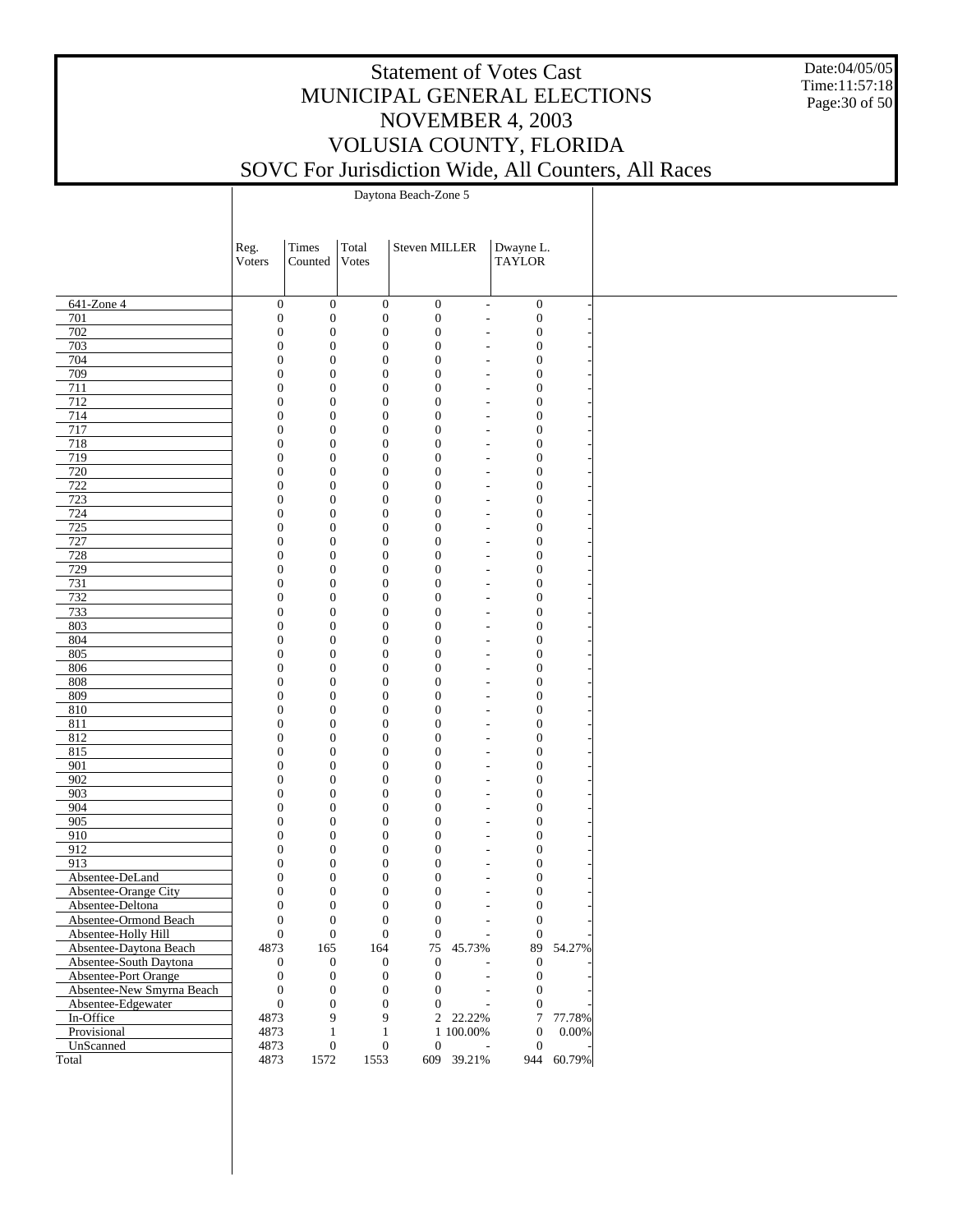# Statement of Votes Cast
# MUNICIPAL GENERAL ELECTIONS
# NOVEMBER 4, 2003
# VOLUSIA COUNTY, FLORIDA
# SOVC For Jurisdiction Wide, All Counters, All Races

Date:04/05/05
Time:11:57:18

| | Daytona Beach-Zone 5 | | | | | | |
|---|---|---|---|---|---|---|---|
| | Reg. Voters | Times Counted | Total Votes | Steven MILLER | | Dwayne L. TAYLOR | |
| 641-Zone 4 | 0 | 0 | 0 | 0 | - | 0 | - |
| 701 | 0 | 0 | 0 | 0 | - | 0 | - |
| 702 | 0 | 0 | 0 | 0 | - | 0 | - |
| 703 | 0 | 0 | 0 | 0 | - | 0 | - |
| 704 | 0 | 0 | 0 | 0 | - | 0 | - |
| 709 | 0 | 0 | 0 | 0 | - | 0 | - |
| 711 | 0 | 0 | 0 | 0 | - | 0 | - |
| 712 | 0 | 0 | 0 | 0 | - | 0 | - |
| 714 | 0 | 0 | 0 | 0 | - | 0 | - |
| 717 | 0 | 0 | 0 | 0 | - | 0 | - |
| 718 | 0 | 0 | 0 | 0 | - | 0 | - |
| 719 | 0 | 0 | 0 | 0 | - | 0 | - |
| 720 | 0 | 0 | 0 | 0 | - | 0 | - |
| 722 | 0 | 0 | 0 | 0 | - | 0 | - |
| 723 | 0 | 0 | 0 | 0 | - | 0 | - |
| 724 | 0 | 0 | 0 | 0 | - | 0 | - |
| 725 | 0 | 0 | 0 | 0 | - | 0 | - |
| 727 | 0 | 0 | 0 | 0 | - | 0 | - |
| 728 | 0 | 0 | 0 | 0 | - | 0 | - |
| 729 | 0 | 0 | 0 | 0 | - | 0 | - |
| 731 | 0 | 0 | 0 | 0 | - | 0 | - |
| 732 | 0 | 0 | 0 | 0 | - | 0 | - |
| 733 | 0 | 0 | 0 | 0 | - | 0 | - |
| 803 | 0 | 0 | 0 | 0 | - | 0 | - |
| 804 | 0 | 0 | 0 | 0 | - | 0 | - |
| 805 | 0 | 0 | 0 | 0 | - | 0 | - |
| 806 | 0 | 0 | 0 | 0 | - | 0 | - |
| 808 | 0 | 0 | 0 | 0 | - | 0 | - |
| 809 | 0 | 0 | 0 | 0 | - | 0 | - |
| 810 | 0 | 0 | 0 | 0 | - | 0 | - |
| 811 | 0 | 0 | 0 | 0 | - | 0 | - |
| 812 | 0 | 0 | 0 | 0 | - | 0 | - |
| 815 | 0 | 0 | 0 | 0 | - | 0 | - |
| 901 | 0 | 0 | 0 | 0 | - | 0 | - |
| 902 | 0 | 0 | 0 | 0 | - | 0 | - |
| 903 | 0 | 0 | 0 | 0 | - | 0 | - |
| 904 | 0 | 0 | 0 | 0 | - | 0 | - |
| 905 | 0 | 0 | 0 | 0 | - | 0 | - |
| 910 | 0 | 0 | 0 | 0 | - | 0 | - |
| 912 | 0 | 0 | 0 | 0 | - | 0 | - |
| 913 | 0 | 0 | 0 | 0 | - | 0 | - |
| Absentee-DeLand | 0 | 0 | 0 | 0 | - | 0 | - |
| Absentee-Orange City | 0 | 0 | 0 | 0 | - | 0 | - |
| Absentee-Deltona | 0 | 0 | 0 | 0 | - | 0 | - |
| Absentee-Ormond Beach | 0 | 0 | 0 | 0 | - | 0 | - |
| Absentee-Holly Hill | 0 | 0 | 0 | 0 | - | 0 | - |
| Absentee-Daytona Beach | 4873 | 165 | 164 | 75 | 45.73% | 89 | 54.27% |
| Absentee-South Daytona | 0 | 0 | 0 | 0 | - | 0 | - |
| Absentee-Port Orange | 0 | 0 | 0 | 0 | - | 0 | - |
| Absentee-New Smyrna Beach | 0 | 0 | 0 | 0 | - | 0 | - |
| Absentee-Edgewater | 0 | 0 | 0 | 0 | - | 0 | - |
| In-Office | 4873 | 9 | 9 | 2 | 22.22% | 7 | 77.78% |
| Provisional | 4873 | 1 | 1 | 1 | 100.00% | 0 | 0.00% |
| UnScanned | 4873 | 0 | 0 | 0 | - | 0 | - |
| Total | 4873 | 1572 | 1553 | 609 | 39.21% | 944 | 60.79% |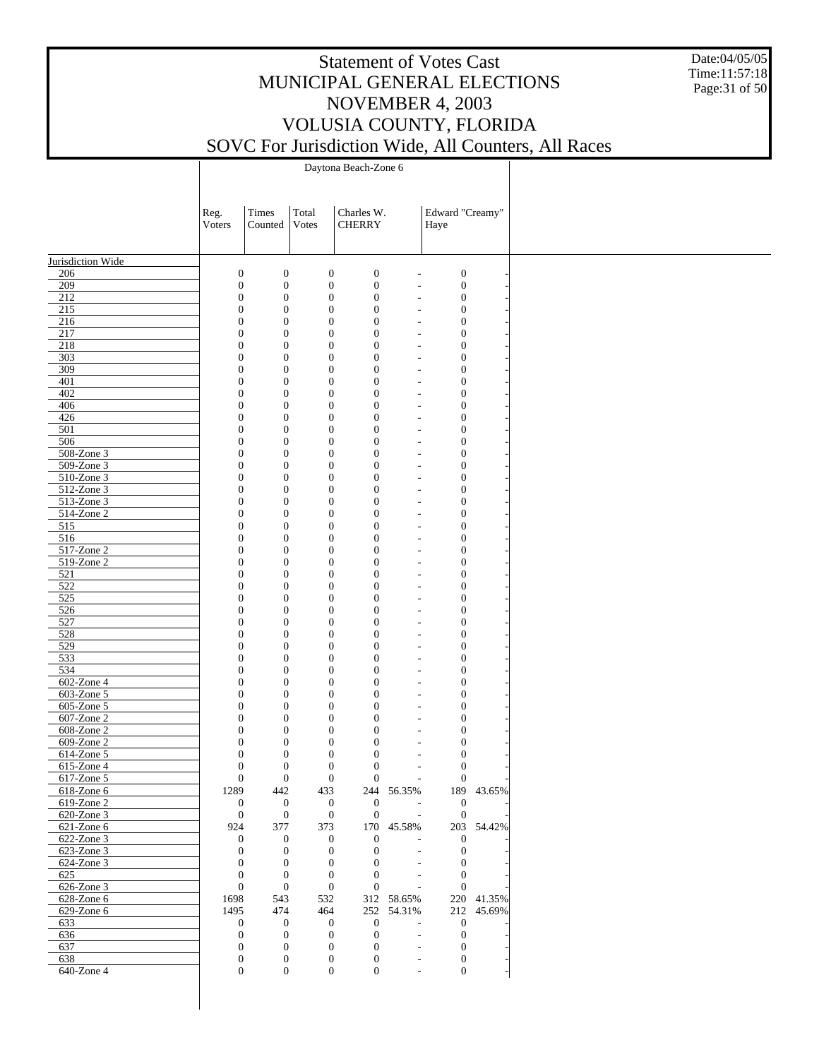# Statement of Votes Cast
# MUNICIPAL GENERAL ELECTIONS
# NOVEMBER 4, 2003
# VOLUSIA COUNTY, FLORIDA
# SOVC For Jurisdiction Wide, All Counters, All Races

Date:04/05/05
Time:11:57:18

| | Daytona Beach-Zone 6 | | | | | | |
|---|---|---|---|---|---|---|---|
| | Reg. Voters | Times Counted | Total Votes | Charles W. CHERRY | | Edward "Creamy" Haye | |
| Jurisdiction Wide | | | | | | | |
| 206 | 0 | 0 | 0 | 0 | - | 0 | - |
| 209 | 0 | 0 | 0 | 0 | - | 0 | - |
| 212 | 0 | 0 | 0 | 0 | - | 0 | - |
| 215 | 0 | 0 | 0 | 0 | - | 0 | - |
| 216 | 0 | 0 | 0 | 0 | - | 0 | - |
| 217 | 0 | 0 | 0 | 0 | - | 0 | - |
| 218 | 0 | 0 | 0 | 0 | - | 0 | - |
| 303 | 0 | 0 | 0 | 0 | - | 0 | - |
| 309 | 0 | 0 | 0 | 0 | - | 0 | - |
| 401 | 0 | 0 | 0 | 0 | - | 0 | - |
| 402 | 0 | 0 | 0 | 0 | - | 0 | - |
| 406 | 0 | 0 | 0 | 0 | - | 0 | - |
| 426 | 0 | 0 | 0 | 0 | - | 0 | - |
| 501 | 0 | 0 | 0 | 0 | - | 0 | - |
| 506 | 0 | 0 | 0 | 0 | - | 0 | - |
| 508-Zone 3 | 0 | 0 | 0 | 0 | - | 0 | - |
| 509-Zone 3 | 0 | 0 | 0 | 0 | - | 0 | - |
| 510-Zone 3 | 0 | 0 | 0 | 0 | - | 0 | - |
| 512-Zone 3 | 0 | 0 | 0 | 0 | - | 0 | - |
| 513-Zone 3 | 0 | 0 | 0 | 0 | - | 0 | - |
| 514-Zone 2 | 0 | 0 | 0 | 0 | - | 0 | - |
| 515 | 0 | 0 | 0 | 0 | - | 0 | - |
| 516 | 0 | 0 | 0 | 0 | - | 0 | - |
| 517-Zone 2 | 0 | 0 | 0 | 0 | - | 0 | - |
| 519-Zone 2 | 0 | 0 | 0 | 0 | - | 0 | - |
| 521 | 0 | 0 | 0 | 0 | - | 0 | - |
| 522 | 0 | 0 | 0 | 0 | - | 0 | - |
| 525 | 0 | 0 | 0 | 0 | - | 0 | - |
| 526 | 0 | 0 | 0 | 0 | - | 0 | - |
| 527 | 0 | 0 | 0 | 0 | - | 0 | - |
| 528 | 0 | 0 | 0 | 0 | - | 0 | - |
| 529 | 0 | 0 | 0 | 0 | - | 0 | - |
| 533 | 0 | 0 | 0 | 0 | - | 0 | - |
| 534 | 0 | 0 | 0 | 0 | - | 0 | - |
| 602-Zone 4 | 0 | 0 | 0 | 0 | - | 0 | - |
| 603-Zone 5 | 0 | 0 | 0 | 0 | - | 0 | - |
| 605-Zone 5 | 0 | 0 | 0 | 0 | - | 0 | - |
| 607-Zone 2 | 0 | 0 | 0 | 0 | - | 0 | - |
| 608-Zone 2 | 0 | 0 | 0 | 0 | - | 0 | - |
| 609-Zone 2 | 0 | 0 | 0 | 0 | - | 0 | - |
| 614-Zone 5 | 0 | 0 | 0 | 0 | - | 0 | - |
| 615-Zone 4 | 0 | 0 | 0 | 0 | - | 0 | - |
| 617-Zone 5 | 0 | 0 | 0 | 0 | - | 0 | - |
| 618-Zone 6 | 1289 | 442 | 433 | 244 | 56.35% | 189 | 43.65% |
| 619-Zone 2 | 0 | 0 | 0 | 0 | - | 0 | - |
| 620-Zone 3 | 0 | 0 | 0 | 0 | - | 0 | - |
| 621-Zone 6 | 924 | 377 | 373 | 170 | 45.58% | 203 | 54.42% |
| 622-Zone 3 | 0 | 0 | 0 | 0 | - | 0 | - |
| 623-Zone 3 | 0 | 0 | 0 | 0 | - | 0 | - |
| 624-Zone 3 | 0 | 0 | 0 | 0 | - | 0 | - |
| 625 | 0 | 0 | 0 | 0 | - | 0 | - |
| 626-Zone 3 | 0 | 0 | 0 | 0 | - | 0 | - |
| 628-Zone 6 | 1698 | 543 | 532 | 312 | 58.65% | 220 | 41.35% |
| 629-Zone 6 | 1495 | 474 | 464 | 252 | 54.31% | 212 | 45.69% |
| 633 | 0 | 0 | 0 | 0 | - | 0 | - |
| 636 | 0 | 0 | 0 | 0 | - | 0 | - |
| 637 | 0 | 0 | 0 | 0 | - | 0 | - |
| 638 | 0 | 0 | 0 | 0 | - | 0 | - |
| 640-Zone 4 | 0 | 0 | 0 | 0 | - | 0 | - |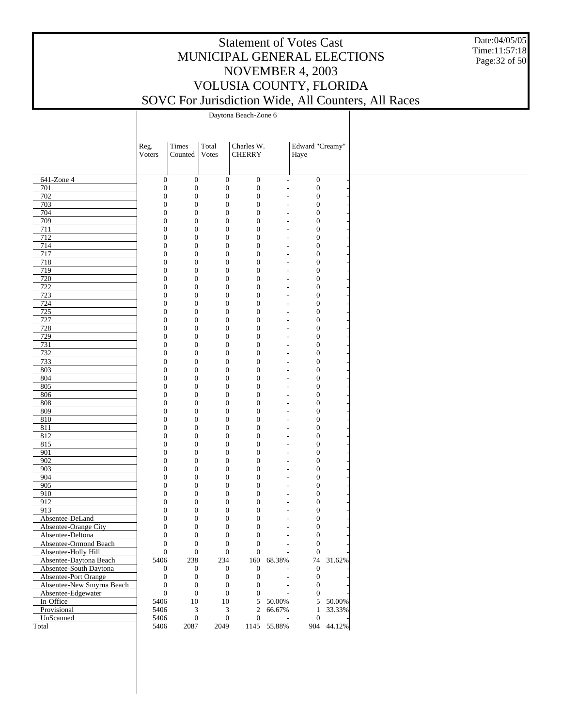# Statement of Votes Cast
# MUNICIPAL GENERAL ELECTIONS
# NOVEMBER 4, 2003
# VOLUSIA COUNTY, FLORIDA
# SOVC For Jurisdiction Wide, All Counters, All Races

Date:04/05/05
Time:11:57:18

| | Daytona Beach-Zone 6 | | | | | | |
|---|---|---|---|---|---|---|---|
| | Reg. Voters | Times Counted | Total Votes | Charles W. CHERRY | | Edward "Creamy" Haye | |
| 641-Zone 4 | 0 | 0 | 0 | 0 | - | 0 | - |
| 701 | 0 | 0 | 0 | 0 | - | 0 | - |
| 702 | 0 | 0 | 0 | 0 | - | 0 | - |
| 703 | 0 | 0 | 0 | 0 | - | 0 | - |
| 704 | 0 | 0 | 0 | 0 | - | 0 | - |
| 709 | 0 | 0 | 0 | 0 | - | 0 | - |
| 711 | 0 | 0 | 0 | 0 | - | 0 | - |
| 712 | 0 | 0 | 0 | 0 | - | 0 | - |
| 714 | 0 | 0 | 0 | 0 | - | 0 | - |
| 717 | 0 | 0 | 0 | 0 | - | 0 | - |
| 718 | 0 | 0 | 0 | 0 | - | 0 | - |
| 719 | 0 | 0 | 0 | 0 | - | 0 | - |
| 720 | 0 | 0 | 0 | 0 | - | 0 | - |
| 722 | 0 | 0 | 0 | 0 | - | 0 | - |
| 723 | 0 | 0 | 0 | 0 | - | 0 | - |
| 724 | 0 | 0 | 0 | 0 | - | 0 | - |
| 725 | 0 | 0 | 0 | 0 | - | 0 | - |
| 727 | 0 | 0 | 0 | 0 | - | 0 | - |
| 728 | 0 | 0 | 0 | 0 | - | 0 | - |
| 729 | 0 | 0 | 0 | 0 | - | 0 | - |
| 731 | 0 | 0 | 0 | 0 | - | 0 | - |
| 732 | 0 | 0 | 0 | 0 | - | 0 | - |
| 733 | 0 | 0 | 0 | 0 | - | 0 | - |
| 803 | 0 | 0 | 0 | 0 | - | 0 | - |
| 804 | 0 | 0 | 0 | 0 | - | 0 | - |
| 805 | 0 | 0 | 0 | 0 | - | 0 | - |
| 806 | 0 | 0 | 0 | 0 | - | 0 | - |
| 808 | 0 | 0 | 0 | 0 | - | 0 | - |
| 809 | 0 | 0 | 0 | 0 | - | 0 | - |
| 810 | 0 | 0 | 0 | 0 | - | 0 | - |
| 811 | 0 | 0 | 0 | 0 | - | 0 | - |
| 812 | 0 | 0 | 0 | 0 | - | 0 | - |
| 815 | 0 | 0 | 0 | 0 | - | 0 | - |
| 901 | 0 | 0 | 0 | 0 | - | 0 | - |
| 902 | 0 | 0 | 0 | 0 | - | 0 | - |
| 903 | 0 | 0 | 0 | 0 | - | 0 | - |
| 904 | 0 | 0 | 0 | 0 | - | 0 | - |
| 905 | 0 | 0 | 0 | 0 | - | 0 | - |
| 910 | 0 | 0 | 0 | 0 | - | 0 | - |
| 912 | 0 | 0 | 0 | 0 | - | 0 | - |
| 913 | 0 | 0 | 0 | 0 | - | 0 | - |
| Absentee-DeLand | 0 | 0 | 0 | 0 | - | 0 | - |
| Absentee-Orange City | 0 | 0 | 0 | 0 | - | 0 | - |
| Absentee-Deltona | 0 | 0 | 0 | 0 | - | 0 | - |
| Absentee-Ormond Beach | 0 | 0 | 0 | 0 | - | 0 | - |
| Absentee-Holly Hill | 0 | 0 | 0 | 0 | - | 0 | - |
| Absentee-Daytona Beach | 5406 | 238 | 234 | 160 | 68.38% | 74 | 31.62% |
| Absentee-South Daytona | 0 | 0 | 0 | 0 | - | 0 | - |
| Absentee-Port Orange | 0 | 0 | 0 | 0 | - | 0 | - |
| Absentee-New Smyrna Beach | 0 | 0 | 0 | 0 | - | 0 | - |
| Absentee-Edgewater | 0 | 0 | 0 | 0 | - | 0 | - |
| In-Office | 5406 | 10 | 10 | 5 | 50.00% | 5 | 50.00% |
| Provisional | 5406 | 3 | 3 | 2 | 66.67% | 1 | 33.33% |
| UnScanned | 5406 | 0 | 0 | 0 | - | 0 | - |
| Total | 5406 | 2087 | 2049 | 1145 | 55.88% | 904 | 44.12% |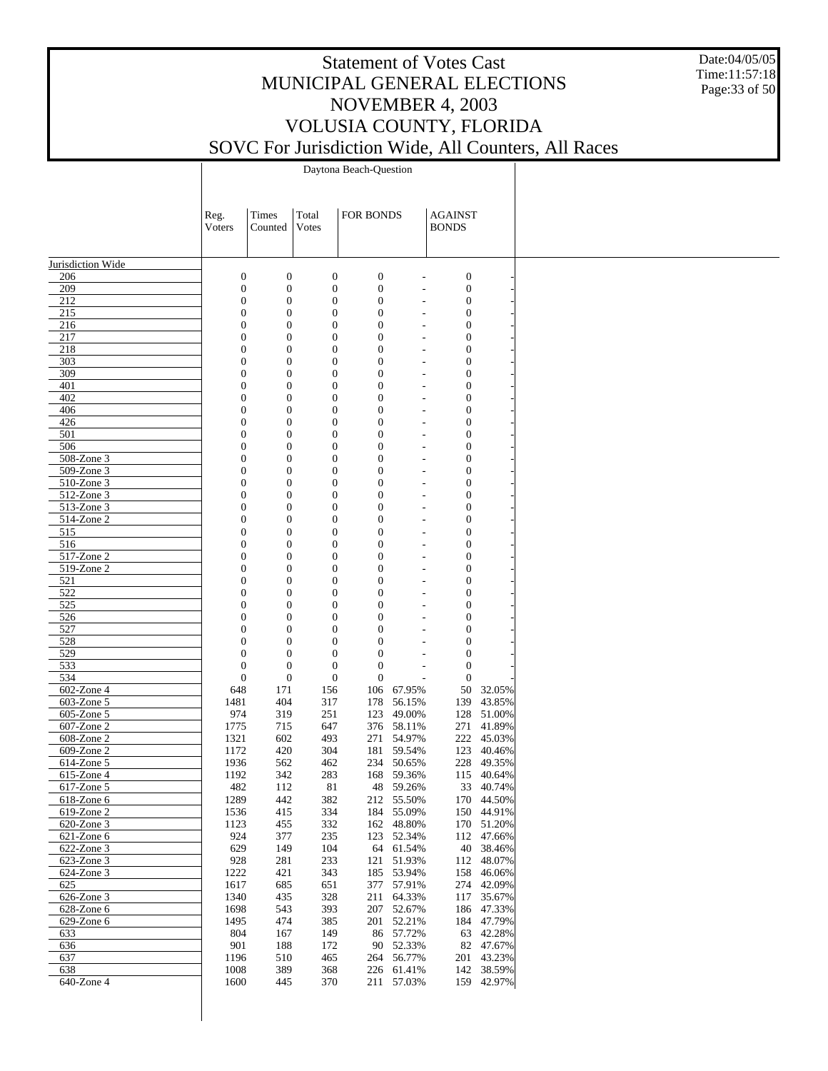# Statement of Votes Cast
# MUNICIPAL GENERAL ELECTIONS
# NOVEMBER 4, 2003
# VOLUSIA COUNTY, FLORIDA
# SOVC For Jurisdiction Wide, All Counters, All Races

Date:04/05/05
Time:11:57:18

Daytona Beach-Question

| | Reg. Voters | Times Counted | Total Votes | FOR BONDS | | AGAINST BONDS | |
|---|---|---|---|---|---|---|---|
| Jurisdiction Wide | | | | | | | |
| 206 | 0 | 0 | 0 | 0 | - | 0 | - |
| 209 | 0 | 0 | 0 | 0 | - | 0 | - |
| 212 | 0 | 0 | 0 | 0 | - | 0 | - |
| 215 | 0 | 0 | 0 | 0 | - | 0 | - |
| 216 | 0 | 0 | 0 | 0 | - | 0 | - |
| 217 | 0 | 0 | 0 | 0 | - | 0 | - |
| 218 | 0 | 0 | 0 | 0 | - | 0 | - |
| 303 | 0 | 0 | 0 | 0 | - | 0 | - |
| 309 | 0 | 0 | 0 | 0 | - | 0 | - |
| 401 | 0 | 0 | 0 | 0 | - | 0 | - |
| 402 | 0 | 0 | 0 | 0 | - | 0 | - |
| 406 | 0 | 0 | 0 | 0 | - | 0 | - |
| 426 | 0 | 0 | 0 | 0 | - | 0 | - |
| 501 | 0 | 0 | 0 | 0 | - | 0 | - |
| 506 | 0 | 0 | 0 | 0 | - | 0 | - |
| 508-Zone 3 | 0 | 0 | 0 | 0 | - | 0 | - |
| 509-Zone 3 | 0 | 0 | 0 | 0 | - | 0 | - |
| 510-Zone 3 | 0 | 0 | 0 | 0 | - | 0 | - |
| 512-Zone 3 | 0 | 0 | 0 | 0 | - | 0 | - |
| 513-Zone 3 | 0 | 0 | 0 | 0 | - | 0 | - |
| 514-Zone 2 | 0 | 0 | 0 | 0 | - | 0 | - |
| 515 | 0 | 0 | 0 | 0 | - | 0 | - |
| 516 | 0 | 0 | 0 | 0 | - | 0 | - |
| 517-Zone 2 | 0 | 0 | 0 | 0 | - | 0 | - |
| 519-Zone 2 | 0 | 0 | 0 | 0 | - | 0 | - |
| 521 | 0 | 0 | 0 | 0 | - | 0 | - |
| 522 | 0 | 0 | 0 | 0 | - | 0 | - |
| 525 | 0 | 0 | 0 | 0 | - | 0 | - |
| 526 | 0 | 0 | 0 | 0 | - | 0 | - |
| 527 | 0 | 0 | 0 | 0 | - | 0 | - |
| 528 | 0 | 0 | 0 | 0 | - | 0 | - |
| 529 | 0 | 0 | 0 | 0 | - | 0 | - |
| 533 | 0 | 0 | 0 | 0 | - | 0 | - |
| 534 | 0 | 0 | 0 | 0 | - | 0 | - |
| 602-Zone 4 | 648 | 171 | 156 | 106 | 67.95% | 50 | 32.05% |
| 603-Zone 5 | 1481 | 404 | 317 | 178 | 56.15% | 139 | 43.85% |
| 605-Zone 5 | 974 | 319 | 251 | 123 | 49.00% | 128 | 51.00% |
| 607-Zone 2 | 1775 | 715 | 647 | 376 | 58.11% | 271 | 41.89% |
| 608-Zone 2 | 1321 | 602 | 493 | 271 | 54.97% | 222 | 45.03% |
| 609-Zone 2 | 1172 | 420 | 304 | 181 | 59.54% | 123 | 40.46% |
| 614-Zone 5 | 1936 | 562 | 462 | 234 | 50.65% | 228 | 49.35% |
| 615-Zone 4 | 1192 | 342 | 283 | 168 | 59.36% | 115 | 40.64% |
| 617-Zone 5 | 482 | 112 | 81 | 48 | 59.26% | 33 | 40.74% |
| 618-Zone 6 | 1289 | 442 | 382 | 212 | 55.50% | 170 | 44.50% |
| 619-Zone 2 | 1536 | 415 | 334 | 184 | 55.09% | 150 | 44.91% |
| 620-Zone 3 | 1123 | 455 | 332 | 162 | 48.80% | 170 | 51.20% |
| 621-Zone 6 | 924 | 377 | 235 | 123 | 52.34% | 112 | 47.66% |
| 622-Zone 3 | 629 | 149 | 104 | 64 | 61.54% | 40 | 38.46% |
| 623-Zone 3 | 928 | 281 | 233 | 121 | 51.93% | 112 | 48.07% |
| 624-Zone 3 | 1222 | 421 | 343 | 185 | 53.94% | 158 | 46.06% |
| 625 | 1617 | 685 | 651 | 377 | 57.91% | 274 | 42.09% |
| 626-Zone 3 | 1340 | 435 | 328 | 211 | 64.33% | 117 | 35.67% |
| 628-Zone 6 | 1698 | 543 | 393 | 207 | 52.67% | 186 | 47.33% |
| 629-Zone 6 | 1495 | 474 | 385 | 201 | 52.21% | 184 | 47.79% |
| 633 | 804 | 167 | 149 | 86 | 57.72% | 63 | 42.28% |
| 636 | 901 | 188 | 172 | 90 | 52.33% | 82 | 47.67% |
| 637 | 1196 | 510 | 465 | 264 | 56.77% | 201 | 43.23% |
| 638 | 1008 | 389 | 368 | 226 | 61.41% | 142 | 38.59% |
| 640-Zone 4 | 1600 | 445 | 370 | 211 | 57.03% | 159 | 42.97% |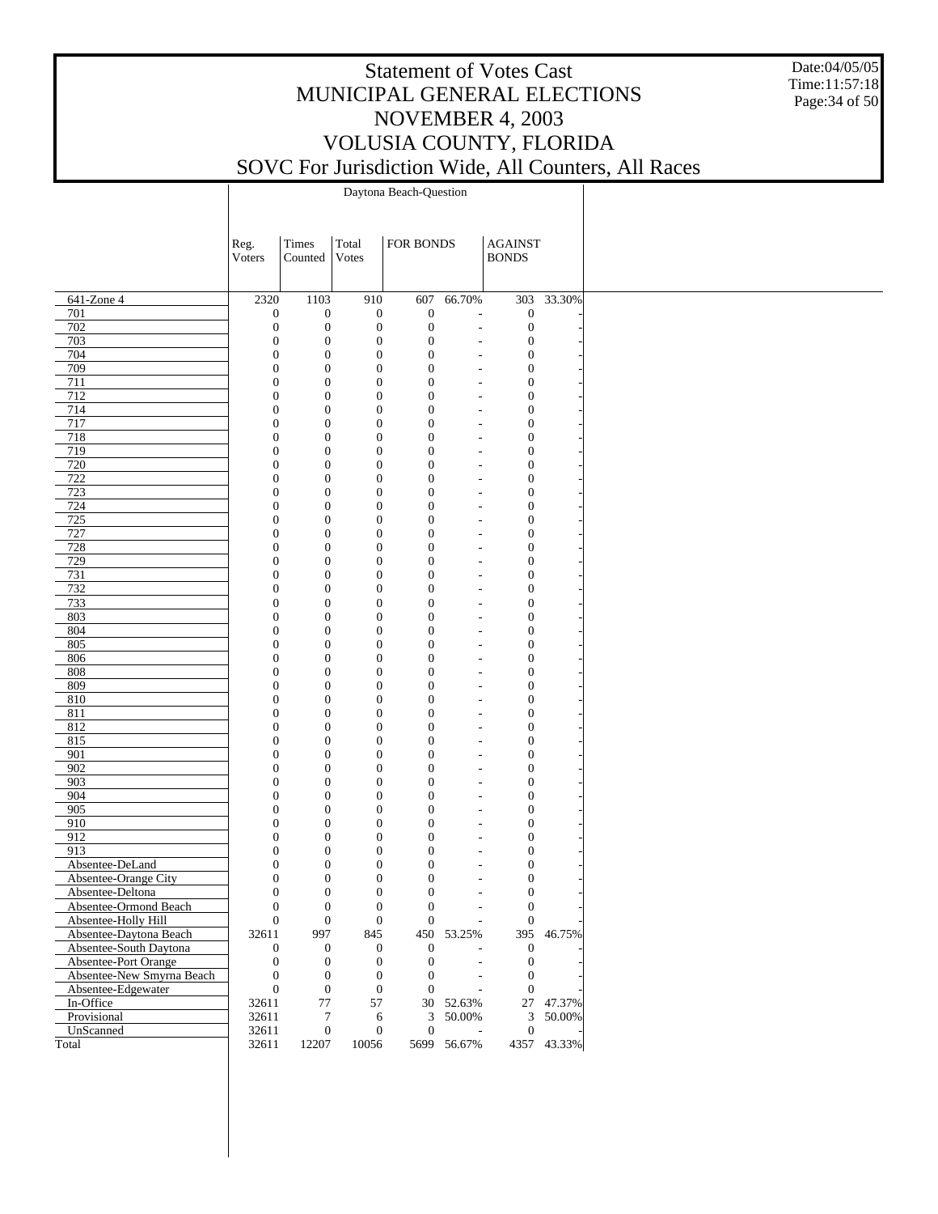# Statement of Votes Cast
## MUNICIPAL GENERAL ELECTIONS
## NOVEMBER 4, 2003
## VOLUSIA COUNTY, FLORIDA
## SOVC For Jurisdiction Wide, All Counters, All Races

Date:04/05/05
Time:11:57:18

| | Daytona Beach-Question | | | | | | |
|---|---|---|---|---|---|---|---|
| | Reg. Voters | Times Counted | Total Votes | FOR BONDS | | AGAINST BONDS | |
| 641-Zone 4 | 2320 | 1103 | 910 | 607 | 66.70% | 303 | 33.30% |
| 701 | 0 | 0 | 0 | 0 | - | 0 | - |
| 702 | 0 | 0 | 0 | 0 | - | 0 | - |
| 703 | 0 | 0 | 0 | 0 | - | 0 | - |
| 704 | 0 | 0 | 0 | 0 | - | 0 | - |
| 709 | 0 | 0 | 0 | 0 | - | 0 | - |
| 711 | 0 | 0 | 0 | 0 | - | 0 | - |
| 712 | 0 | 0 | 0 | 0 | - | 0 | - |
| 714 | 0 | 0 | 0 | 0 | - | 0 | - |
| 717 | 0 | 0 | 0 | 0 | - | 0 | - |
| 718 | 0 | 0 | 0 | 0 | - | 0 | - |
| 719 | 0 | 0 | 0 | 0 | - | 0 | - |
| 720 | 0 | 0 | 0 | 0 | - | 0 | - |
| 722 | 0 | 0 | 0 | 0 | - | 0 | - |
| 723 | 0 | 0 | 0 | 0 | - | 0 | - |
| 724 | 0 | 0 | 0 | 0 | - | 0 | - |
| 725 | 0 | 0 | 0 | 0 | - | 0 | - |
| 727 | 0 | 0 | 0 | 0 | - | 0 | - |
| 728 | 0 | 0 | 0 | 0 | - | 0 | - |
| 729 | 0 | 0 | 0 | 0 | - | 0 | - |
| 731 | 0 | 0 | 0 | 0 | - | 0 | - |
| 732 | 0 | 0 | 0 | 0 | - | 0 | - |
| 733 | 0 | 0 | 0 | 0 | - | 0 | - |
| 803 | 0 | 0 | 0 | 0 | - | 0 | - |
| 804 | 0 | 0 | 0 | 0 | - | 0 | - |
| 805 | 0 | 0 | 0 | 0 | - | 0 | - |
| 806 | 0 | 0 | 0 | 0 | - | 0 | - |
| 808 | 0 | 0 | 0 | 0 | - | 0 | - |
| 809 | 0 | 0 | 0 | 0 | - | 0 | - |
| 810 | 0 | 0 | 0 | 0 | - | 0 | - |
| 811 | 0 | 0 | 0 | 0 | - | 0 | - |
| 812 | 0 | 0 | 0 | 0 | - | 0 | - |
| 815 | 0 | 0 | 0 | 0 | - | 0 | - |
| 901 | 0 | 0 | 0 | 0 | - | 0 | - |
| 902 | 0 | 0 | 0 | 0 | - | 0 | - |
| 903 | 0 | 0 | 0 | 0 | - | 0 | - |
| 904 | 0 | 0 | 0 | 0 | - | 0 | - |
| 905 | 0 | 0 | 0 | 0 | - | 0 | - |
| 910 | 0 | 0 | 0 | 0 | - | 0 | - |
| 912 | 0 | 0 | 0 | 0 | - | 0 | - |
| 913 | 0 | 0 | 0 | 0 | - | 0 | - |
| Absentee-DeLand | 0 | 0 | 0 | 0 | - | 0 | - |
| Absentee-Orange City | 0 | 0 | 0 | 0 | - | 0 | - |
| Absentee-Deltona | 0 | 0 | 0 | 0 | - | 0 | - |
| Absentee-Ormond Beach | 0 | 0 | 0 | 0 | - | 0 | - |
| Absentee-Holly Hill | 0 | 0 | 0 | 0 | - | 0 | - |
| Absentee-Daytona Beach | 32611 | 997 | 845 | 450 | 53.25% | 395 | 46.75% |
| Absentee-South Daytona | 0 | 0 | 0 | 0 | - | 0 | - |
| Absentee-Port Orange | 0 | 0 | 0 | 0 | - | 0 | - |
| Absentee-New Smyrna Beach | 0 | 0 | 0 | 0 | - | 0 | - |
| Absentee-Edgewater | 0 | 0 | 0 | 0 | - | 0 | - |
| In-Office | 32611 | 77 | 57 | 30 | 52.63% | 27 | 47.37% |
| Provisional | 32611 | 7 | 6 | 3 | 50.00% | 3 | 50.00% |
| UnScanned | 32611 | 0 | 0 | 0 | - | 0 | - |
| Total | 32611 | 12207 | 10056 | 5699 | 56.67% | 4357 | 43.33% |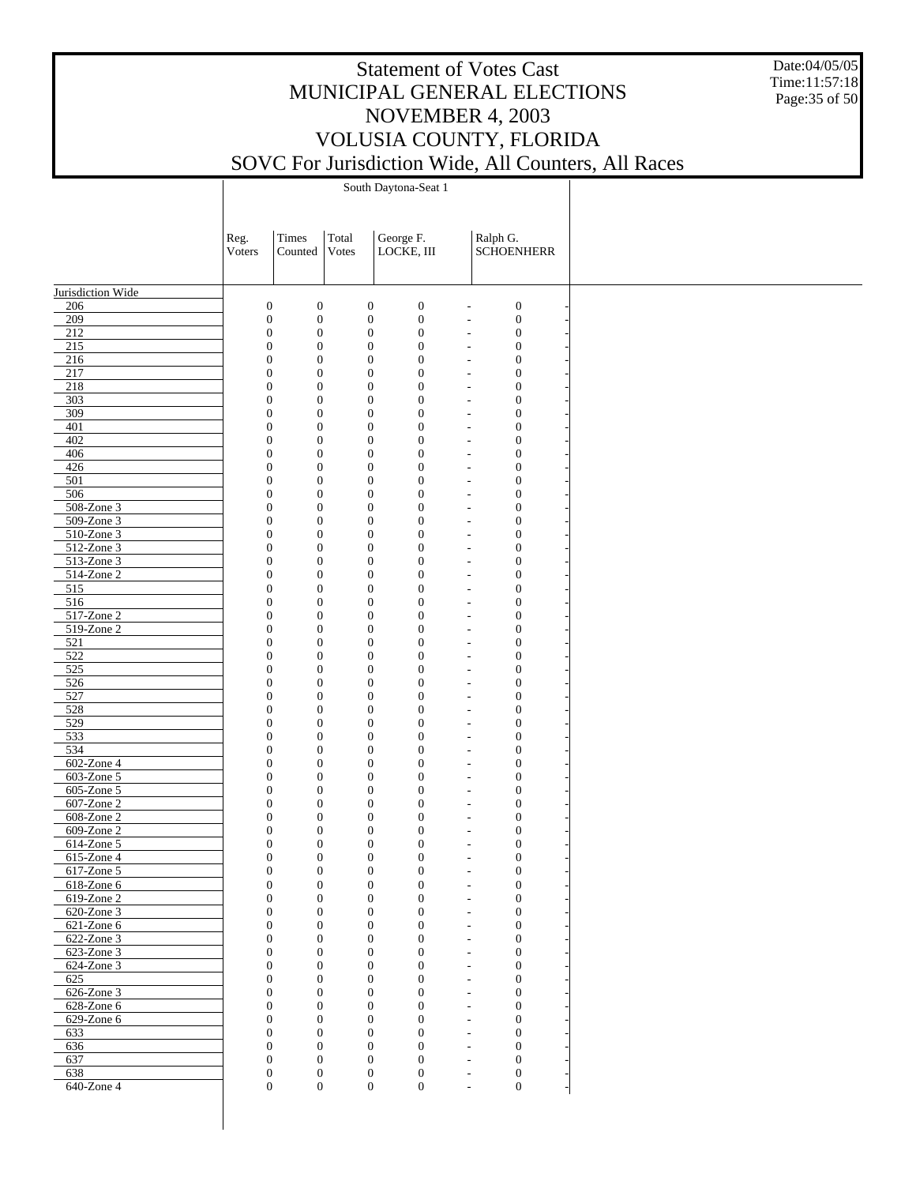# Statement of Votes Cast
## MUNICIPAL GENERAL ELECTIONS
## NOVEMBER 4, 2003
## VOLUSIA COUNTY, FLORIDA
## SOVC For Jurisdiction Wide, All Counters, All Races

Date:04/05/05
Time:11:57:18

South Daytona-Seat 1

| | Reg. Voters | Times Counted | Total Votes | George F. LOCKE, III | | Ralph G. SCHOENHERR | |
|---|---|---|---|---|---|---|---|
| Jurisdiction Wide | | | | | | | |
| 206 | 0 | 0 | 0 | 0 | - | 0 | - |
| 209 | 0 | 0 | 0 | 0 | - | 0 | - |
| 212 | 0 | 0 | 0 | 0 | - | 0 | - |
| 215 | 0 | 0 | 0 | 0 | - | 0 | - |
| 216 | 0 | 0 | 0 | 0 | - | 0 | - |
| 217 | 0 | 0 | 0 | 0 | - | 0 | - |
| 218 | 0 | 0 | 0 | 0 | - | 0 | - |
| 303 | 0 | 0 | 0 | 0 | - | 0 | - |
| 309 | 0 | 0 | 0 | 0 | - | 0 | - |
| 401 | 0 | 0 | 0 | 0 | - | 0 | - |
| 402 | 0 | 0 | 0 | 0 | - | 0 | - |
| 406 | 0 | 0 | 0 | 0 | - | 0 | - |
| 426 | 0 | 0 | 0 | 0 | - | 0 | - |
| 501 | 0 | 0 | 0 | 0 | - | 0 | - |
| 506 | 0 | 0 | 0 | 0 | - | 0 | - |
| 508-Zone 3 | 0 | 0 | 0 | 0 | - | 0 | - |
| 509-Zone 3 | 0 | 0 | 0 | 0 | - | 0 | - |
| 510-Zone 3 | 0 | 0 | 0 | 0 | - | 0 | - |
| 512-Zone 3 | 0 | 0 | 0 | 0 | - | 0 | - |
| 513-Zone 3 | 0 | 0 | 0 | 0 | - | 0 | - |
| 514-Zone 2 | 0 | 0 | 0 | 0 | - | 0 | - |
| 515 | 0 | 0 | 0 | 0 | - | 0 | - |
| 516 | 0 | 0 | 0 | 0 | - | 0 | - |
| 517-Zone 2 | 0 | 0 | 0 | 0 | - | 0 | - |
| 519-Zone 2 | 0 | 0 | 0 | 0 | - | 0 | - |
| 521 | 0 | 0 | 0 | 0 | - | 0 | - |
| 522 | 0 | 0 | 0 | 0 | - | 0 | - |
| 525 | 0 | 0 | 0 | 0 | - | 0 | - |
| 526 | 0 | 0 | 0 | 0 | - | 0 | - |
| 527 | 0 | 0 | 0 | 0 | - | 0 | - |
| 528 | 0 | 0 | 0 | 0 | - | 0 | - |
| 529 | 0 | 0 | 0 | 0 | - | 0 | - |
| 533 | 0 | 0 | 0 | 0 | - | 0 | - |
| 534 | 0 | 0 | 0 | 0 | - | 0 | - |
| 602-Zone 4 | 0 | 0 | 0 | 0 | - | 0 | - |
| 603-Zone 5 | 0 | 0 | 0 | 0 | - | 0 | - |
| 605-Zone 5 | 0 | 0 | 0 | 0 | - | 0 | - |
| 607-Zone 2 | 0 | 0 | 0 | 0 | - | 0 | - |
| 608-Zone 2 | 0 | 0 | 0 | 0 | - | 0 | - |
| 609-Zone 2 | 0 | 0 | 0 | 0 | - | 0 | - |
| 614-Zone 5 | 0 | 0 | 0 | 0 | - | 0 | - |
| 615-Zone 4 | 0 | 0 | 0 | 0 | - | 0 | - |
| 617-Zone 5 | 0 | 0 | 0 | 0 | - | 0 | - |
| 618-Zone 6 | 0 | 0 | 0 | 0 | - | 0 | - |
| 619-Zone 2 | 0 | 0 | 0 | 0 | - | 0 | - |
| 620-Zone 3 | 0 | 0 | 0 | 0 | - | 0 | - |
| 621-Zone 6 | 0 | 0 | 0 | 0 | - | 0 | - |
| 622-Zone 3 | 0 | 0 | 0 | 0 | - | 0 | - |
| 623-Zone 3 | 0 | 0 | 0 | 0 | - | 0 | - |
| 624-Zone 3 | 0 | 0 | 0 | 0 | - | 0 | - |
| 625 | 0 | 0 | 0 | 0 | - | 0 | - |
| 626-Zone 3 | 0 | 0 | 0 | 0 | - | 0 | - |
| 628-Zone 6 | 0 | 0 | 0 | 0 | - | 0 | - |
| 629-Zone 6 | 0 | 0 | 0 | 0 | - | 0 | - |
| 633 | 0 | 0 | 0 | 0 | - | 0 | - |
| 636 | 0 | 0 | 0 | 0 | - | 0 | - |
| 637 | 0 | 0 | 0 | 0 | - | 0 | - |
| 638 | 0 | 0 | 0 | 0 | - | 0 | - |
| 640-Zone 4 | 0 | 0 | 0 | 0 | - | 0 | - |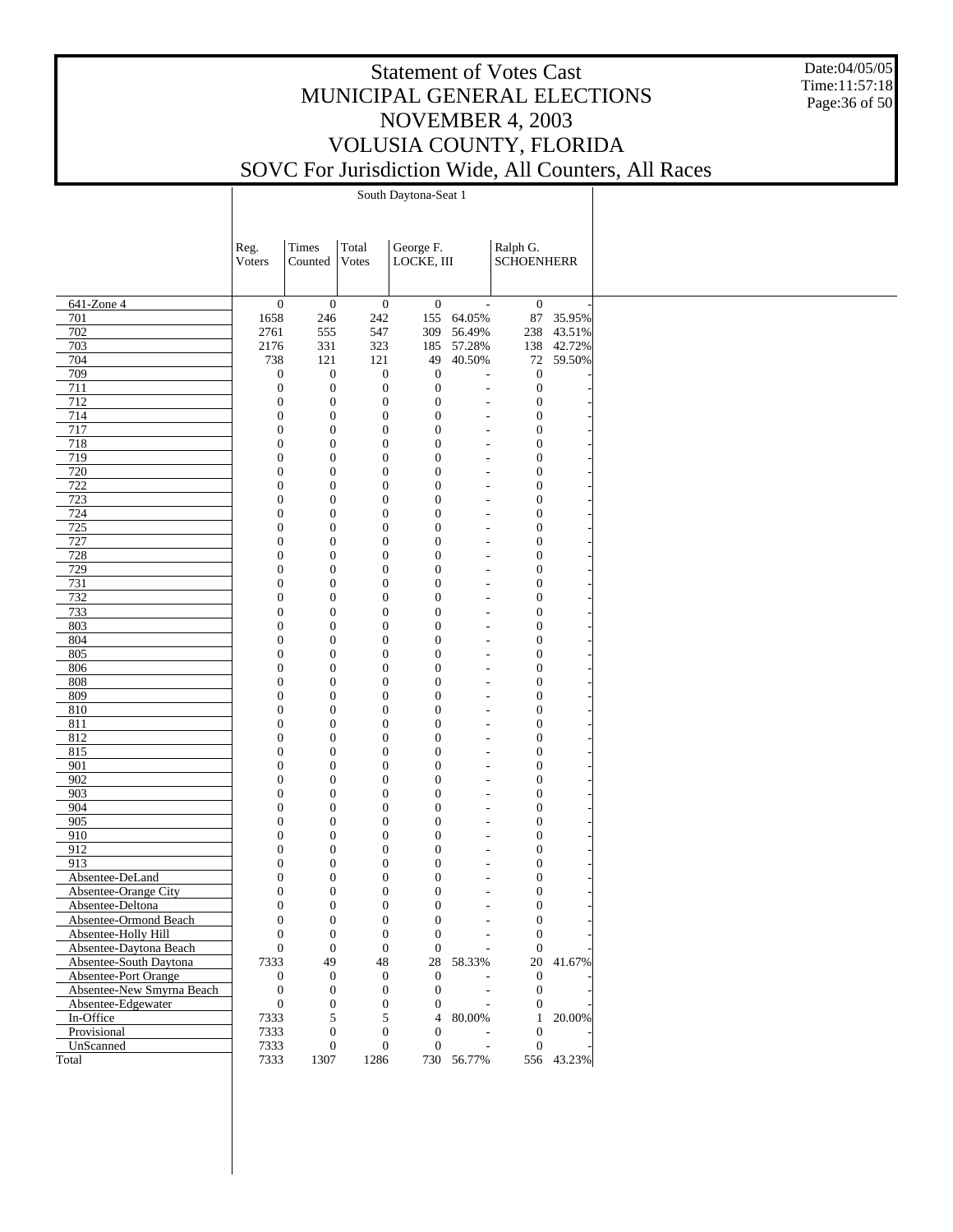# Statement of Votes Cast
# MUNICIPAL GENERAL ELECTIONS
# NOVEMBER 4, 2003
# VOLUSIA COUNTY, FLORIDA
# SOVC For Jurisdiction Wide, All Counters, All Races

Date:04/05/05
Time:11:57:18

South Daytona-Seat 1

| | Reg. Voters | Times Counted | Total Votes | George F. LOCKE, III | | Ralph G. SCHOENHERR | |
|---|---|---|---|---|---|---|---|
| 641-Zone 4 | 0 | 0 | 0 | 0 | - | 0 | - |
| 701 | 1658 | 246 | 242 | 155 | 64.05% | 87 | 35.95% |
| 702 | 2761 | 555 | 547 | 309 | 56.49% | 238 | 43.51% |
| 703 | 2176 | 331 | 323 | 185 | 57.28% | 138 | 42.72% |
| 704 | 738 | 121 | 121 | 49 | 40.50% | 72 | 59.50% |
| 709 | 0 | 0 | 0 | 0 | - | 0 | - |
| 711 | 0 | 0 | 0 | 0 | - | 0 | - |
| 712 | 0 | 0 | 0 | 0 | - | 0 | - |
| 714 | 0 | 0 | 0 | 0 | - | 0 | - |
| 717 | 0 | 0 | 0 | 0 | - | 0 | - |
| 718 | 0 | 0 | 0 | 0 | - | 0 | - |
| 719 | 0 | 0 | 0 | 0 | - | 0 | - |
| 720 | 0 | 0 | 0 | 0 | - | 0 | - |
| 722 | 0 | 0 | 0 | 0 | - | 0 | - |
| 723 | 0 | 0 | 0 | 0 | - | 0 | - |
| 724 | 0 | 0 | 0 | 0 | - | 0 | - |
| 725 | 0 | 0 | 0 | 0 | - | 0 | - |
| 727 | 0 | 0 | 0 | 0 | - | 0 | - |
| 728 | 0 | 0 | 0 | 0 | - | 0 | - |
| 729 | 0 | 0 | 0 | 0 | - | 0 | - |
| 731 | 0 | 0 | 0 | 0 | - | 0 | - |
| 732 | 0 | 0 | 0 | 0 | - | 0 | - |
| 733 | 0 | 0 | 0 | 0 | - | 0 | - |
| 803 | 0 | 0 | 0 | 0 | - | 0 | - |
| 804 | 0 | 0 | 0 | 0 | - | 0 | - |
| 805 | 0 | 0 | 0 | 0 | - | 0 | - |
| 806 | 0 | 0 | 0 | 0 | - | 0 | - |
| 808 | 0 | 0 | 0 | 0 | - | 0 | - |
| 809 | 0 | 0 | 0 | 0 | - | 0 | - |
| 810 | 0 | 0 | 0 | 0 | - | 0 | - |
| 811 | 0 | 0 | 0 | 0 | - | 0 | - |
| 812 | 0 | 0 | 0 | 0 | - | 0 | - |
| 815 | 0 | 0 | 0 | 0 | - | 0 | - |
| 901 | 0 | 0 | 0 | 0 | - | 0 | - |
| 902 | 0 | 0 | 0 | 0 | - | 0 | - |
| 903 | 0 | 0 | 0 | 0 | - | 0 | - |
| 904 | 0 | 0 | 0 | 0 | - | 0 | - |
| 905 | 0 | 0 | 0 | 0 | - | 0 | - |
| 910 | 0 | 0 | 0 | 0 | - | 0 | - |
| 912 | 0 | 0 | 0 | 0 | - | 0 | - |
| 913 | 0 | 0 | 0 | 0 | - | 0 | - |
| Absentee-DeLand | 0 | 0 | 0 | 0 | - | 0 | - |
| Absentee-Orange City | 0 | 0 | 0 | 0 | - | 0 | - |
| Absentee-Deltona | 0 | 0 | 0 | 0 | - | 0 | - |
| Absentee-Ormond Beach | 0 | 0 | 0 | 0 | - | 0 | - |
| Absentee-Holly Hill | 0 | 0 | 0 | 0 | - | 0 | - |
| Absentee-Daytona Beach | 0 | 0 | 0 | 0 | - | 0 | - |
| Absentee-South Daytona | 7333 | 49 | 48 | 28 | 58.33% | 20 | 41.67% |
| Absentee-Port Orange | 0 | 0 | 0 | 0 | - | 0 | - |
| Absentee-New Smyrna Beach | 0 | 0 | 0 | 0 | - | 0 | - |
| Absentee-Edgewater | 0 | 0 | 0 | 0 | - | 0 | - |
| In-Office | 7333 | 5 | 5 | 4 | 80.00% | 1 | 20.00% |
| Provisional | 7333 | 0 | 0 | 0 | - | 0 | - |
| UnScanned | 7333 | 0 | 0 | 0 | - | 0 | - |
| Total | 7333 | 1307 | 1286 | 730 | 56.77% | 556 | 43.23% |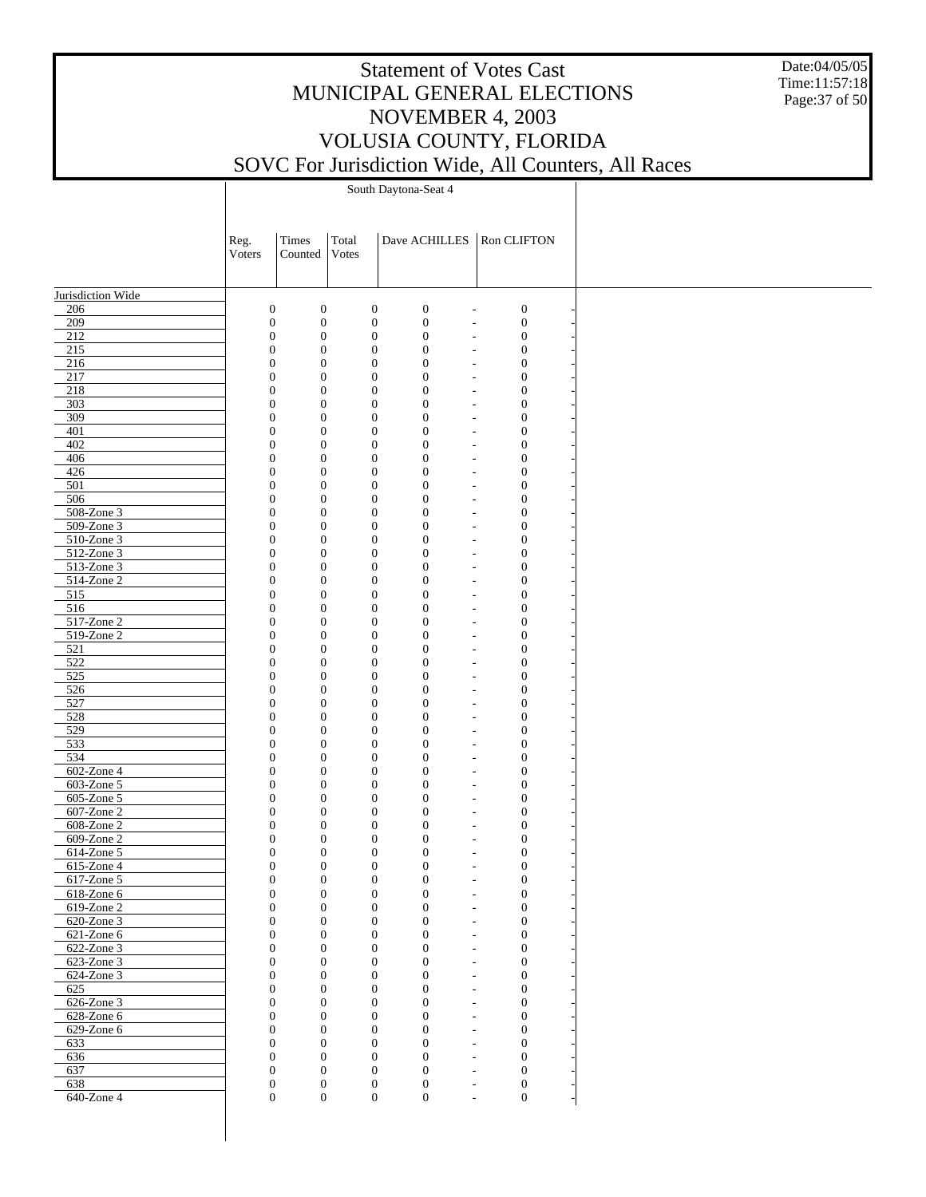# Statement of Votes Cast
# MUNICIPAL GENERAL ELECTIONS
# NOVEMBER 4, 2003
# VOLUSIA COUNTY, FLORIDA
# SOVC For Jurisdiction Wide, All Counters, All Races

Date:04/05/05
Time:11:57:18

| | South Daytona-Seat 4 | | | | | | |
|---|---|---|---|---|---|---|---|
| | Reg. Voters | Times Counted | Total Votes | Dave ACHILLES | | Ron CLIFTON | |
| Jurisdiction Wide | | | | | | | |
| 206 | 0 | 0 | 0 | 0 | - | 0 | - |
| 209 | 0 | 0 | 0 | 0 | - | 0 | - |
| 212 | 0 | 0 | 0 | 0 | - | 0 | - |
| 215 | 0 | 0 | 0 | 0 | - | 0 | - |
| 216 | 0 | 0 | 0 | 0 | - | 0 | - |
| 217 | 0 | 0 | 0 | 0 | - | 0 | - |
| 218 | 0 | 0 | 0 | 0 | - | 0 | - |
| 303 | 0 | 0 | 0 | 0 | - | 0 | - |
| 309 | 0 | 0 | 0 | 0 | - | 0 | - |
| 401 | 0 | 0 | 0 | 0 | - | 0 | - |
| 402 | 0 | 0 | 0 | 0 | - | 0 | - |
| 406 | 0 | 0 | 0 | 0 | - | 0 | - |
| 426 | 0 | 0 | 0 | 0 | - | 0 | - |
| 501 | 0 | 0 | 0 | 0 | - | 0 | - |
| 506 | 0 | 0 | 0 | 0 | - | 0 | - |
| 508-Zone 3 | 0 | 0 | 0 | 0 | - | 0 | - |
| 509-Zone 3 | 0 | 0 | 0 | 0 | - | 0 | - |
| 510-Zone 3 | 0 | 0 | 0 | 0 | - | 0 | - |
| 512-Zone 3 | 0 | 0 | 0 | 0 | - | 0 | - |
| 513-Zone 3 | 0 | 0 | 0 | 0 | - | 0 | - |
| 514-Zone 2 | 0 | 0 | 0 | 0 | - | 0 | - |
| 515 | 0 | 0 | 0 | 0 | - | 0 | - |
| 516 | 0 | 0 | 0 | 0 | - | 0 | - |
| 517-Zone 2 | 0 | 0 | 0 | 0 | - | 0 | - |
| 519-Zone 2 | 0 | 0 | 0 | 0 | - | 0 | - |
| 521 | 0 | 0 | 0 | 0 | - | 0 | - |
| 522 | 0 | 0 | 0 | 0 | - | 0 | - |
| 525 | 0 | 0 | 0 | 0 | - | 0 | - |
| 526 | 0 | 0 | 0 | 0 | - | 0 | - |
| 527 | 0 | 0 | 0 | 0 | - | 0 | - |
| 528 | 0 | 0 | 0 | 0 | - | 0 | - |
| 529 | 0 | 0 | 0 | 0 | - | 0 | - |
| 533 | 0 | 0 | 0 | 0 | - | 0 | - |
| 534 | 0 | 0 | 0 | 0 | - | 0 | - |
| 602-Zone 4 | 0 | 0 | 0 | 0 | - | 0 | - |
| 603-Zone 5 | 0 | 0 | 0 | 0 | - | 0 | - |
| 605-Zone 5 | 0 | 0 | 0 | 0 | - | 0 | - |
| 607-Zone 2 | 0 | 0 | 0 | 0 | - | 0 | - |
| 608-Zone 2 | 0 | 0 | 0 | 0 | - | 0 | - |
| 609-Zone 2 | 0 | 0 | 0 | 0 | - | 0 | - |
| 614-Zone 5 | 0 | 0 | 0 | 0 | - | 0 | - |
| 615-Zone 4 | 0 | 0 | 0 | 0 | - | 0 | - |
| 617-Zone 5 | 0 | 0 | 0 | 0 | - | 0 | - |
| 618-Zone 6 | 0 | 0 | 0 | 0 | - | 0 | - |
| 619-Zone 2 | 0 | 0 | 0 | 0 | - | 0 | - |
| 620-Zone 3 | 0 | 0 | 0 | 0 | - | 0 | - |
| 621-Zone 6 | 0 | 0 | 0 | 0 | - | 0 | - |
| 622-Zone 3 | 0 | 0 | 0 | 0 | - | 0 | - |
| 623-Zone 3 | 0 | 0 | 0 | 0 | - | 0 | - |
| 624-Zone 3 | 0 | 0 | 0 | 0 | - | 0 | - |
| 625 | 0 | 0 | 0 | 0 | - | 0 | - |
| 626-Zone 3 | 0 | 0 | 0 | 0 | - | 0 | - |
| 628-Zone 6 | 0 | 0 | 0 | 0 | - | 0 | - |
| 629-Zone 6 | 0 | 0 | 0 | 0 | - | 0 | - |
| 633 | 0 | 0 | 0 | 0 | - | 0 | - |
| 636 | 0 | 0 | 0 | 0 | - | 0 | - |
| 637 | 0 | 0 | 0 | 0 | - | 0 | - |
| 638 | 0 | 0 | 0 | 0 | - | 0 | - |
| 640-Zone 4 | 0 | 0 | 0 | 0 | - | 0 | - |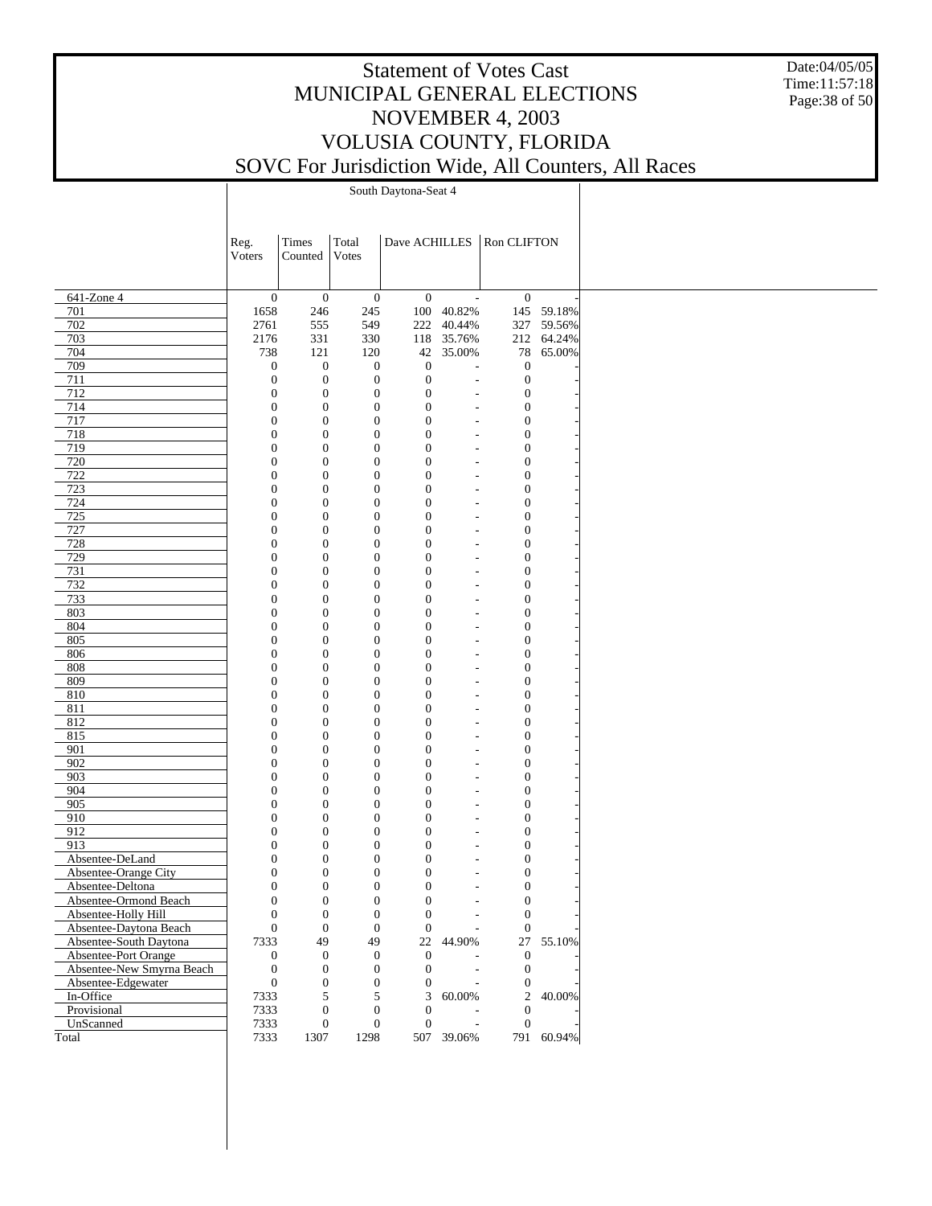# Statement of Votes Cast
# MUNICIPAL GENERAL ELECTIONS
# NOVEMBER 4, 2003
# VOLUSIA COUNTY, FLORIDA
# SOVC For Jurisdiction Wide, All Counters, All Races

Date:04/05/05
Time:11:57:18

| | South Daytona-Seat 4 | | | | | | |
|---|---|---|---|---|---|---|---|
| | Reg. Voters | Times Counted | Total Votes | Dave ACHILLES | | Ron CLIFTON | |
| 641-Zone 4 | 0 | 0 | 0 | 0 | - | 0 | - |
| 701 | 1658 | 246 | 245 | 100 | 40.82% | 145 | 59.18% |
| 702 | 2761 | 555 | 549 | 222 | 40.44% | 327 | 59.56% |
| 703 | 2176 | 331 | 330 | 118 | 35.76% | 212 | 64.24% |
| 704 | 738 | 121 | 120 | 42 | 35.00% | 78 | 65.00% |
| 709 | 0 | 0 | 0 | 0 | - | 0 | - |
| 711 | 0 | 0 | 0 | 0 | - | 0 | - |
| 712 | 0 | 0 | 0 | 0 | - | 0 | - |
| 714 | 0 | 0 | 0 | 0 | - | 0 | - |
| 717 | 0 | 0 | 0 | 0 | - | 0 | - |
| 718 | 0 | 0 | 0 | 0 | - | 0 | - |
| 719 | 0 | 0 | 0 | 0 | - | 0 | - |
| 720 | 0 | 0 | 0 | 0 | - | 0 | - |
| 722 | 0 | 0 | 0 | 0 | - | 0 | - |
| 723 | 0 | 0 | 0 | 0 | - | 0 | - |
| 724 | 0 | 0 | 0 | 0 | - | 0 | - |
| 725 | 0 | 0 | 0 | 0 | - | 0 | - |
| 727 | 0 | 0 | 0 | 0 | - | 0 | - |
| 728 | 0 | 0 | 0 | 0 | - | 0 | - |
| 729 | 0 | 0 | 0 | 0 | - | 0 | - |
| 731 | 0 | 0 | 0 | 0 | - | 0 | - |
| 732 | 0 | 0 | 0 | 0 | - | 0 | - |
| 733 | 0 | 0 | 0 | 0 | - | 0 | - |
| 803 | 0 | 0 | 0 | 0 | - | 0 | - |
| 804 | 0 | 0 | 0 | 0 | - | 0 | - |
| 805 | 0 | 0 | 0 | 0 | - | 0 | - |
| 806 | 0 | 0 | 0 | 0 | - | 0 | - |
| 808 | 0 | 0 | 0 | 0 | - | 0 | - |
| 809 | 0 | 0 | 0 | 0 | - | 0 | - |
| 810 | 0 | 0 | 0 | 0 | - | 0 | - |
| 811 | 0 | 0 | 0 | 0 | - | 0 | - |
| 812 | 0 | 0 | 0 | 0 | - | 0 | - |
| 815 | 0 | 0 | 0 | 0 | - | 0 | - |
| 901 | 0 | 0 | 0 | 0 | - | 0 | - |
| 902 | 0 | 0 | 0 | 0 | - | 0 | - |
| 903 | 0 | 0 | 0 | 0 | - | 0 | - |
| 904 | 0 | 0 | 0 | 0 | - | 0 | - |
| 905 | 0 | 0 | 0 | 0 | - | 0 | - |
| 910 | 0 | 0 | 0 | 0 | - | 0 | - |
| 912 | 0 | 0 | 0 | 0 | - | 0 | - |
| 913 | 0 | 0 | 0 | 0 | - | 0 | - |
| Absentee-DeLand | 0 | 0 | 0 | 0 | - | 0 | - |
| Absentee-Orange City | 0 | 0 | 0 | 0 | - | 0 | - |
| Absentee-Deltona | 0 | 0 | 0 | 0 | - | 0 | - |
| Absentee-Ormond Beach | 0 | 0 | 0 | 0 | - | 0 | - |
| Absentee-Holly Hill | 0 | 0 | 0 | 0 | - | 0 | - |
| Absentee-Daytona Beach | 0 | 0 | 0 | 0 | - | 0 | - |
| Absentee-South Daytona | 7333 | 49 | 49 | 22 | 44.90% | 27 | 55.10% |
| Absentee-Port Orange | 0 | 0 | 0 | 0 | - | 0 | - |
| Absentee-New Smyrna Beach | 0 | 0 | 0 | 0 | - | 0 | - |
| Absentee-Edgewater | 0 | 0 | 0 | 0 | - | 0 | - |
| In-Office | 7333 | 5 | 5 | 3 | 60.00% | 2 | 40.00% |
| Provisional | 7333 | 0 | 0 | 0 | - | 0 | - |
| UnScanned | 7333 | 0 | 0 | 0 | - | 0 | - |
| Total | 7333 | 1307 | 1298 | 507 | 39.06% | 791 | 60.94% |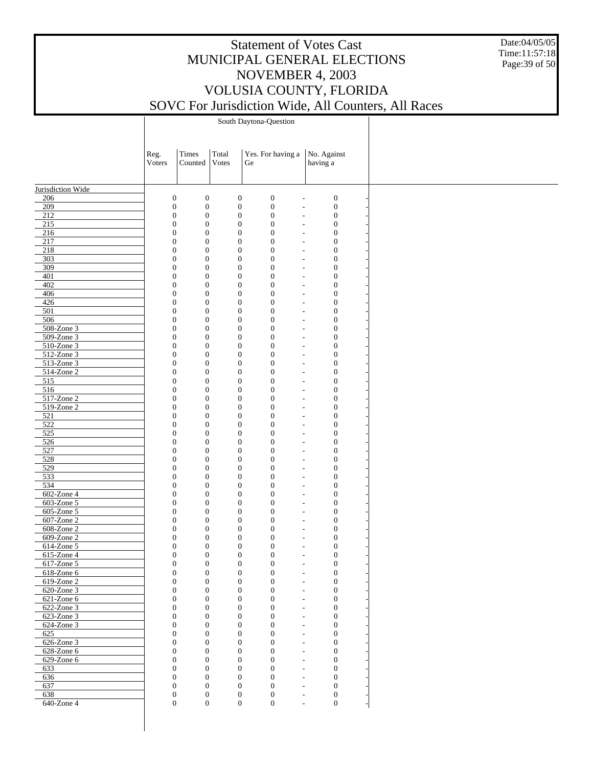# Statement of Votes Cast
# MUNICIPAL GENERAL ELECTIONS
# NOVEMBER 4, 2003
# VOLUSIA COUNTY, FLORIDA
# SOVC For Jurisdiction Wide, All Counters, All Races

Date:04/05/05
Time:11:57:18

| | South Daytona-Question | | | | | | |
|---|---|---|---|---|---|---|---|
| | Reg. Voters | Times Counted | Total Votes | Yes. For having a Ge | | No. Against having a | |
| Jurisdiction Wide | | | | | | | |
| 206 | 0 | 0 | 0 | 0 | - | 0 | - |
| 209 | 0 | 0 | 0 | 0 | - | 0 | - |
| 212 | 0 | 0 | 0 | 0 | - | 0 | - |
| 215 | 0 | 0 | 0 | 0 | - | 0 | - |
| 216 | 0 | 0 | 0 | 0 | - | 0 | - |
| 217 | 0 | 0 | 0 | 0 | - | 0 | - |
| 218 | 0 | 0 | 0 | 0 | - | 0 | - |
| 303 | 0 | 0 | 0 | 0 | - | 0 | - |
| 309 | 0 | 0 | 0 | 0 | - | 0 | - |
| 401 | 0 | 0 | 0 | 0 | - | 0 | - |
| 402 | 0 | 0 | 0 | 0 | - | 0 | - |
| 406 | 0 | 0 | 0 | 0 | - | 0 | - |
| 426 | 0 | 0 | 0 | 0 | - | 0 | - |
| 501 | 0 | 0 | 0 | 0 | - | 0 | - |
| 506 | 0 | 0 | 0 | 0 | - | 0 | - |
| 508-Zone 3 | 0 | 0 | 0 | 0 | - | 0 | - |
| 509-Zone 3 | 0 | 0 | 0 | 0 | - | 0 | - |
| 510-Zone 3 | 0 | 0 | 0 | 0 | - | 0 | - |
| 512-Zone 3 | 0 | 0 | 0 | 0 | - | 0 | - |
| 513-Zone 3 | 0 | 0 | 0 | 0 | - | 0 | - |
| 514-Zone 2 | 0 | 0 | 0 | 0 | - | 0 | - |
| 515 | 0 | 0 | 0 | 0 | - | 0 | - |
| 516 | 0 | 0 | 0 | 0 | - | 0 | - |
| 517-Zone 2 | 0 | 0 | 0 | 0 | - | 0 | - |
| 519-Zone 2 | 0 | 0 | 0 | 0 | - | 0 | - |
| 521 | 0 | 0 | 0 | 0 | - | 0 | - |
| 522 | 0 | 0 | 0 | 0 | - | 0 | - |
| 525 | 0 | 0 | 0 | 0 | - | 0 | - |
| 526 | 0 | 0 | 0 | 0 | - | 0 | - |
| 527 | 0 | 0 | 0 | 0 | - | 0 | - |
| 528 | 0 | 0 | 0 | 0 | - | 0 | - |
| 529 | 0 | 0 | 0 | 0 | - | 0 | - |
| 533 | 0 | 0 | 0 | 0 | - | 0 | - |
| 534 | 0 | 0 | 0 | 0 | - | 0 | - |
| 602-Zone 4 | 0 | 0 | 0 | 0 | - | 0 | - |
| 603-Zone 5 | 0 | 0 | 0 | 0 | - | 0 | - |
| 605-Zone 5 | 0 | 0 | 0 | 0 | - | 0 | - |
| 607-Zone 2 | 0 | 0 | 0 | 0 | - | 0 | - |
| 608-Zone 2 | 0 | 0 | 0 | 0 | - | 0 | - |
| 609-Zone 2 | 0 | 0 | 0 | 0 | - | 0 | - |
| 614-Zone 5 | 0 | 0 | 0 | 0 | - | 0 | - |
| 615-Zone 4 | 0 | 0 | 0 | 0 | - | 0 | - |
| 617-Zone 5 | 0 | 0 | 0 | 0 | - | 0 | - |
| 618-Zone 6 | 0 | 0 | 0 | 0 | - | 0 | - |
| 619-Zone 2 | 0 | 0 | 0 | 0 | - | 0 | - |
| 620-Zone 3 | 0 | 0 | 0 | 0 | - | 0 | - |
| 621-Zone 6 | 0 | 0 | 0 | 0 | - | 0 | - |
| 622-Zone 3 | 0 | 0 | 0 | 0 | - | 0 | - |
| 623-Zone 3 | 0 | 0 | 0 | 0 | - | 0 | - |
| 624-Zone 3 | 0 | 0 | 0 | 0 | - | 0 | - |
| 625 | 0 | 0 | 0 | 0 | - | 0 | - |
| 626-Zone 3 | 0 | 0 | 0 | 0 | - | 0 | - |
| 628-Zone 6 | 0 | 0 | 0 | 0 | - | 0 | - |
| 629-Zone 6 | 0 | 0 | 0 | 0 | - | 0 | - |
| 633 | 0 | 0 | 0 | 0 | - | 0 | - |
| 636 | 0 | 0 | 0 | 0 | - | 0 | - |
| 637 | 0 | 0 | 0 | 0 | - | 0 | - |
| 638 | 0 | 0 | 0 | 0 | - | 0 | - |
| 640-Zone 4 | 0 | 0 | 0 | 0 | - | 0 | - |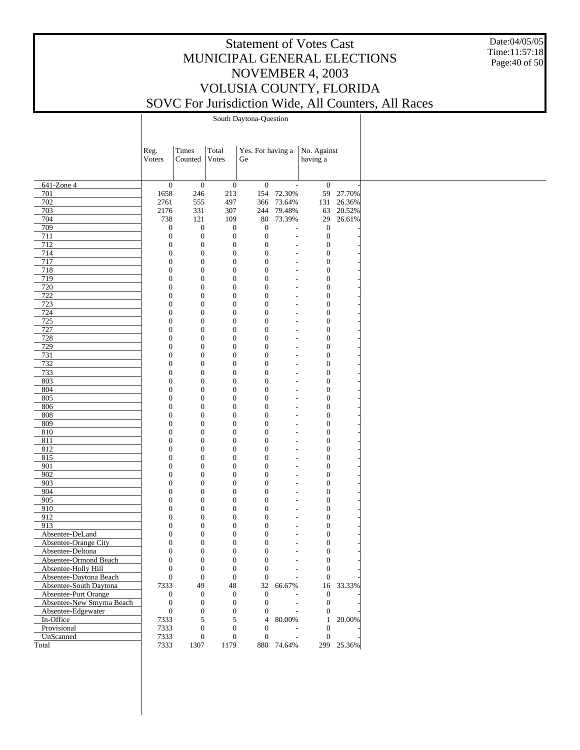# Statement of Votes Cast
# MUNICIPAL GENERAL ELECTIONS
# NOVEMBER 4, 2003
# VOLUSIA COUNTY, FLORIDA
# SOVC For Jurisdiction Wide, All Counters, All Races

Date:04/05/05
Time:11:57:18

| | South Daytona-Question | | | | | | |
|---|---|---|---|---|---|---|---|
| | Reg. Voters | Times Counted | Total Votes | Yes. For having a Ge | | No. Against having a | |
| 641-Zone 4 | 0 | 0 | 0 | 0 | - | 0 | - |
| 701 | 1658 | 246 | 213 | 154 | 72.30% | 59 | 27.70% |
| 702 | 2761 | 555 | 497 | 366 | 73.64% | 131 | 26.36% |
| 703 | 2176 | 331 | 307 | 244 | 79.48% | 63 | 20.52% |
| 704 | 738 | 121 | 109 | 80 | 73.39% | 29 | 26.61% |
| 709 | 0 | 0 | 0 | 0 | - | 0 | - |
| 711 | 0 | 0 | 0 | 0 | - | 0 | - |
| 712 | 0 | 0 | 0 | 0 | - | 0 | - |
| 714 | 0 | 0 | 0 | 0 | - | 0 | - |
| 717 | 0 | 0 | 0 | 0 | - | 0 | - |
| 718 | 0 | 0 | 0 | 0 | - | 0 | - |
| 719 | 0 | 0 | 0 | 0 | - | 0 | - |
| 720 | 0 | 0 | 0 | 0 | - | 0 | - |
| 722 | 0 | 0 | 0 | 0 | - | 0 | - |
| 723 | 0 | 0 | 0 | 0 | - | 0 | - |
| 724 | 0 | 0 | 0 | 0 | - | 0 | - |
| 725 | 0 | 0 | 0 | 0 | - | 0 | - |
| 727 | 0 | 0 | 0 | 0 | - | 0 | - |
| 728 | 0 | 0 | 0 | 0 | - | 0 | - |
| 729 | 0 | 0 | 0 | 0 | - | 0 | - |
| 731 | 0 | 0 | 0 | 0 | - | 0 | - |
| 732 | 0 | 0 | 0 | 0 | - | 0 | - |
| 733 | 0 | 0 | 0 | 0 | - | 0 | - |
| 803 | 0 | 0 | 0 | 0 | - | 0 | - |
| 804 | 0 | 0 | 0 | 0 | - | 0 | - |
| 805 | 0 | 0 | 0 | 0 | - | 0 | - |
| 806 | 0 | 0 | 0 | 0 | - | 0 | - |
| 808 | 0 | 0 | 0 | 0 | - | 0 | - |
| 809 | 0 | 0 | 0 | 0 | - | 0 | - |
| 810 | 0 | 0 | 0 | 0 | - | 0 | - |
| 811 | 0 | 0 | 0 | 0 | - | 0 | - |
| 812 | 0 | 0 | 0 | 0 | - | 0 | - |
| 815 | 0 | 0 | 0 | 0 | - | 0 | - |
| 901 | 0 | 0 | 0 | 0 | - | 0 | - |
| 902 | 0 | 0 | 0 | 0 | - | 0 | - |
| 903 | 0 | 0 | 0 | 0 | - | 0 | - |
| 904 | 0 | 0 | 0 | 0 | - | 0 | - |
| 905 | 0 | 0 | 0 | 0 | - | 0 | - |
| 910 | 0 | 0 | 0 | 0 | - | 0 | - |
| 912 | 0 | 0 | 0 | 0 | - | 0 | - |
| 913 | 0 | 0 | 0 | 0 | - | 0 | - |
| Absentee-DeLand | 0 | 0 | 0 | 0 | - | 0 | - |
| Absentee-Orange City | 0 | 0 | 0 | 0 | - | 0 | - |
| Absentee-Deltona | 0 | 0 | 0 | 0 | - | 0 | - |
| Absentee-Ormond Beach | 0 | 0 | 0 | 0 | - | 0 | - |
| Absentee-Holly Hill | 0 | 0 | 0 | 0 | - | 0 | - |
| Absentee-Daytona Beach | 0 | 0 | 0 | 0 | - | 0 | - |
| Absentee-South Daytona | 7333 | 49 | 48 | 32 | 66.67% | 16 | 33.33% |
| Absentee-Port Orange | 0 | 0 | 0 | 0 | - | 0 | - |
| Absentee-New Smyrna Beach | 0 | 0 | 0 | 0 | - | 0 | - |
| Absentee-Edgewater | 0 | 0 | 0 | 0 | - | 0 | - |
| In-Office | 7333 | 5 | 5 | 4 | 80.00% | 1 | 20.00% |
| Provisional | 7333 | 0 | 0 | 0 | - | 0 | - |
| UnScanned | 7333 | 0 | 0 | 0 | - | 0 | - |
| Total | 7333 | 1307 | 1179 | 880 | 74.64% | 299 | 25.36% |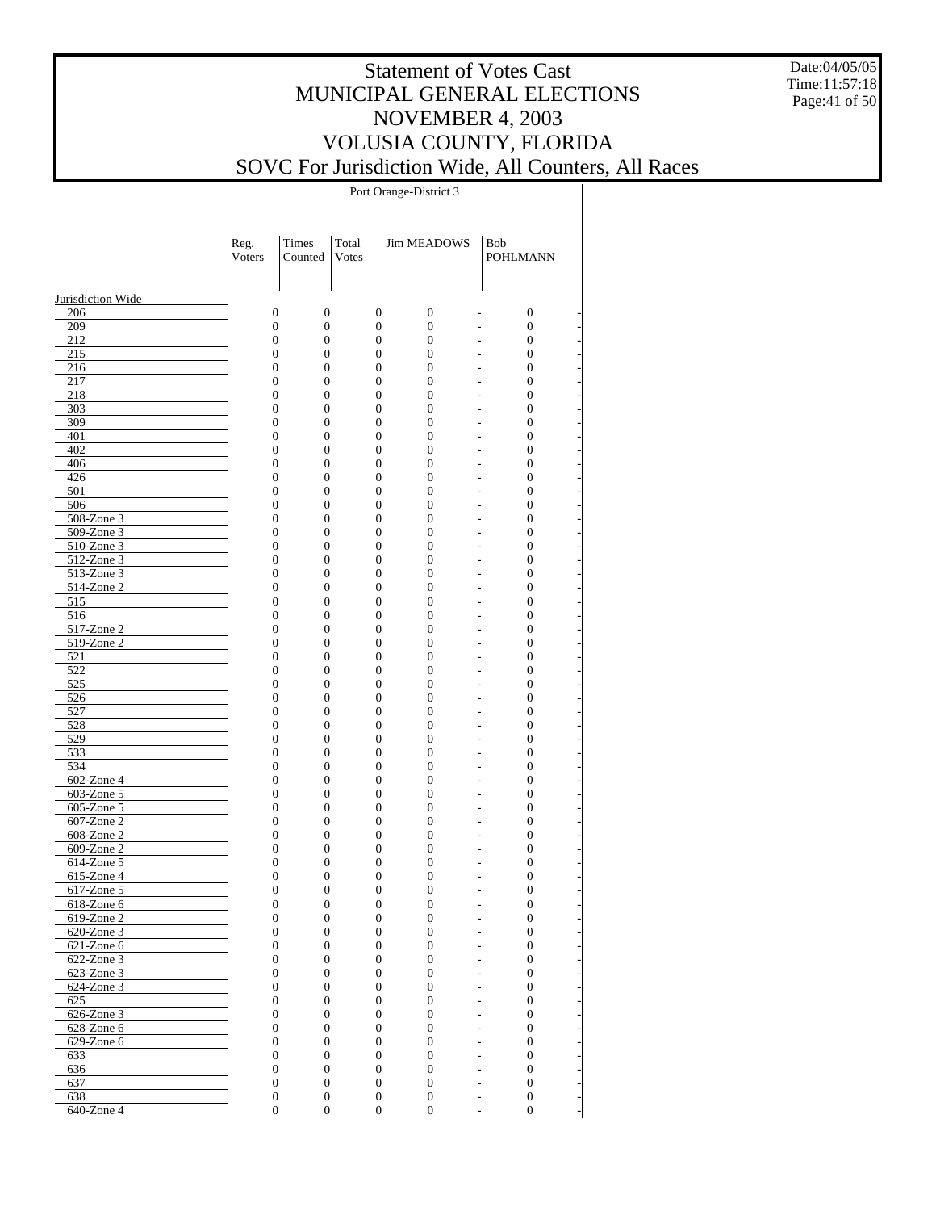# Statement of Votes Cast
# MUNICIPAL GENERAL ELECTIONS
# NOVEMBER 4, 2003
# VOLUSIA COUNTY, FLORIDA
# SOVC For Jurisdiction Wide, All Counters, All Races

Date:04/05/05
Time:11:57:18

| | Port Orange-District 3 | | | | | | |
|---|---|---|---|---|---|---|---|
| | Reg. Voters | Times Counted | Total Votes | Jim MEADOWS | | Bob POHLMANN | |
| Jurisdiction Wide | | | | | | | |
| 206 | 0 | 0 | 0 | 0 | - | 0 | - |
| 209 | 0 | 0 | 0 | 0 | - | 0 | - |
| 212 | 0 | 0 | 0 | 0 | - | 0 | - |
| 215 | 0 | 0 | 0 | 0 | - | 0 | - |
| 216 | 0 | 0 | 0 | 0 | - | 0 | - |
| 217 | 0 | 0 | 0 | 0 | - | 0 | - |
| 218 | 0 | 0 | 0 | 0 | - | 0 | - |
| 303 | 0 | 0 | 0 | 0 | - | 0 | - |
| 309 | 0 | 0 | 0 | 0 | - | 0 | - |
| 401 | 0 | 0 | 0 | 0 | - | 0 | - |
| 402 | 0 | 0 | 0 | 0 | - | 0 | - |
| 406 | 0 | 0 | 0 | 0 | - | 0 | - |
| 426 | 0 | 0 | 0 | 0 | - | 0 | - |
| 501 | 0 | 0 | 0 | 0 | - | 0 | - |
| 506 | 0 | 0 | 0 | 0 | - | 0 | - |
| 508-Zone 3 | 0 | 0 | 0 | 0 | - | 0 | - |
| 509-Zone 3 | 0 | 0 | 0 | 0 | - | 0 | - |
| 510-Zone 3 | 0 | 0 | 0 | 0 | - | 0 | - |
| 512-Zone 3 | 0 | 0 | 0 | 0 | - | 0 | - |
| 513-Zone 3 | 0 | 0 | 0 | 0 | - | 0 | - |
| 514-Zone 2 | 0 | 0 | 0 | 0 | - | 0 | - |
| 515 | 0 | 0 | 0 | 0 | - | 0 | - |
| 516 | 0 | 0 | 0 | 0 | - | 0 | - |
| 517-Zone 2 | 0 | 0 | 0 | 0 | - | 0 | - |
| 519-Zone 2 | 0 | 0 | 0 | 0 | - | 0 | - |
| 521 | 0 | 0 | 0 | 0 | - | 0 | - |
| 522 | 0 | 0 | 0 | 0 | - | 0 | - |
| 525 | 0 | 0 | 0 | 0 | - | 0 | - |
| 526 | 0 | 0 | 0 | 0 | - | 0 | - |
| 527 | 0 | 0 | 0 | 0 | - | 0 | - |
| 528 | 0 | 0 | 0 | 0 | - | 0 | - |
| 529 | 0 | 0 | 0 | 0 | - | 0 | - |
| 533 | 0 | 0 | 0 | 0 | - | 0 | - |
| 534 | 0 | 0 | 0 | 0 | - | 0 | - |
| 602-Zone 4 | 0 | 0 | 0 | 0 | - | 0 | - |
| 603-Zone 5 | 0 | 0 | 0 | 0 | - | 0 | - |
| 605-Zone 5 | 0 | 0 | 0 | 0 | - | 0 | - |
| 607-Zone 2 | 0 | 0 | 0 | 0 | - | 0 | - |
| 608-Zone 2 | 0 | 0 | 0 | 0 | - | 0 | - |
| 609-Zone 2 | 0 | 0 | 0 | 0 | - | 0 | - |
| 614-Zone 5 | 0 | 0 | 0 | 0 | - | 0 | - |
| 615-Zone 4 | 0 | 0 | 0 | 0 | - | 0 | - |
| 617-Zone 5 | 0 | 0 | 0 | 0 | - | 0 | - |
| 618-Zone 6 | 0 | 0 | 0 | 0 | - | 0 | - |
| 619-Zone 2 | 0 | 0 | 0 | 0 | - | 0 | - |
| 620-Zone 3 | 0 | 0 | 0 | 0 | - | 0 | - |
| 621-Zone 6 | 0 | 0 | 0 | 0 | - | 0 | - |
| 622-Zone 3 | 0 | 0 | 0 | 0 | - | 0 | - |
| 623-Zone 3 | 0 | 0 | 0 | 0 | - | 0 | - |
| 624-Zone 3 | 0 | 0 | 0 | 0 | - | 0 | - |
| 625 | 0 | 0 | 0 | 0 | - | 0 | - |
| 626-Zone 3 | 0 | 0 | 0 | 0 | - | 0 | - |
| 628-Zone 6 | 0 | 0 | 0 | 0 | - | 0 | - |
| 629-Zone 6 | 0 | 0 | 0 | 0 | - | 0 | - |
| 633 | 0 | 0 | 0 | 0 | - | 0 | - |
| 636 | 0 | 0 | 0 | 0 | - | 0 | - |
| 637 | 0 | 0 | 0 | 0 | - | 0 | - |
| 638 | 0 | 0 | 0 | 0 | - | 0 | - |
| 640-Zone 4 | 0 | 0 | 0 | 0 | - | 0 | - |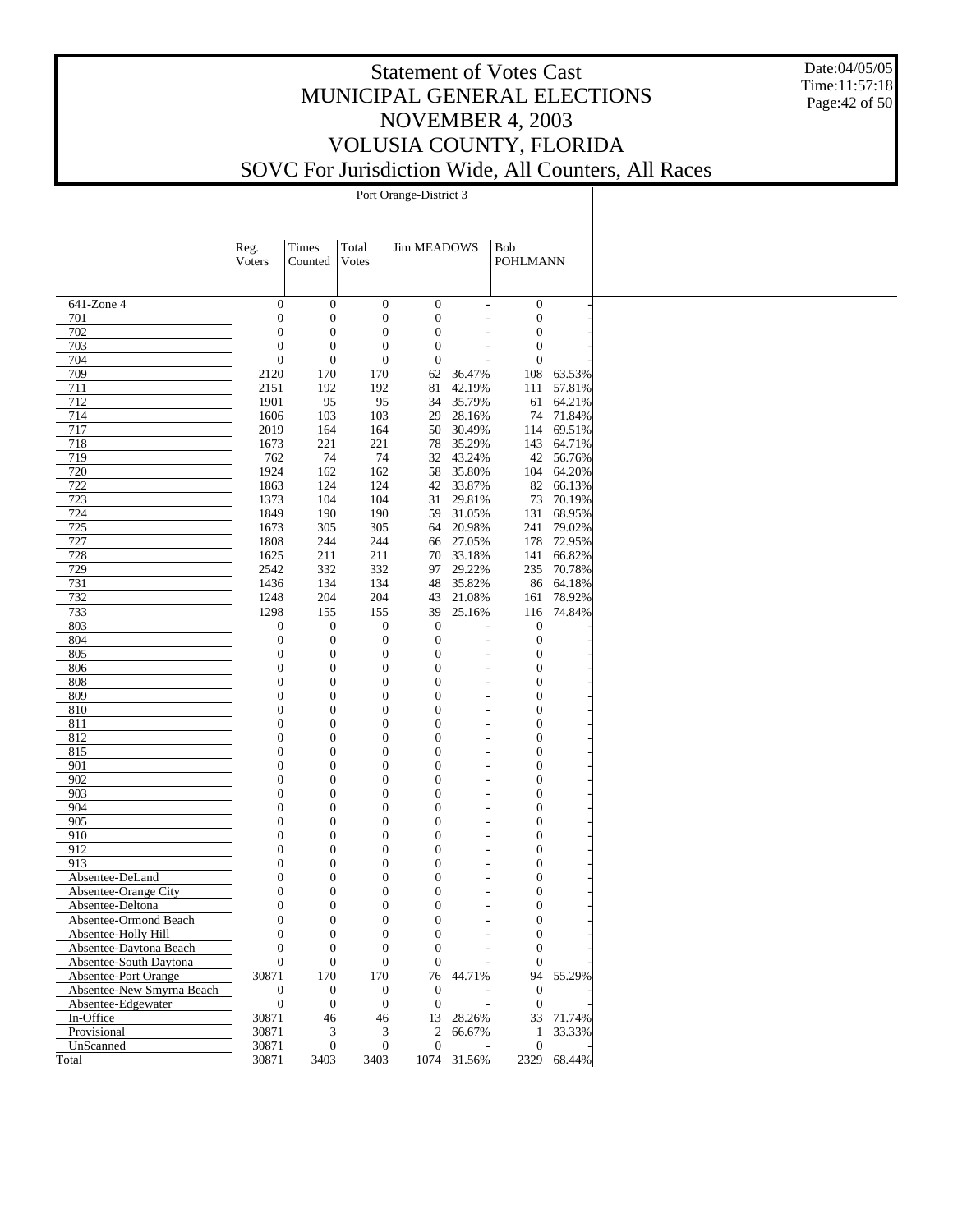# Statement of Votes Cast
## MUNICIPAL GENERAL ELECTIONS
## NOVEMBER 4, 2003
## VOLUSIA COUNTY, FLORIDA
## SOVC For Jurisdiction Wide, All Counters, All Races

Date:04/05/05
Time:11:57:18

Port Orange-District 3

| | Reg. Voters | Times Counted | Total Votes | Jim MEADOWS | | Bob POHLMANN | |
|---|---|---|---|---|---|---|---|
| 641-Zone 4 | 0 | 0 | 0 | 0 | - | 0 | - |
| 701 | 0 | 0 | 0 | 0 | - | 0 | - |
| 702 | 0 | 0 | 0 | 0 | - | 0 | - |
| 703 | 0 | 0 | 0 | 0 | - | 0 | - |
| 704 | 0 | 0 | 0 | 0 | - | 0 | - |
| 709 | 2120 | 170 | 170 | 62 | 36.47% | 108 | 63.53% |
| 711 | 2151 | 192 | 192 | 81 | 42.19% | 111 | 57.81% |
| 712 | 1901 | 95 | 95 | 34 | 35.79% | 61 | 64.21% |
| 714 | 1606 | 103 | 103 | 29 | 28.16% | 74 | 71.84% |
| 717 | 2019 | 164 | 164 | 50 | 30.49% | 114 | 69.51% |
| 718 | 1673 | 221 | 221 | 78 | 35.29% | 143 | 64.71% |
| 719 | 762 | 74 | 74 | 32 | 43.24% | 42 | 56.76% |
| 720 | 1924 | 162 | 162 | 58 | 35.80% | 104 | 64.20% |
| 722 | 1863 | 124 | 124 | 42 | 33.87% | 82 | 66.13% |
| 723 | 1373 | 104 | 104 | 31 | 29.81% | 73 | 70.19% |
| 724 | 1849 | 190 | 190 | 59 | 31.05% | 131 | 68.95% |
| 725 | 1673 | 305 | 305 | 64 | 20.98% | 241 | 79.02% |
| 727 | 1808 | 244 | 244 | 66 | 27.05% | 178 | 72.95% |
| 728 | 1625 | 211 | 211 | 70 | 33.18% | 141 | 66.82% |
| 729 | 2542 | 332 | 332 | 97 | 29.22% | 235 | 70.78% |
| 731 | 1436 | 134 | 134 | 48 | 35.82% | 86 | 64.18% |
| 732 | 1248 | 204 | 204 | 43 | 21.08% | 161 | 78.92% |
| 733 | 1298 | 155 | 155 | 39 | 25.16% | 116 | 74.84% |
| 803 | 0 | 0 | 0 | 0 | - | 0 | - |
| 804 | 0 | 0 | 0 | 0 | - | 0 | - |
| 805 | 0 | 0 | 0 | 0 | - | 0 | - |
| 806 | 0 | 0 | 0 | 0 | - | 0 | - |
| 808 | 0 | 0 | 0 | 0 | - | 0 | - |
| 809 | 0 | 0 | 0 | 0 | - | 0 | - |
| 810 | 0 | 0 | 0 | 0 | - | 0 | - |
| 811 | 0 | 0 | 0 | 0 | - | 0 | - |
| 812 | 0 | 0 | 0 | 0 | - | 0 | - |
| 815 | 0 | 0 | 0 | 0 | - | 0 | - |
| 901 | 0 | 0 | 0 | 0 | - | 0 | - |
| 902 | 0 | 0 | 0 | 0 | - | 0 | - |
| 903 | 0 | 0 | 0 | 0 | - | 0 | - |
| 904 | 0 | 0 | 0 | 0 | - | 0 | - |
| 905 | 0 | 0 | 0 | 0 | - | 0 | - |
| 910 | 0 | 0 | 0 | 0 | - | 0 | - |
| 912 | 0 | 0 | 0 | 0 | - | 0 | - |
| 913 | 0 | 0 | 0 | 0 | - | 0 | - |
| Absentee-DeLand | 0 | 0 | 0 | 0 | - | 0 | - |
| Absentee-Orange City | 0 | 0 | 0 | 0 | - | 0 | - |
| Absentee-Deltona | 0 | 0 | 0 | 0 | - | 0 | - |
| Absentee-Ormond Beach | 0 | 0 | 0 | 0 | - | 0 | - |
| Absentee-Holly Hill | 0 | 0 | 0 | 0 | - | 0 | - |
| Absentee-Daytona Beach | 0 | 0 | 0 | 0 | - | 0 | - |
| Absentee-South Daytona | 0 | 0 | 0 | 0 | - | 0 | - |
| Absentee-Port Orange | 30871 | 170 | 170 | 76 | 44.71% | 94 | 55.29% |
| Absentee-New Smyrna Beach | 0 | 0 | 0 | 0 | - | 0 | - |
| Absentee-Edgewater | 0 | 0 | 0 | 0 | - | 0 | - |
| In-Office | 30871 | 46 | 46 | 13 | 28.26% | 33 | 71.74% |
| Provisional | 30871 | 3 | 3 | 2 | 66.67% | 1 | 33.33% |
| UnScanned | 30871 | 0 | 0 | 0 | - | 0 | - |
| Total | 30871 | 3403 | 3403 | 1074 | 31.56% | 2329 | 68.44% |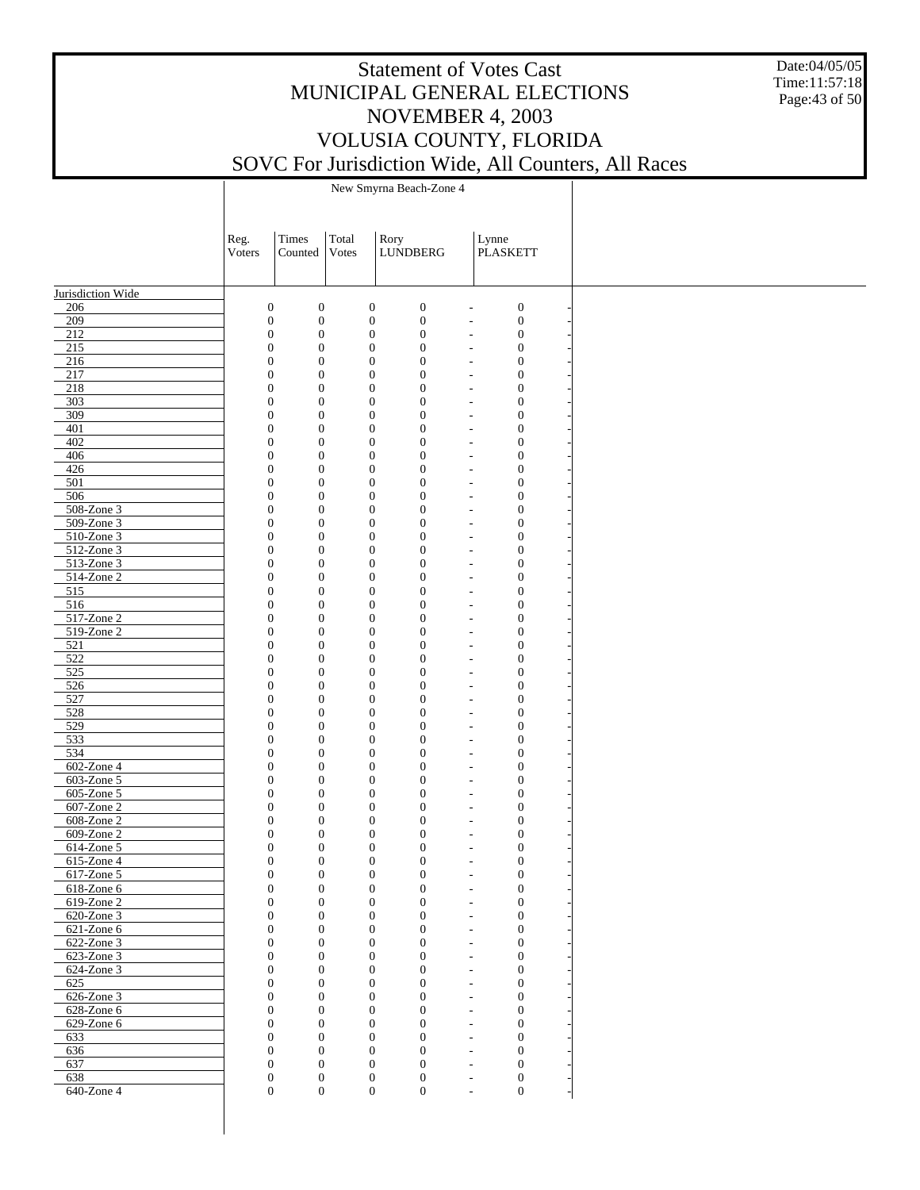# Statement of Votes Cast
# MUNICIPAL GENERAL ELECTIONS
# NOVEMBER 4, 2003
# VOLUSIA COUNTY, FLORIDA
# SOVC For Jurisdiction Wide, All Counters, All Races

Date:04/05/05
Time:11:57:18

| | New Smyrna Beach-Zone 4 | | | | | | |
|---|---|---|---|---|---|---|---|
| | Reg. Voters | Times Counted | Total Votes | Rory LUNDBERG | | Lynne PLASKETT | |
| Jurisdiction Wide | | | | | | | |
| 206 | 0 | 0 | 0 | 0 | - | 0 | - |
| 209 | 0 | 0 | 0 | 0 | - | 0 | - |
| 212 | 0 | 0 | 0 | 0 | - | 0 | - |
| 215 | 0 | 0 | 0 | 0 | - | 0 | - |
| 216 | 0 | 0 | 0 | 0 | - | 0 | - |
| 217 | 0 | 0 | 0 | 0 | - | 0 | - |
| 218 | 0 | 0 | 0 | 0 | - | 0 | - |
| 303 | 0 | 0 | 0 | 0 | - | 0 | - |
| 309 | 0 | 0 | 0 | 0 | - | 0 | - |
| 401 | 0 | 0 | 0 | 0 | - | 0 | - |
| 402 | 0 | 0 | 0 | 0 | - | 0 | - |
| 406 | 0 | 0 | 0 | 0 | - | 0 | - |
| 426 | 0 | 0 | 0 | 0 | - | 0 | - |
| 501 | 0 | 0 | 0 | 0 | - | 0 | - |
| 506 | 0 | 0 | 0 | 0 | - | 0 | - |
| 508-Zone 3 | 0 | 0 | 0 | 0 | - | 0 | - |
| 509-Zone 3 | 0 | 0 | 0 | 0 | - | 0 | - |
| 510-Zone 3 | 0 | 0 | 0 | 0 | - | 0 | - |
| 512-Zone 3 | 0 | 0 | 0 | 0 | - | 0 | - |
| 513-Zone 3 | 0 | 0 | 0 | 0 | - | 0 | - |
| 514-Zone 2 | 0 | 0 | 0 | 0 | - | 0 | - |
| 515 | 0 | 0 | 0 | 0 | - | 0 | - |
| 516 | 0 | 0 | 0 | 0 | - | 0 | - |
| 517-Zone 2 | 0 | 0 | 0 | 0 | - | 0 | - |
| 519-Zone 2 | 0 | 0 | 0 | 0 | - | 0 | - |
| 521 | 0 | 0 | 0 | 0 | - | 0 | - |
| 522 | 0 | 0 | 0 | 0 | - | 0 | - |
| 525 | 0 | 0 | 0 | 0 | - | 0 | - |
| 526 | 0 | 0 | 0 | 0 | - | 0 | - |
| 527 | 0 | 0 | 0 | 0 | - | 0 | - |
| 528 | 0 | 0 | 0 | 0 | - | 0 | - |
| 529 | 0 | 0 | 0 | 0 | - | 0 | - |
| 533 | 0 | 0 | 0 | 0 | - | 0 | - |
| 534 | 0 | 0 | 0 | 0 | - | 0 | - |
| 602-Zone 4 | 0 | 0 | 0 | 0 | - | 0 | - |
| 603-Zone 5 | 0 | 0 | 0 | 0 | - | 0 | - |
| 605-Zone 5 | 0 | 0 | 0 | 0 | - | 0 | - |
| 607-Zone 2 | 0 | 0 | 0 | 0 | - | 0 | - |
| 608-Zone 2 | 0 | 0 | 0 | 0 | - | 0 | - |
| 609-Zone 2 | 0 | 0 | 0 | 0 | - | 0 | - |
| 614-Zone 5 | 0 | 0 | 0 | 0 | - | 0 | - |
| 615-Zone 4 | 0 | 0 | 0 | 0 | - | 0 | - |
| 617-Zone 5 | 0 | 0 | 0 | 0 | - | 0 | - |
| 618-Zone 6 | 0 | 0 | 0 | 0 | - | 0 | - |
| 619-Zone 2 | 0 | 0 | 0 | 0 | - | 0 | - |
| 620-Zone 3 | 0 | 0 | 0 | 0 | - | 0 | - |
| 621-Zone 6 | 0 | 0 | 0 | 0 | - | 0 | - |
| 622-Zone 3 | 0 | 0 | 0 | 0 | - | 0 | - |
| 623-Zone 3 | 0 | 0 | 0 | 0 | - | 0 | - |
| 624-Zone 3 | 0 | 0 | 0 | 0 | - | 0 | - |
| 625 | 0 | 0 | 0 | 0 | - | 0 | - |
| 626-Zone 3 | 0 | 0 | 0 | 0 | - | 0 | - |
| 628-Zone 6 | 0 | 0 | 0 | 0 | - | 0 | - |
| 629-Zone 6 | 0 | 0 | 0 | 0 | - | 0 | - |
| 633 | 0 | 0 | 0 | 0 | - | 0 | - |
| 636 | 0 | 0 | 0 | 0 | - | 0 | - |
| 637 | 0 | 0 | 0 | 0 | - | 0 | - |
| 638 | 0 | 0 | 0 | 0 | - | 0 | - |
| 640-Zone 4 | 0 | 0 | 0 | 0 | - | 0 | - |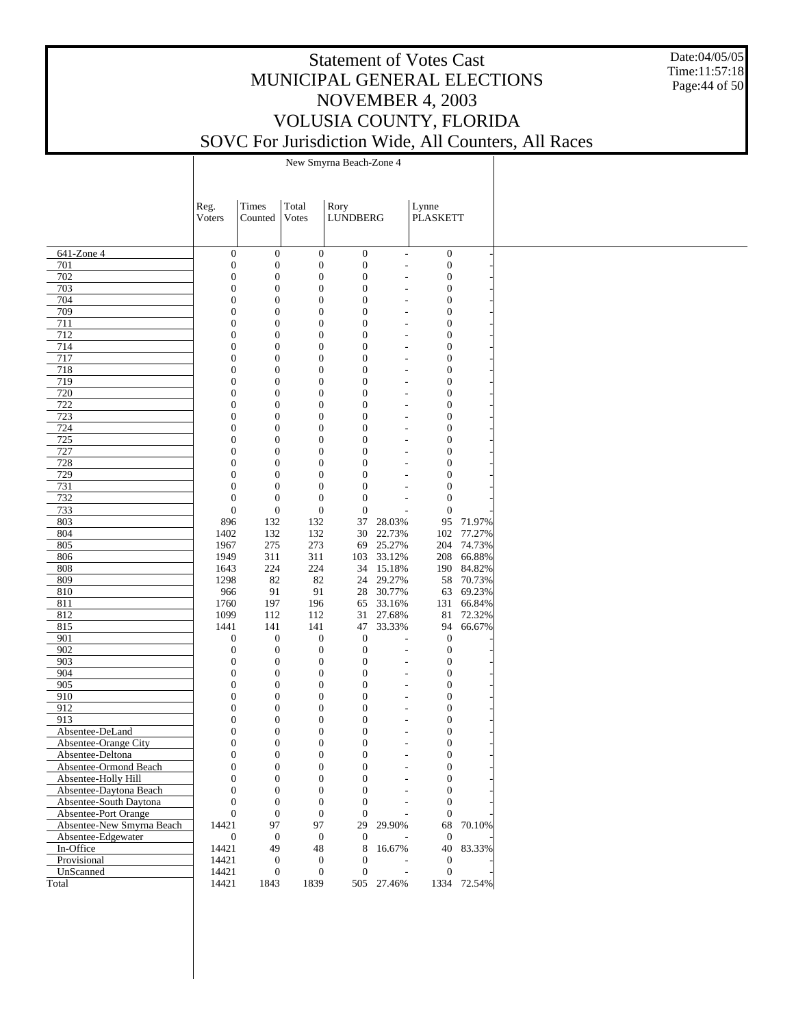# Statement of Votes Cast
## MUNICIPAL GENERAL ELECTIONS
## NOVEMBER 4, 2003
## VOLUSIA COUNTY, FLORIDA
## SOVC For Jurisdiction Wide, All Counters, All Races

Date:04/05/05
Time:11:57:18

New Smyrna Beach-Zone 4

| | Reg. Voters | Times Counted | Total Votes | Rory LUNDBERG | | Lynne PLASKETT | |
|---|---|---|---|---|---|---|---|
| 641-Zone 4 | 0 | 0 | 0 | 0 | - | 0 | - |
| 701 | 0 | 0 | 0 | 0 | - | 0 | - |
| 702 | 0 | 0 | 0 | 0 | - | 0 | - |
| 703 | 0 | 0 | 0 | 0 | - | 0 | - |
| 704 | 0 | 0 | 0 | 0 | - | 0 | - |
| 709 | 0 | 0 | 0 | 0 | - | 0 | - |
| 711 | 0 | 0 | 0 | 0 | - | 0 | - |
| 712 | 0 | 0 | 0 | 0 | - | 0 | - |
| 714 | 0 | 0 | 0 | 0 | - | 0 | - |
| 717 | 0 | 0 | 0 | 0 | - | 0 | - |
| 718 | 0 | 0 | 0 | 0 | - | 0 | - |
| 719 | 0 | 0 | 0 | 0 | - | 0 | - |
| 720 | 0 | 0 | 0 | 0 | - | 0 | - |
| 722 | 0 | 0 | 0 | 0 | - | 0 | - |
| 723 | 0 | 0 | 0 | 0 | - | 0 | - |
| 724 | 0 | 0 | 0 | 0 | - | 0 | - |
| 725 | 0 | 0 | 0 | 0 | - | 0 | - |
| 727 | 0 | 0 | 0 | 0 | - | 0 | - |
| 728 | 0 | 0 | 0 | 0 | - | 0 | - |
| 729 | 0 | 0 | 0 | 0 | - | 0 | - |
| 731 | 0 | 0 | 0 | 0 | - | 0 | - |
| 732 | 0 | 0 | 0 | 0 | - | 0 | - |
| 733 | 0 | 0 | 0 | 0 | - | 0 | - |
| 803 | 896 | 132 | 132 | 37 | 28.03% | 95 | 71.97% |
| 804 | 1402 | 132 | 132 | 30 | 22.73% | 102 | 77.27% |
| 805 | 1967 | 275 | 273 | 69 | 25.27% | 204 | 74.73% |
| 806 | 1949 | 311 | 311 | 103 | 33.12% | 208 | 66.88% |
| 808 | 1643 | 224 | 224 | 34 | 15.18% | 190 | 84.82% |
| 809 | 1298 | 82 | 82 | 24 | 29.27% | 58 | 70.73% |
| 810 | 966 | 91 | 91 | 28 | 30.77% | 63 | 69.23% |
| 811 | 1760 | 197 | 196 | 65 | 33.16% | 131 | 66.84% |
| 812 | 1099 | 112 | 112 | 31 | 27.68% | 81 | 72.32% |
| 815 | 1441 | 141 | 141 | 47 | 33.33% | 94 | 66.67% |
| 901 | 0 | 0 | 0 | 0 | - | 0 | - |
| 902 | 0 | 0 | 0 | 0 | - | 0 | - |
| 903 | 0 | 0 | 0 | 0 | - | 0 | - |
| 904 | 0 | 0 | 0 | 0 | - | 0 | - |
| 905 | 0 | 0 | 0 | 0 | - | 0 | - |
| 910 | 0 | 0 | 0 | 0 | - | 0 | - |
| 912 | 0 | 0 | 0 | 0 | - | 0 | - |
| 913 | 0 | 0 | 0 | 0 | - | 0 | - |
| Absentee-DeLand | 0 | 0 | 0 | 0 | - | 0 | - |
| Absentee-Orange City | 0 | 0 | 0 | 0 | - | 0 | - |
| Absentee-Deltona | 0 | 0 | 0 | 0 | - | 0 | - |
| Absentee-Ormond Beach | 0 | 0 | 0 | 0 | - | 0 | - |
| Absentee-Holly Hill | 0 | 0 | 0 | 0 | - | 0 | - |
| Absentee-Daytona Beach | 0 | 0 | 0 | 0 | - | 0 | - |
| Absentee-South Daytona | 0 | 0 | 0 | 0 | - | 0 | - |
| Absentee-Port Orange | 0 | 0 | 0 | 0 | - | 0 | - |
| Absentee-New Smyrna Beach | 14421 | 97 | 97 | 29 | 29.90% | 68 | 70.10% |
| Absentee-Edgewater | 0 | 0 | 0 | 0 | - | 0 | - |
| In-Office | 14421 | 49 | 48 | 8 | 16.67% | 40 | 83.33% |
| Provisional | 14421 | 0 | 0 | 0 | - | 0 | - |
| UnScanned | 14421 | 0 | 0 | 0 | - | 0 | - |
| Total | 14421 | 1843 | 1839 | 505 | 27.46% | 1334 | 72.54% |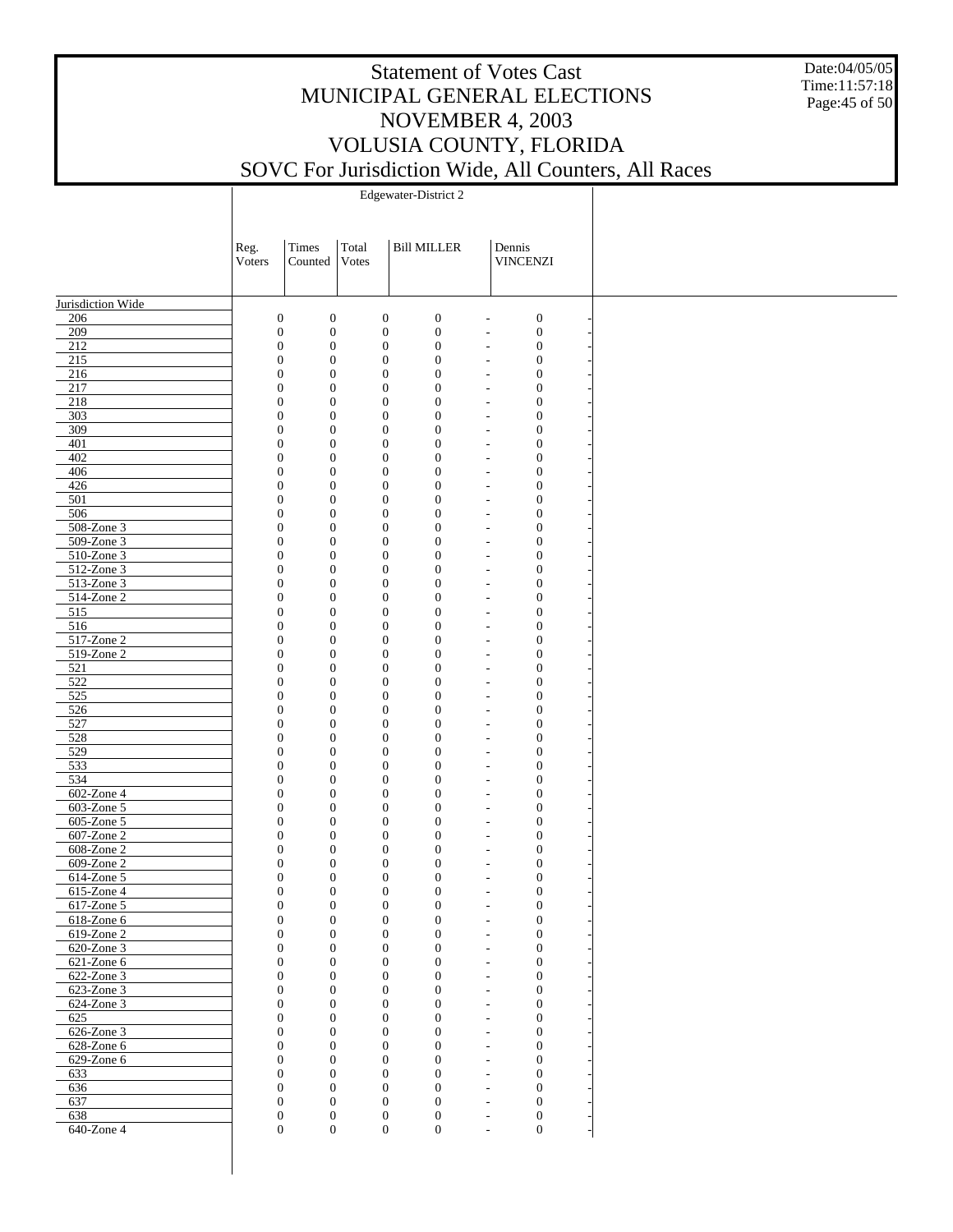# Statement of Votes Cast
# MUNICIPAL GENERAL ELECTIONS
# NOVEMBER 4, 2003
# VOLUSIA COUNTY, FLORIDA
# SOVC For Jurisdiction Wide, All Counters, All Races

Date:04/05/05
Time:11:57:18

Edgewater-District 2

| | Reg. Voters | Times Counted | Total Votes | Bill MILLER | | Dennis VINCENZI | |
|---|---|---|---|---|---|---|---|
| Jurisdiction Wide | | | | | | | |
| 206 | 0 | 0 | 0 | 0 | - | 0 | - |
| 209 | 0 | 0 | 0 | 0 | - | 0 | - |
| 212 | 0 | 0 | 0 | 0 | - | 0 | - |
| 215 | 0 | 0 | 0 | 0 | - | 0 | - |
| 216 | 0 | 0 | 0 | 0 | - | 0 | - |
| 217 | 0 | 0 | 0 | 0 | - | 0 | - |
| 218 | 0 | 0 | 0 | 0 | - | 0 | - |
| 303 | 0 | 0 | 0 | 0 | - | 0 | - |
| 309 | 0 | 0 | 0 | 0 | - | 0 | - |
| 401 | 0 | 0 | 0 | 0 | - | 0 | - |
| 402 | 0 | 0 | 0 | 0 | - | 0 | - |
| 406 | 0 | 0 | 0 | 0 | - | 0 | - |
| 426 | 0 | 0 | 0 | 0 | - | 0 | - |
| 501 | 0 | 0 | 0 | 0 | - | 0 | - |
| 506 | 0 | 0 | 0 | 0 | - | 0 | - |
| 508-Zone 3 | 0 | 0 | 0 | 0 | - | 0 | - |
| 509-Zone 3 | 0 | 0 | 0 | 0 | - | 0 | - |
| 510-Zone 3 | 0 | 0 | 0 | 0 | - | 0 | - |
| 512-Zone 3 | 0 | 0 | 0 | 0 | - | 0 | - |
| 513-Zone 3 | 0 | 0 | 0 | 0 | - | 0 | - |
| 514-Zone 2 | 0 | 0 | 0 | 0 | - | 0 | - |
| 515 | 0 | 0 | 0 | 0 | - | 0 | - |
| 516 | 0 | 0 | 0 | 0 | - | 0 | - |
| 517-Zone 2 | 0 | 0 | 0 | 0 | - | 0 | - |
| 519-Zone 2 | 0 | 0 | 0 | 0 | - | 0 | - |
| 521 | 0 | 0 | 0 | 0 | - | 0 | - |
| 522 | 0 | 0 | 0 | 0 | - | 0 | - |
| 525 | 0 | 0 | 0 | 0 | - | 0 | - |
| 526 | 0 | 0 | 0 | 0 | - | 0 | - |
| 527 | 0 | 0 | 0 | 0 | - | 0 | - |
| 528 | 0 | 0 | 0 | 0 | - | 0 | - |
| 529 | 0 | 0 | 0 | 0 | - | 0 | - |
| 533 | 0 | 0 | 0 | 0 | - | 0 | - |
| 534 | 0 | 0 | 0 | 0 | - | 0 | - |
| 602-Zone 4 | 0 | 0 | 0 | 0 | - | 0 | - |
| 603-Zone 5 | 0 | 0 | 0 | 0 | - | 0 | - |
| 605-Zone 5 | 0 | 0 | 0 | 0 | - | 0 | - |
| 607-Zone 2 | 0 | 0 | 0 | 0 | - | 0 | - |
| 608-Zone 2 | 0 | 0 | 0 | 0 | - | 0 | - |
| 609-Zone 2 | 0 | 0 | 0 | 0 | - | 0 | - |
| 614-Zone 5 | 0 | 0 | 0 | 0 | - | 0 | - |
| 615-Zone 4 | 0 | 0 | 0 | 0 | - | 0 | - |
| 617-Zone 5 | 0 | 0 | 0 | 0 | - | 0 | - |
| 618-Zone 6 | 0 | 0 | 0 | 0 | - | 0 | - |
| 619-Zone 2 | 0 | 0 | 0 | 0 | - | 0 | - |
| 620-Zone 3 | 0 | 0 | 0 | 0 | - | 0 | - |
| 621-Zone 6 | 0 | 0 | 0 | 0 | - | 0 | - |
| 622-Zone 3 | 0 | 0 | 0 | 0 | - | 0 | - |
| 623-Zone 3 | 0 | 0 | 0 | 0 | - | 0 | - |
| 624-Zone 3 | 0 | 0 | 0 | 0 | - | 0 | - |
| 625 | 0 | 0 | 0 | 0 | - | 0 | - |
| 626-Zone 3 | 0 | 0 | 0 | 0 | - | 0 | - |
| 628-Zone 6 | 0 | 0 | 0 | 0 | - | 0 | - |
| 629-Zone 6 | 0 | 0 | 0 | 0 | - | 0 | - |
| 633 | 0 | 0 | 0 | 0 | - | 0 | - |
| 636 | 0 | 0 | 0 | 0 | - | 0 | - |
| 637 | 0 | 0 | 0 | 0 | - | 0 | - |
| 638 | 0 | 0 | 0 | 0 | - | 0 | - |
| 640-Zone 4 | 0 | 0 | 0 | 0 | - | 0 | - |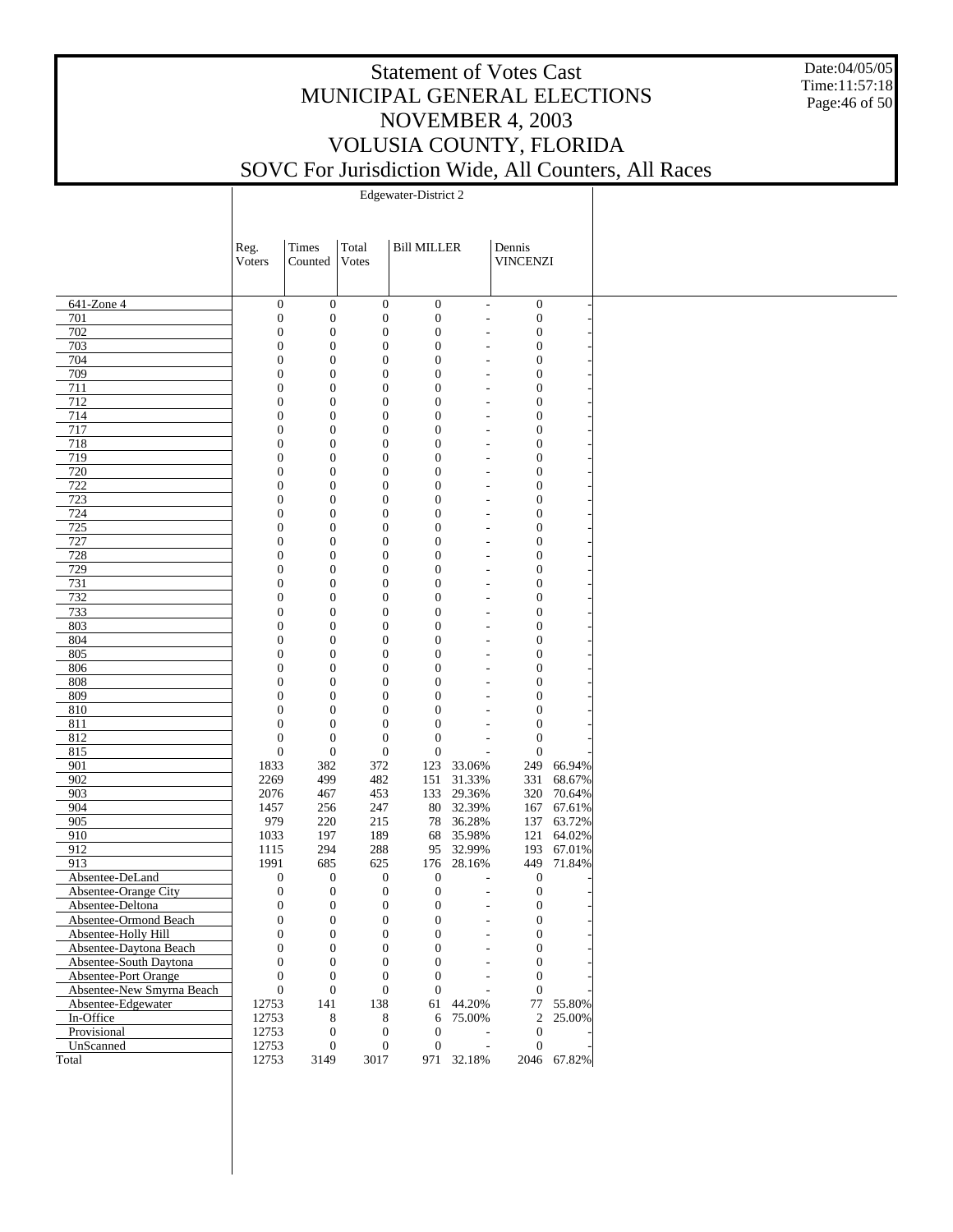# Statement of Votes Cast
# MUNICIPAL GENERAL ELECTIONS
# NOVEMBER 4, 2003
# VOLUSIA COUNTY, FLORIDA
# SOVC For Jurisdiction Wide, All Counters, All Races

Date:04/05/05
Time:11:57:18

| | Edgewater-District 2 | | | | | | |
|---|---|---|---|---|---|---|---|
| | Reg. Voters | Times Counted | Total Votes | BILL MILLER | | Dennis VINCENZI | |
| 641-Zone 4 | 0 | 0 | 0 | 0 | - | 0 | - |
| 701 | 0 | 0 | 0 | 0 | - | 0 | - |
| 702 | 0 | 0 | 0 | 0 | - | 0 | - |
| 703 | 0 | 0 | 0 | 0 | - | 0 | - |
| 704 | 0 | 0 | 0 | 0 | - | 0 | - |
| 709 | 0 | 0 | 0 | 0 | - | 0 | - |
| 711 | 0 | 0 | 0 | 0 | - | 0 | - |
| 712 | 0 | 0 | 0 | 0 | - | 0 | - |
| 714 | 0 | 0 | 0 | 0 | - | 0 | - |
| 717 | 0 | 0 | 0 | 0 | - | 0 | - |
| 718 | 0 | 0 | 0 | 0 | - | 0 | - |
| 719 | 0 | 0 | 0 | 0 | - | 0 | - |
| 720 | 0 | 0 | 0 | 0 | - | 0 | - |
| 722 | 0 | 0 | 0 | 0 | - | 0 | - |
| 723 | 0 | 0 | 0 | 0 | - | 0 | - |
| 724 | 0 | 0 | 0 | 0 | - | 0 | - |
| 725 | 0 | 0 | 0 | 0 | - | 0 | - |
| 727 | 0 | 0 | 0 | 0 | - | 0 | - |
| 728 | 0 | 0 | 0 | 0 | - | 0 | - |
| 729 | 0 | 0 | 0 | 0 | - | 0 | - |
| 731 | 0 | 0 | 0 | 0 | - | 0 | - |
| 732 | 0 | 0 | 0 | 0 | - | 0 | - |
| 733 | 0 | 0 | 0 | 0 | - | 0 | - |
| 803 | 0 | 0 | 0 | 0 | - | 0 | - |
| 804 | 0 | 0 | 0 | 0 | - | 0 | - |
| 805 | 0 | 0 | 0 | 0 | - | 0 | - |
| 806 | 0 | 0 | 0 | 0 | - | 0 | - |
| 808 | 0 | 0 | 0 | 0 | - | 0 | - |
| 809 | 0 | 0 | 0 | 0 | - | 0 | - |
| 810 | 0 | 0 | 0 | 0 | - | 0 | - |
| 811 | 0 | 0 | 0 | 0 | - | 0 | - |
| 812 | 0 | 0 | 0 | 0 | - | 0 | - |
| 815 | 0 | 0 | 0 | 0 | - | 0 | - |
| 901 | 1833 | 382 | 372 | 123 | 33.06% | 249 | 66.94% |
| 902 | 2269 | 499 | 482 | 151 | 31.33% | 331 | 68.67% |
| 903 | 2076 | 467 | 453 | 133 | 29.36% | 320 | 70.64% |
| 904 | 1457 | 256 | 247 | 80 | 32.39% | 167 | 67.61% |
| 905 | 979 | 220 | 215 | 78 | 36.28% | 137 | 63.72% |
| 910 | 1033 | 197 | 189 | 68 | 35.98% | 121 | 64.02% |
| 912 | 1115 | 294 | 288 | 95 | 32.99% | 193 | 67.01% |
| 913 | 1991 | 685 | 625 | 176 | 28.16% | 449 | 71.84% |
| Absentee-DeLand | 0 | 0 | 0 | 0 | - | 0 | - |
| Absentee-Orange City | 0 | 0 | 0 | 0 | - | 0 | - |
| Absentee-Deltona | 0 | 0 | 0 | 0 | - | 0 | - |
| Absentee-Ormond Beach | 0 | 0 | 0 | 0 | - | 0 | - |
| Absentee-Holly Hill | 0 | 0 | 0 | 0 | - | 0 | - |
| Absentee-Daytona Beach | 0 | 0 | 0 | 0 | - | 0 | - |
| Absentee-South Daytona | 0 | 0 | 0 | 0 | - | 0 | - |
| Absentee-Port Orange | 0 | 0 | 0 | 0 | - | 0 | - |
| Absentee-New Smyrna Beach | 0 | 0 | 0 | 0 | - | 0 | - |
| Absentee-Edgewater | 12753 | 141 | 138 | 61 | 44.20% | 77 | 55.80% |
| In-Office | 12753 | 8 | 8 | 6 | 75.00% | 2 | 25.00% |
| Provisional | 12753 | 0 | 0 | 0 | - | 0 | - |
| UnScanned | 12753 | 0 | 0 | 0 | - | 0 | - |
| Total | 12753 | 3149 | 3017 | 971 | 32.18% | 2046 | 67.82% |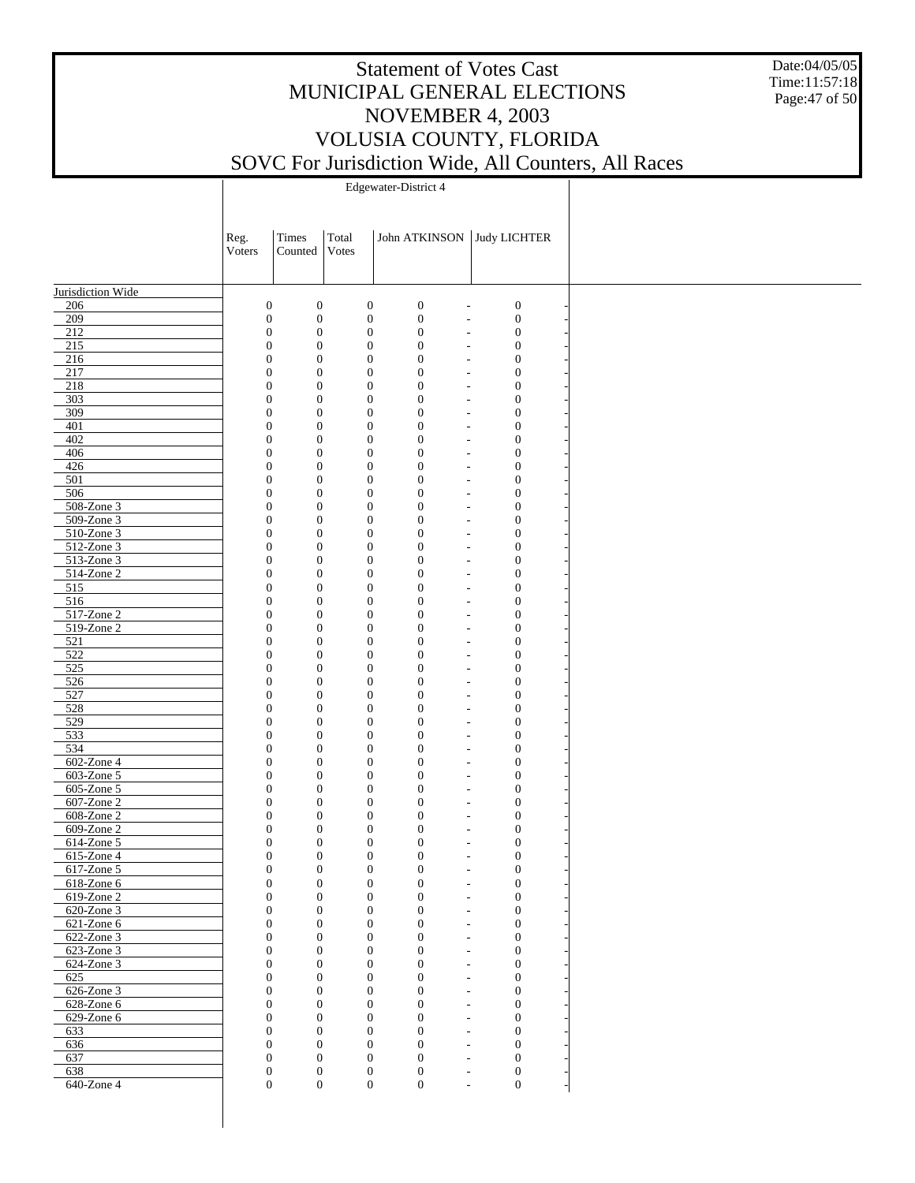# Statement of Votes Cast
# MUNICIPAL GENERAL ELECTIONS
# NOVEMBER 4, 2003
# VOLUSIA COUNTY, FLORIDA
# SOVC For Jurisdiction Wide, All Counters, All Races

Date:04/05/05
Time:11:57:18

| | Edgewater-District 4 | | | | | | |
|---|---|---|---|---|---|---|---|
| | Reg. Voters | Times Counted | Total Votes | John ATKINSON | | Judy LICHTER | |
| Jurisdiction Wide | | | | | | | |
| 206 | 0 | 0 | 0 | 0 | - | 0 | - |
| 209 | 0 | 0 | 0 | 0 | - | 0 | - |
| 212 | 0 | 0 | 0 | 0 | - | 0 | - |
| 215 | 0 | 0 | 0 | 0 | - | 0 | - |
| 216 | 0 | 0 | 0 | 0 | - | 0 | - |
| 217 | 0 | 0 | 0 | 0 | - | 0 | - |
| 218 | 0 | 0 | 0 | 0 | - | 0 | - |
| 303 | 0 | 0 | 0 | 0 | - | 0 | - |
| 309 | 0 | 0 | 0 | 0 | - | 0 | - |
| 401 | 0 | 0 | 0 | 0 | - | 0 | - |
| 402 | 0 | 0 | 0 | 0 | - | 0 | - |
| 406 | 0 | 0 | 0 | 0 | - | 0 | - |
| 426 | 0 | 0 | 0 | 0 | - | 0 | - |
| 501 | 0 | 0 | 0 | 0 | - | 0 | - |
| 506 | 0 | 0 | 0 | 0 | - | 0 | - |
| 508-Zone 3 | 0 | 0 | 0 | 0 | - | 0 | - |
| 509-Zone 3 | 0 | 0 | 0 | 0 | - | 0 | - |
| 510-Zone 3 | 0 | 0 | 0 | 0 | - | 0 | - |
| 512-Zone 3 | 0 | 0 | 0 | 0 | - | 0 | - |
| 513-Zone 3 | 0 | 0 | 0 | 0 | - | 0 | - |
| 514-Zone 2 | 0 | 0 | 0 | 0 | - | 0 | - |
| 515 | 0 | 0 | 0 | 0 | - | 0 | - |
| 516 | 0 | 0 | 0 | 0 | - | 0 | - |
| 517-Zone 2 | 0 | 0 | 0 | 0 | - | 0 | - |
| 519-Zone 2 | 0 | 0 | 0 | 0 | - | 0 | - |
| 521 | 0 | 0 | 0 | 0 | - | 0 | - |
| 522 | 0 | 0 | 0 | 0 | - | 0 | - |
| 525 | 0 | 0 | 0 | 0 | - | 0 | - |
| 526 | 0 | 0 | 0 | 0 | - | 0 | - |
| 527 | 0 | 0 | 0 | 0 | - | 0 | - |
| 528 | 0 | 0 | 0 | 0 | - | 0 | - |
| 529 | 0 | 0 | 0 | 0 | - | 0 | - |
| 533 | 0 | 0 | 0 | 0 | - | 0 | - |
| 534 | 0 | 0 | 0 | 0 | - | 0 | - |
| 602-Zone 4 | 0 | 0 | 0 | 0 | - | 0 | - |
| 603-Zone 5 | 0 | 0 | 0 | 0 | - | 0 | - |
| 605-Zone 5 | 0 | 0 | 0 | 0 | - | 0 | - |
| 607-Zone 2 | 0 | 0 | 0 | 0 | - | 0 | - |
| 608-Zone 2 | 0 | 0 | 0 | 0 | - | 0 | - |
| 609-Zone 2 | 0 | 0 | 0 | 0 | - | 0 | - |
| 614-Zone 5 | 0 | 0 | 0 | 0 | - | 0 | - |
| 615-Zone 4 | 0 | 0 | 0 | 0 | - | 0 | - |
| 617-Zone 5 | 0 | 0 | 0 | 0 | - | 0 | - |
| 618-Zone 6 | 0 | 0 | 0 | 0 | - | 0 | - |
| 619-Zone 2 | 0 | 0 | 0 | 0 | - | 0 | - |
| 620-Zone 3 | 0 | 0 | 0 | 0 | - | 0 | - |
| 621-Zone 6 | 0 | 0 | 0 | 0 | - | 0 | - |
| 622-Zone 3 | 0 | 0 | 0 | 0 | - | 0 | - |
| 623-Zone 3 | 0 | 0 | 0 | 0 | - | 0 | - |
| 624-Zone 3 | 0 | 0 | 0 | 0 | - | 0 | - |
| 625 | 0 | 0 | 0 | 0 | - | 0 | - |
| 626-Zone 3 | 0 | 0 | 0 | 0 | - | 0 | - |
| 628-Zone 6 | 0 | 0 | 0 | 0 | - | 0 | - |
| 629-Zone 6 | 0 | 0 | 0 | 0 | - | 0 | - |
| 633 | 0 | 0 | 0 | 0 | - | 0 | - |
| 636 | 0 | 0 | 0 | 0 | - | 0 | - |
| 637 | 0 | 0 | 0 | 0 | - | 0 | - |
| 638 | 0 | 0 | 0 | 0 | - | 0 | - |
| 640-Zone 4 | 0 | 0 | 0 | 0 | - | 0 | - |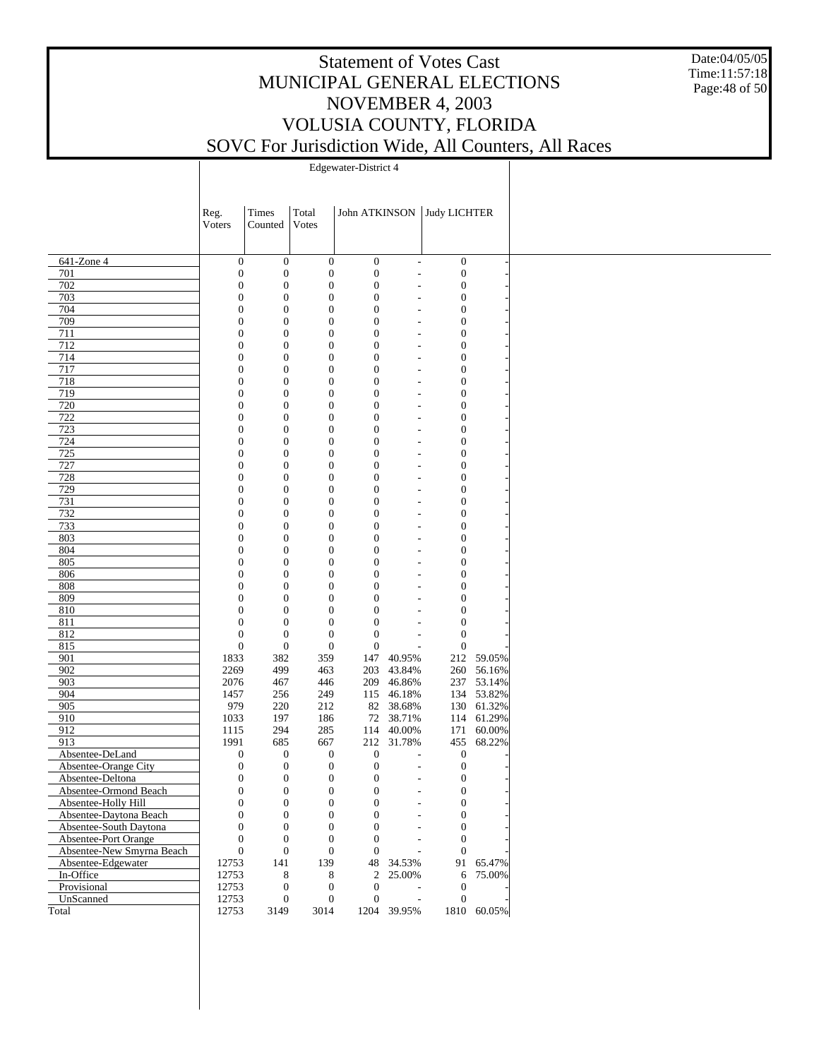# Statement of Votes Cast
# MUNICIPAL GENERAL ELECTIONS
# NOVEMBER 4, 2003
# VOLUSIA COUNTY, FLORIDA
# SOVC For Jurisdiction Wide, All Counters, All Races

Date:04/05/05
Time:11:57:18

| | Edgewater-District 4 | | | | | | |
|---|---|---|---|---|---|---|---|
| | Reg. Voters | Times Counted | Total Votes | John ATKINSON | | Judy LICHTER | |
| 641-Zone 4 | 0 | 0 | 0 | 0 | - | 0 | - |
| 701 | 0 | 0 | 0 | 0 | - | 0 | - |
| 702 | 0 | 0 | 0 | 0 | - | 0 | - |
| 703 | 0 | 0 | 0 | 0 | - | 0 | - |
| 704 | 0 | 0 | 0 | 0 | - | 0 | - |
| 709 | 0 | 0 | 0 | 0 | - | 0 | - |
| 711 | 0 | 0 | 0 | 0 | - | 0 | - |
| 712 | 0 | 0 | 0 | 0 | - | 0 | - |
| 714 | 0 | 0 | 0 | 0 | - | 0 | - |
| 717 | 0 | 0 | 0 | 0 | - | 0 | - |
| 718 | 0 | 0 | 0 | 0 | - | 0 | - |
| 719 | 0 | 0 | 0 | 0 | - | 0 | - |
| 720 | 0 | 0 | 0 | 0 | - | 0 | - |
| 722 | 0 | 0 | 0 | 0 | - | 0 | - |
| 723 | 0 | 0 | 0 | 0 | - | 0 | - |
| 724 | 0 | 0 | 0 | 0 | - | 0 | - |
| 725 | 0 | 0 | 0 | 0 | - | 0 | - |
| 727 | 0 | 0 | 0 | 0 | - | 0 | - |
| 728 | 0 | 0 | 0 | 0 | - | 0 | - |
| 729 | 0 | 0 | 0 | 0 | - | 0 | - |
| 731 | 0 | 0 | 0 | 0 | - | 0 | - |
| 732 | 0 | 0 | 0 | 0 | - | 0 | - |
| 733 | 0 | 0 | 0 | 0 | - | 0 | - |
| 803 | 0 | 0 | 0 | 0 | - | 0 | - |
| 804 | 0 | 0 | 0 | 0 | - | 0 | - |
| 805 | 0 | 0 | 0 | 0 | - | 0 | - |
| 806 | 0 | 0 | 0 | 0 | - | 0 | - |
| 808 | 0 | 0 | 0 | 0 | - | 0 | - |
| 809 | 0 | 0 | 0 | 0 | - | 0 | - |
| 810 | 0 | 0 | 0 | 0 | - | 0 | - |
| 811 | 0 | 0 | 0 | 0 | - | 0 | - |
| 812 | 0 | 0 | 0 | 0 | - | 0 | - |
| 815 | 0 | 0 | 0 | 0 | - | 0 | - |
| 901 | 1833 | 382 | 359 | 147 | 40.95% | 212 | 59.05% |
| 902 | 2269 | 499 | 463 | 203 | 43.84% | 260 | 56.16% |
| 903 | 2076 | 467 | 446 | 209 | 46.86% | 237 | 53.14% |
| 904 | 1457 | 256 | 249 | 115 | 46.18% | 134 | 53.82% |
| 905 | 979 | 220 | 212 | 82 | 38.68% | 130 | 61.32% |
| 910 | 1033 | 197 | 186 | 72 | 38.71% | 114 | 61.29% |
| 912 | 1115 | 294 | 285 | 114 | 40.00% | 171 | 60.00% |
| 913 | 1991 | 685 | 667 | 212 | 31.78% | 455 | 68.22% |
| Absentee-DeLand | 0 | 0 | 0 | 0 | - | 0 | - |
| Absentee-Orange City | 0 | 0 | 0 | 0 | - | 0 | - |
| Absentee-Deltona | 0 | 0 | 0 | 0 | - | 0 | - |
| Absentee-Ormond Beach | 0 | 0 | 0 | 0 | - | 0 | - |
| Absentee-Holly Hill | 0 | 0 | 0 | 0 | - | 0 | - |
| Absentee-Daytona Beach | 0 | 0 | 0 | 0 | - | 0 | - |
| Absentee-South Daytona | 0 | 0 | 0 | 0 | - | 0 | - |
| Absentee-Port Orange | 0 | 0 | 0 | 0 | - | 0 | - |
| Absentee-New Smyrna Beach | 0 | 0 | 0 | 0 | - | 0 | - |
| Absentee-Edgewater | 12753 | 141 | 139 | 48 | 34.53% | 91 | 65.47% |
| In-Office | 12753 | 8 | 8 | 2 | 25.00% | 6 | 75.00% |
| Provisional | 12753 | 0 | 0 | 0 | - | 0 | - |
| UnScanned | 12753 | 0 | 0 | 0 | - | 0 | - |
| Total | 12753 | 3149 | 3014 | 1204 | 39.95% | 1810 | 60.05% |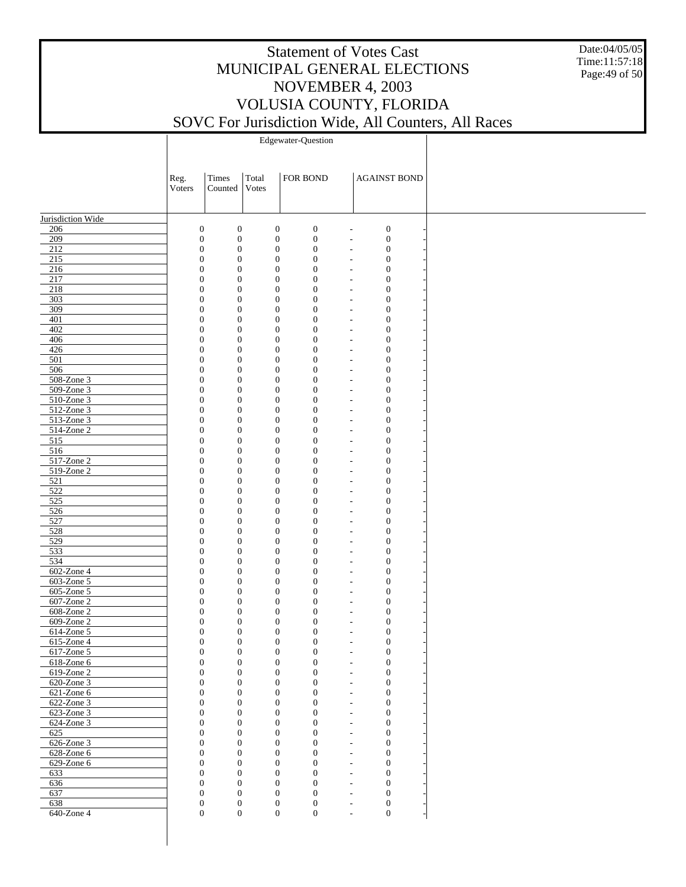# Statement of Votes Cast
# MUNICIPAL GENERAL ELECTIONS
# NOVEMBER 4, 2003
# VOLUSIA COUNTY, FLORIDA
# SOVC For Jurisdiction Wide, All Counters, All Races

Date:04/05/05
Time:11:57:18

Edgewater-Question

| | Reg. Voters | Times Counted | Total Votes | FOR BOND | | AGAINST BOND | |
|---|---|---|---|---|---|---|---|
| Jurisdiction Wide | | | | | | | |
| 206 | 0 | 0 | 0 | 0 | - | 0 | - |
| 209 | 0 | 0 | 0 | 0 | - | 0 | - |
| 212 | 0 | 0 | 0 | 0 | - | 0 | - |
| 215 | 0 | 0 | 0 | 0 | - | 0 | - |
| 216 | 0 | 0 | 0 | 0 | - | 0 | - |
| 217 | 0 | 0 | 0 | 0 | - | 0 | - |
| 218 | 0 | 0 | 0 | 0 | - | 0 | - |
| 303 | 0 | 0 | 0 | 0 | - | 0 | - |
| 309 | 0 | 0 | 0 | 0 | - | 0 | - |
| 401 | 0 | 0 | 0 | 0 | - | 0 | - |
| 402 | 0 | 0 | 0 | 0 | - | 0 | - |
| 406 | 0 | 0 | 0 | 0 | - | 0 | - |
| 426 | 0 | 0 | 0 | 0 | - | 0 | - |
| 501 | 0 | 0 | 0 | 0 | - | 0 | - |
| 506 | 0 | 0 | 0 | 0 | - | 0 | - |
| 508-Zone 3 | 0 | 0 | 0 | 0 | - | 0 | - |
| 509-Zone 3 | 0 | 0 | 0 | 0 | - | 0 | - |
| 510-Zone 3 | 0 | 0 | 0 | 0 | - | 0 | - |
| 512-Zone 3 | 0 | 0 | 0 | 0 | - | 0 | - |
| 513-Zone 3 | 0 | 0 | 0 | 0 | - | 0 | - |
| 514-Zone 2 | 0 | 0 | 0 | 0 | - | 0 | - |
| 515 | 0 | 0 | 0 | 0 | - | 0 | - |
| 516 | 0 | 0 | 0 | 0 | - | 0 | - |
| 517-Zone 2 | 0 | 0 | 0 | 0 | - | 0 | - |
| 519-Zone 2 | 0 | 0 | 0 | 0 | - | 0 | - |
| 521 | 0 | 0 | 0 | 0 | - | 0 | - |
| 522 | 0 | 0 | 0 | 0 | - | 0 | - |
| 525 | 0 | 0 | 0 | 0 | - | 0 | - |
| 526 | 0 | 0 | 0 | 0 | - | 0 | - |
| 527 | 0 | 0 | 0 | 0 | - | 0 | - |
| 528 | 0 | 0 | 0 | 0 | - | 0 | - |
| 529 | 0 | 0 | 0 | 0 | - | 0 | - |
| 533 | 0 | 0 | 0 | 0 | - | 0 | - |
| 534 | 0 | 0 | 0 | 0 | - | 0 | - |
| 602-Zone 4 | 0 | 0 | 0 | 0 | - | 0 | - |
| 603-Zone 5 | 0 | 0 | 0 | 0 | - | 0 | - |
| 605-Zone 5 | 0 | 0 | 0 | 0 | - | 0 | - |
| 607-Zone 2 | 0 | 0 | 0 | 0 | - | 0 | - |
| 608-Zone 2 | 0 | 0 | 0 | 0 | - | 0 | - |
| 609-Zone 2 | 0 | 0 | 0 | 0 | - | 0 | - |
| 614-Zone 5 | 0 | 0 | 0 | 0 | - | 0 | - |
| 615-Zone 4 | 0 | 0 | 0 | 0 | - | 0 | - |
| 617-Zone 5 | 0 | 0 | 0 | 0 | - | 0 | - |
| 618-Zone 6 | 0 | 0 | 0 | 0 | - | 0 | - |
| 619-Zone 2 | 0 | 0 | 0 | 0 | - | 0 | - |
| 620-Zone 3 | 0 | 0 | 0 | 0 | - | 0 | - |
| 621-Zone 6 | 0 | 0 | 0 | 0 | - | 0 | - |
| 622-Zone 3 | 0 | 0 | 0 | 0 | - | 0 | - |
| 623-Zone 3 | 0 | 0 | 0 | 0 | - | 0 | - |
| 624-Zone 3 | 0 | 0 | 0 | 0 | - | 0 | - |
| 625 | 0 | 0 | 0 | 0 | - | 0 | - |
| 626-Zone 3 | 0 | 0 | 0 | 0 | - | 0 | - |
| 628-Zone 6 | 0 | 0 | 0 | 0 | - | 0 | - |
| 629-Zone 6 | 0 | 0 | 0 | 0 | - | 0 | - |
| 633 | 0 | 0 | 0 | 0 | - | 0 | - |
| 636 | 0 | 0 | 0 | 0 | - | 0 | - |
| 637 | 0 | 0 | 0 | 0 | - | 0 | - |
| 638 | 0 | 0 | 0 | 0 | - | 0 | - |
| 640-Zone 4 | 0 | 0 | 0 | 0 | - | 0 | - |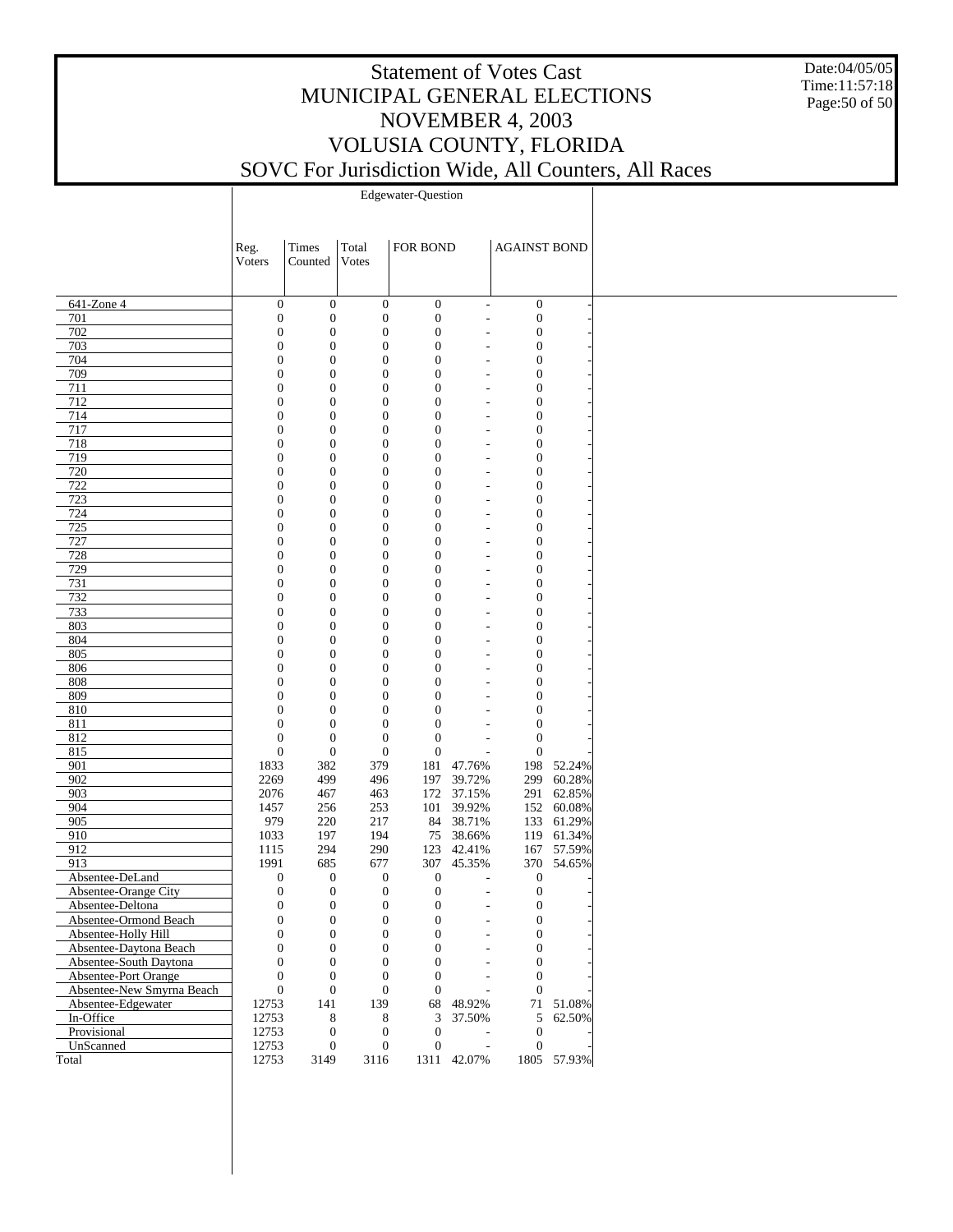# Statement of Votes Cast
# MUNICIPAL GENERAL ELECTIONS
# NOVEMBER 4, 2003
# VOLUSIA COUNTY, FLORIDA
# SOVC For Jurisdiction Wide, All Counters, All Races

Date:04/05/05
Time:11:57:18

Edgewater-Question

| | Reg. Voters | Times Counted | Total Votes | FOR BOND | | AGAINST BOND | |
|---|---|---|---|---|---|---|---|
| 641-Zone 4 | 0 | 0 | 0 | 0 | - | 0 | - |
| 701 | 0 | 0 | 0 | 0 | - | 0 | - |
| 702 | 0 | 0 | 0 | 0 | - | 0 | - |
| 703 | 0 | 0 | 0 | 0 | - | 0 | - |
| 704 | 0 | 0 | 0 | 0 | - | 0 | - |
| 709 | 0 | 0 | 0 | 0 | - | 0 | - |
| 711 | 0 | 0 | 0 | 0 | - | 0 | - |
| 712 | 0 | 0 | 0 | 0 | - | 0 | - |
| 714 | 0 | 0 | 0 | 0 | - | 0 | - |
| 717 | 0 | 0 | 0 | 0 | - | 0 | - |
| 718 | 0 | 0 | 0 | 0 | - | 0 | - |
| 719 | 0 | 0 | 0 | 0 | - | 0 | - |
| 720 | 0 | 0 | 0 | 0 | - | 0 | - |
| 722 | 0 | 0 | 0 | 0 | - | 0 | - |
| 723 | 0 | 0 | 0 | 0 | - | 0 | - |
| 724 | 0 | 0 | 0 | 0 | - | 0 | - |
| 725 | 0 | 0 | 0 | 0 | - | 0 | - |
| 727 | 0 | 0 | 0 | 0 | - | 0 | - |
| 728 | 0 | 0 | 0 | 0 | - | 0 | - |
| 729 | 0 | 0 | 0 | 0 | - | 0 | - |
| 731 | 0 | 0 | 0 | 0 | - | 0 | - |
| 732 | 0 | 0 | 0 | 0 | - | 0 | - |
| 733 | 0 | 0 | 0 | 0 | - | 0 | - |
| 803 | 0 | 0 | 0 | 0 | - | 0 | - |
| 804 | 0 | 0 | 0 | 0 | - | 0 | - |
| 805 | 0 | 0 | 0 | 0 | - | 0 | - |
| 806 | 0 | 0 | 0 | 0 | - | 0 | - |
| 808 | 0 | 0 | 0 | 0 | - | 0 | - |
| 809 | 0 | 0 | 0 | 0 | - | 0 | - |
| 810 | 0 | 0 | 0 | 0 | - | 0 | - |
| 811 | 0 | 0 | 0 | 0 | - | 0 | - |
| 812 | 0 | 0 | 0 | 0 | - | 0 | - |
| 815 | 0 | 0 | 0 | 0 | - | 0 | - |
| 901 | 1833 | 382 | 379 | 181 | 47.76% | 198 | 52.24% |
| 902 | 2269 | 499 | 496 | 197 | 39.72% | 299 | 60.28% |
| 903 | 2076 | 467 | 463 | 172 | 37.15% | 291 | 62.85% |
| 904 | 1457 | 256 | 253 | 101 | 39.92% | 152 | 60.08% |
| 905 | 979 | 220 | 217 | 84 | 38.71% | 133 | 61.29% |
| 910 | 1033 | 197 | 194 | 75 | 38.66% | 119 | 61.34% |
| 912 | 1115 | 294 | 290 | 123 | 42.41% | 167 | 57.59% |
| 913 | 1991 | 685 | 677 | 307 | 45.35% | 370 | 54.65% |
| Absentee-DeLand | 0 | 0 | 0 | 0 | - | 0 | - |
| Absentee-Orange City | 0 | 0 | 0 | 0 | - | 0 | - |
| Absentee-Deltona | 0 | 0 | 0 | 0 | - | 0 | - |
| Absentee-Ormond Beach | 0 | 0 | 0 | 0 | - | 0 | - |
| Absentee-Holly Hill | 0 | 0 | 0 | 0 | - | 0 | - |
| Absentee-Daytona Beach | 0 | 0 | 0 | 0 | - | 0 | - |
| Absentee-South Daytona | 0 | 0 | 0 | 0 | - | 0 | - |
| Absentee-Port Orange | 0 | 0 | 0 | 0 | - | 0 | - |
| Absentee-New Smyrna Beach | 0 | 0 | 0 | 0 | - | 0 | - |
| Absentee-Edgewater | 12753 | 141 | 139 | 68 | 48.92% | 71 | 51.08% |
| In-Office | 12753 | 8 | 8 | 3 | 37.50% | 5 | 62.50% |
| Provisional | 12753 | 0 | 0 | 0 | - | 0 | - |
| UnScanned | 12753 | 0 | 0 | 0 | - | 0 | - |
| Total | 12753 | 3149 | 3116 | 1311 | 42.07% | 1805 | 57.93% |